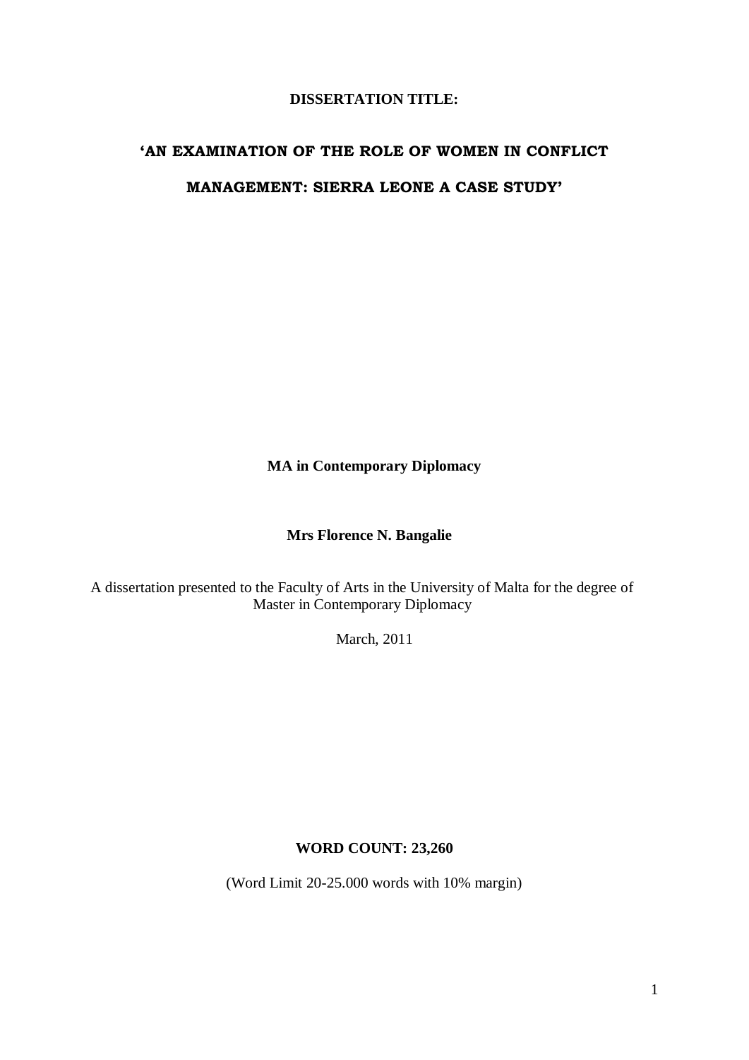**DISSERTATION TITLE:**

# 'AN EXAMINATION OF THE ROLE OF WOMEN IN CONFLICT MANAGEMENT: SIERRA LEONE A CASE STUDY'

**MA in Contemporary Diplomacy**

**Mrs Florence N. Bangalie**

A dissertation presented to the Faculty of Arts in the University of Malta for the degree of Master in Contemporary Diplomacy

March, 2011

**WORD COUNT: 23,260**

(Word Limit 20-25.000 words with 10% margin)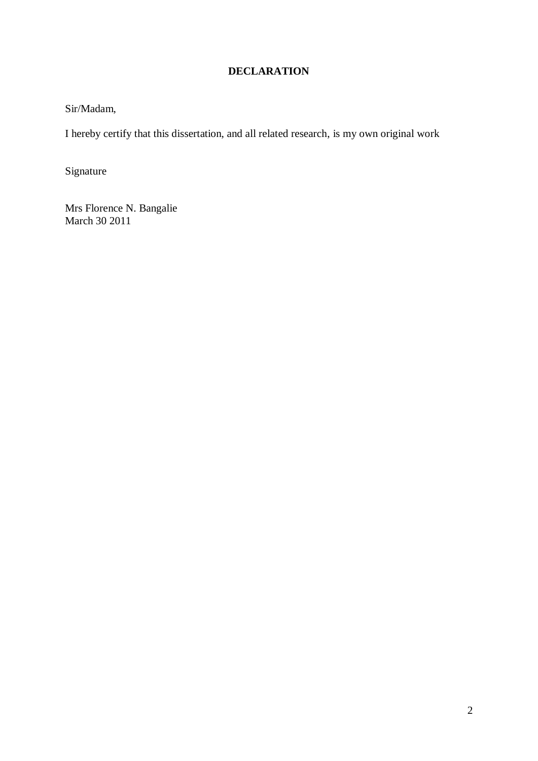**DECLARATION**

Sir/Madam,

I hereby certify that this dissertation, and all related research, is my own original work

Signature

Mrs Florence N. Bangalie
March 30 2011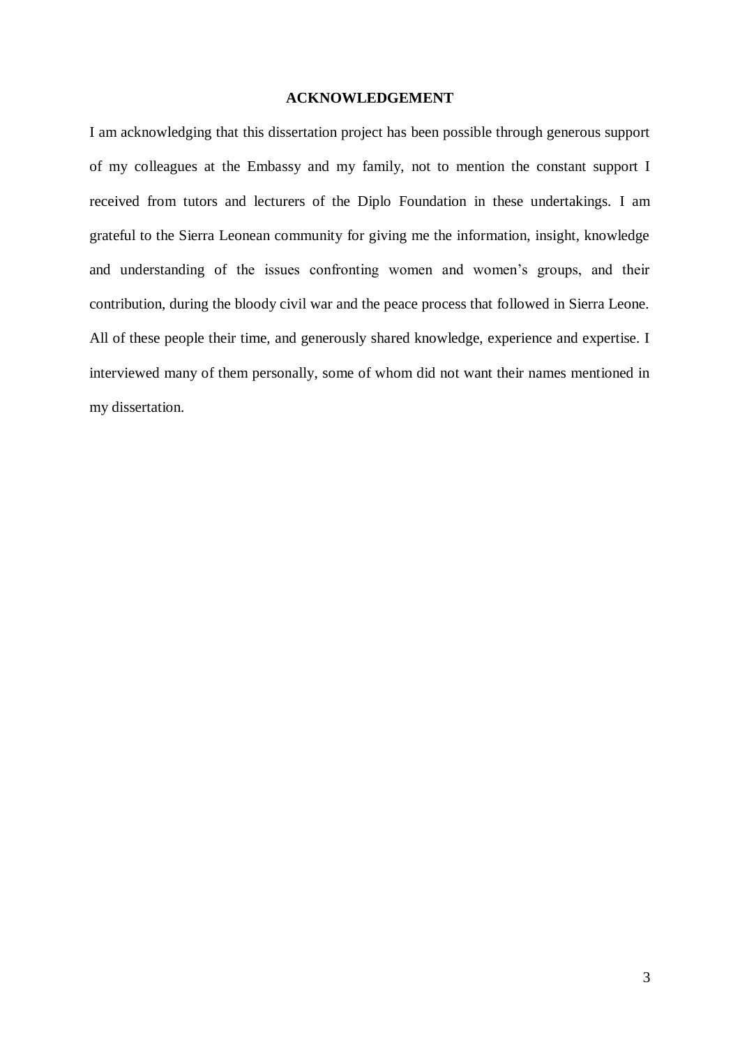# ACKNOWLEDGEMENT

I am acknowledging that this dissertation project has been possible through generous support of my colleagues at the Embassy and my family, not to mention the constant support I received from tutors and lecturers of the Diplo Foundation in these undertakings. I am grateful to the Sierra Leonean community for giving me the information, insight, knowledge and understanding of the issues confronting women and women's groups, and their contribution, during the bloody civil war and the peace process that followed in Sierra Leone. All of these people their time, and generously shared knowledge, experience and expertise. I interviewed many of them personally, some of whom did not want their names mentioned in my dissertation.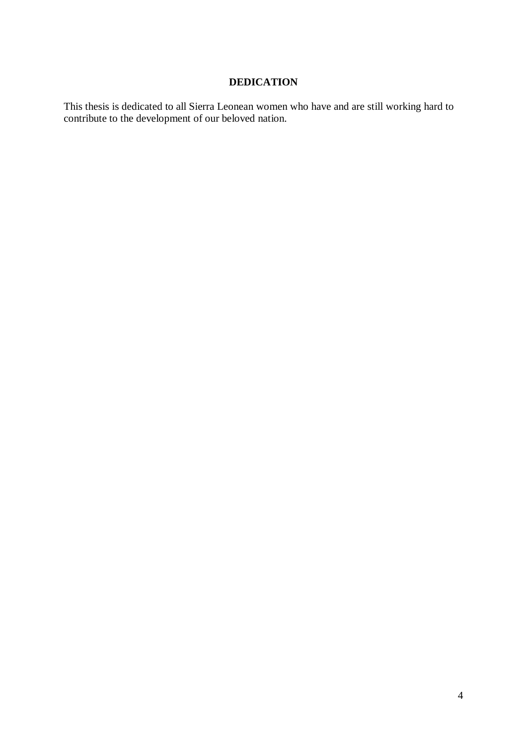# DEDICATION

This thesis is dedicated to all Sierra Leonean women who have and are still working hard to contribute to the development of our beloved nation.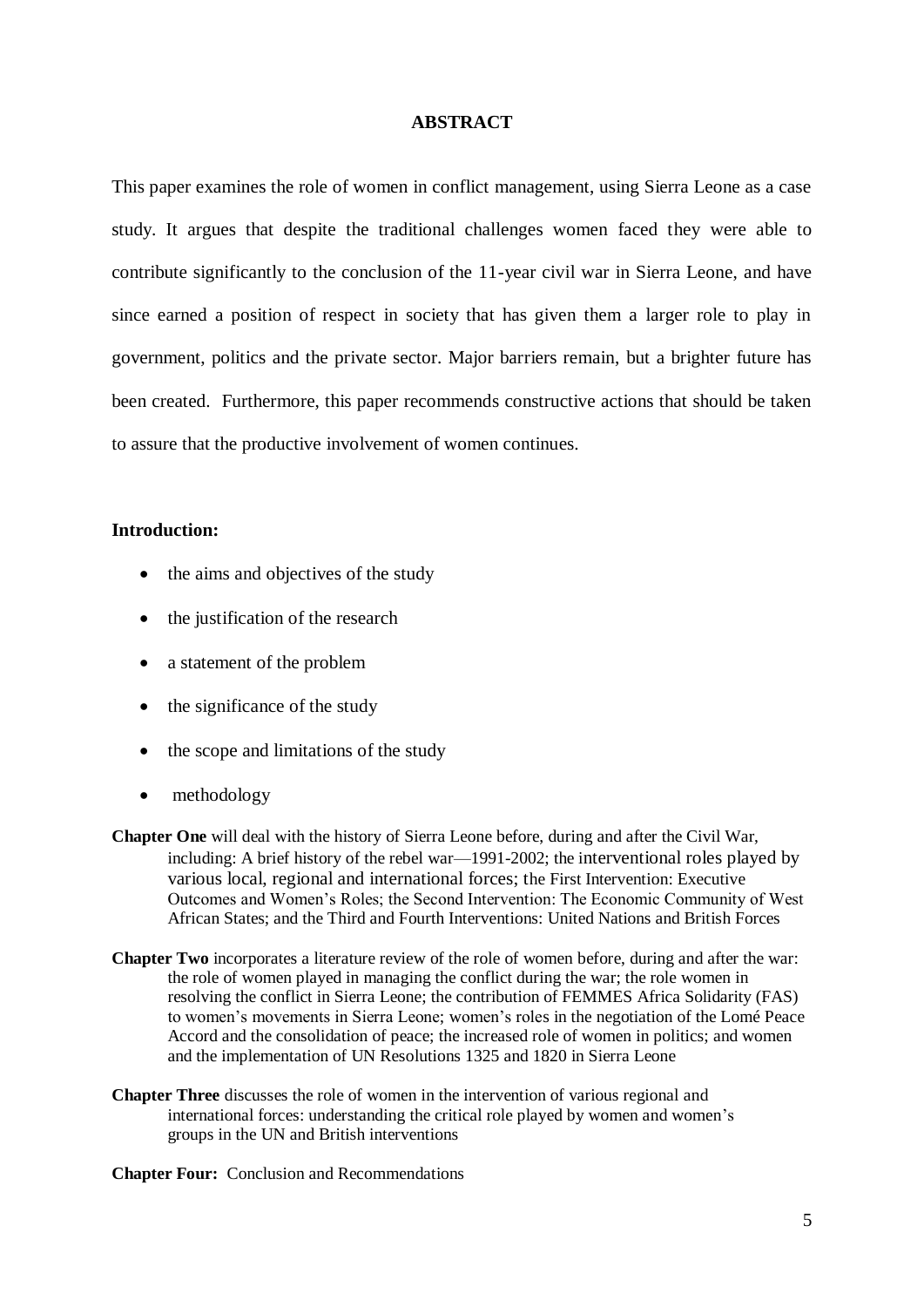## ABSTRACT

This paper examines the role of women in conflict management, using Sierra Leone as a case study. It argues that despite the traditional challenges women faced they were able to contribute significantly to the conclusion of the 11-year civil war in Sierra Leone, and have since earned a position of respect in society that has given them a larger role to play in government, politics and the private sector. Major barriers remain, but a brighter future has been created. Furthermore, this paper recommends constructive actions that should be taken to assure that the productive involvement of women continues.

**Introduction:**

- the aims and objectives of the study
- the justification of the research
- a statement of the problem
- the significance of the study
- the scope and limitations of the study
- methodology

**Chapter One** will deal with the history of Sierra Leone before, during and after the Civil War, including: A brief history of the rebel war—1991-2002; the interventional roles played by various local, regional and international forces; the First Intervention: Executive Outcomes and Women's Roles; the Second Intervention: The Economic Community of West African States; and the Third and Fourth Interventions: United Nations and British Forces

**Chapter Two** incorporates a literature review of the role of women before, during and after the war: the role of women played in managing the conflict during the war; the role women in resolving the conflict in Sierra Leone; the contribution of FEMMES Africa Solidarity (FAS) to women's movements in Sierra Leone; women's roles in the negotiation of the Lomé Peace Accord and the consolidation of peace; the increased role of women in politics; and women and the implementation of UN Resolutions 1325 and 1820 in Sierra Leone

**Chapter Three** discusses the role of women in the intervention of various regional and international forces: understanding the critical role played by women and women's groups in the UN and British interventions

**Chapter Four:** Conclusion and Recommendations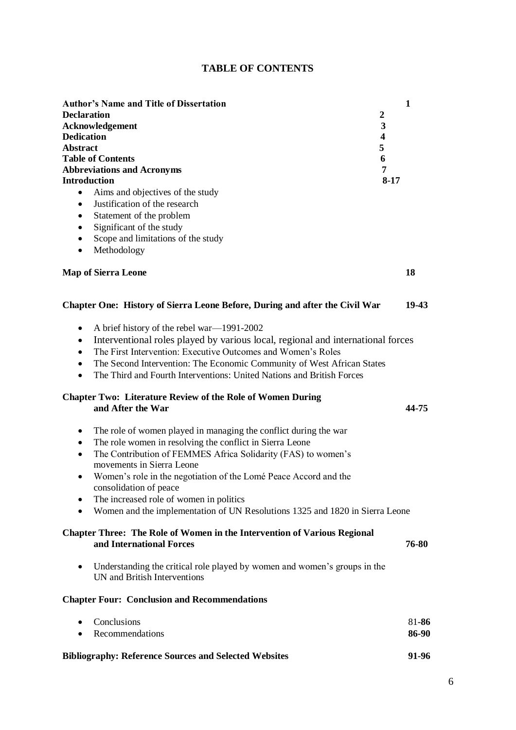# TABLE OF CONTENTS

| | |
|---|---|
| **Author's Name and Title of Dissertation** | **1** |
| **Declaration** | **2** |
| **Acknowledgement** | **3** |
| **Dedication** | **4** |
| **Abstract** | **5** |
| **Table of Contents** | **6** |
| **Abbreviations and Acronyms** | **7** |
| **Introduction** | **8-17** |

- Aims and objectives of the study
- Justification of the research
- Statement of the problem
- Significant of the study
- Scope and limitations of the study
- Methodology

**Map of Sierra Leone** **18**

**Chapter One: History of Sierra Leone Before, During and after the Civil War** **19-43**

- A brief history of the rebel war—1991-2002
- Interventional roles played by various local, regional and international forces
- The First Intervention: Executive Outcomes and Women's Roles
- The Second Intervention: The Economic Community of West African States
- The Third and Fourth Interventions: United Nations and British Forces

**Chapter Two: Literature Review of the Role of Women During and After the War** **44-75**

- The role of women played in managing the conflict during the war
- The role women in resolving the conflict in Sierra Leone
- The Contribution of FEMMES Africa Solidarity (FAS) to women's movements in Sierra Leone
- Women's role in the negotiation of the Lomé Peace Accord and the consolidation of peace
- The increased role of women in politics
- Women and the implementation of UN Resolutions 1325 and 1820 in Sierra Leone

**Chapter Three: The Role of Women in the Intervention of Various Regional and International Forces** **76-80**

- Understanding the critical role played by women and women's groups in the UN and British Interventions

**Chapter Four: Conclusion and Recommendations**

- Conclusions 81-**86**
- Recommendations **86-90**

**Bibliography: Reference Sources and Selected Websites** **91-96**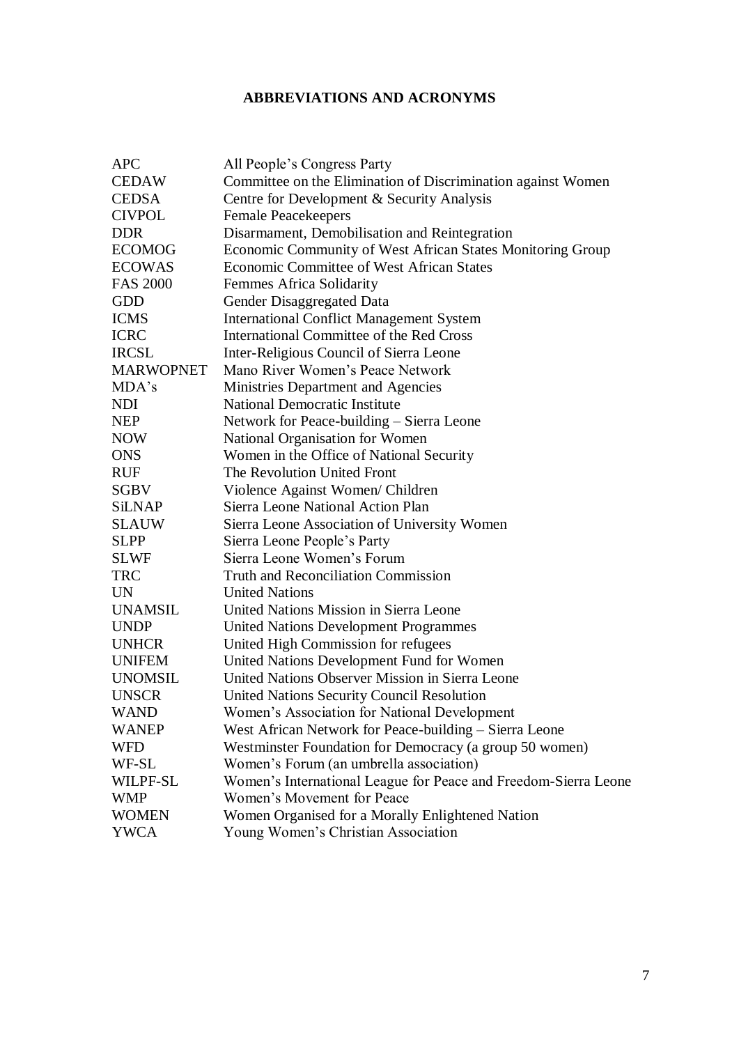## ABBREVIATIONS AND ACRONYMS

| | |
|---|---|
| APC | All People's Congress Party |
| CEDAW | Committee on the Elimination of Discrimination against Women |
| CEDSA | Centre for Development & Security Analysis |
| CIVPOL | Female Peacekeepers |
| DDR | Disarmament, Demobilisation and Reintegration |
| ECOMOG | Economic Community of West African States Monitoring Group |
| ECOWAS | Economic Committee of West African States |
| FAS 2000 | Femmes Africa Solidarity |
| GDD | Gender Disaggregated Data |
| ICMS | International Conflict Management System |
| ICRC | International Committee of the Red Cross |
| IRCSL | Inter-Religious Council of Sierra Leone |
| MARWOPNET | Mano River Women's Peace Network |
| MDA's | Ministries Department and Agencies |
| NDI | National Democratic Institute |
| NEP | Network for Peace-building – Sierra Leone |
| NOW | National Organisation for Women |
| ONS | Women in the Office of National Security |
| RUF | The Revolution United Front |
| SGBV | Violence Against Women/ Children |
| SiLNAP | Sierra Leone National Action Plan |
| SLAUW | Sierra Leone Association of University Women |
| SLPP | Sierra Leone People's Party |
| SLWF | Sierra Leone Women's Forum |
| TRC | Truth and Reconciliation Commission |
| UN | United Nations |
| UNAMSIL | United Nations Mission in Sierra Leone |
| UNDP | United Nations Development Programmes |
| UNHCR | United High Commission for refugees |
| UNIFEM | United Nations Development Fund for Women |
| UNOMSIL | United Nations Observer Mission in Sierra Leone |
| UNSCR | United Nations Security Council Resolution |
| WAND | Women's Association for National Development |
| WANEP | West African Network for Peace-building – Sierra Leone |
| WFD | Westminster Foundation for Democracy (a group 50 women) |
| WF-SL | Women's Forum (an umbrella association) |
| WILPF-SL | Women's International League for Peace and Freedom-Sierra Leone |
| WMP | Women's Movement for Peace |
| WOMEN | Women Organised for a Morally Enlightened Nation |
| YWCA | Young Women's Christian Association |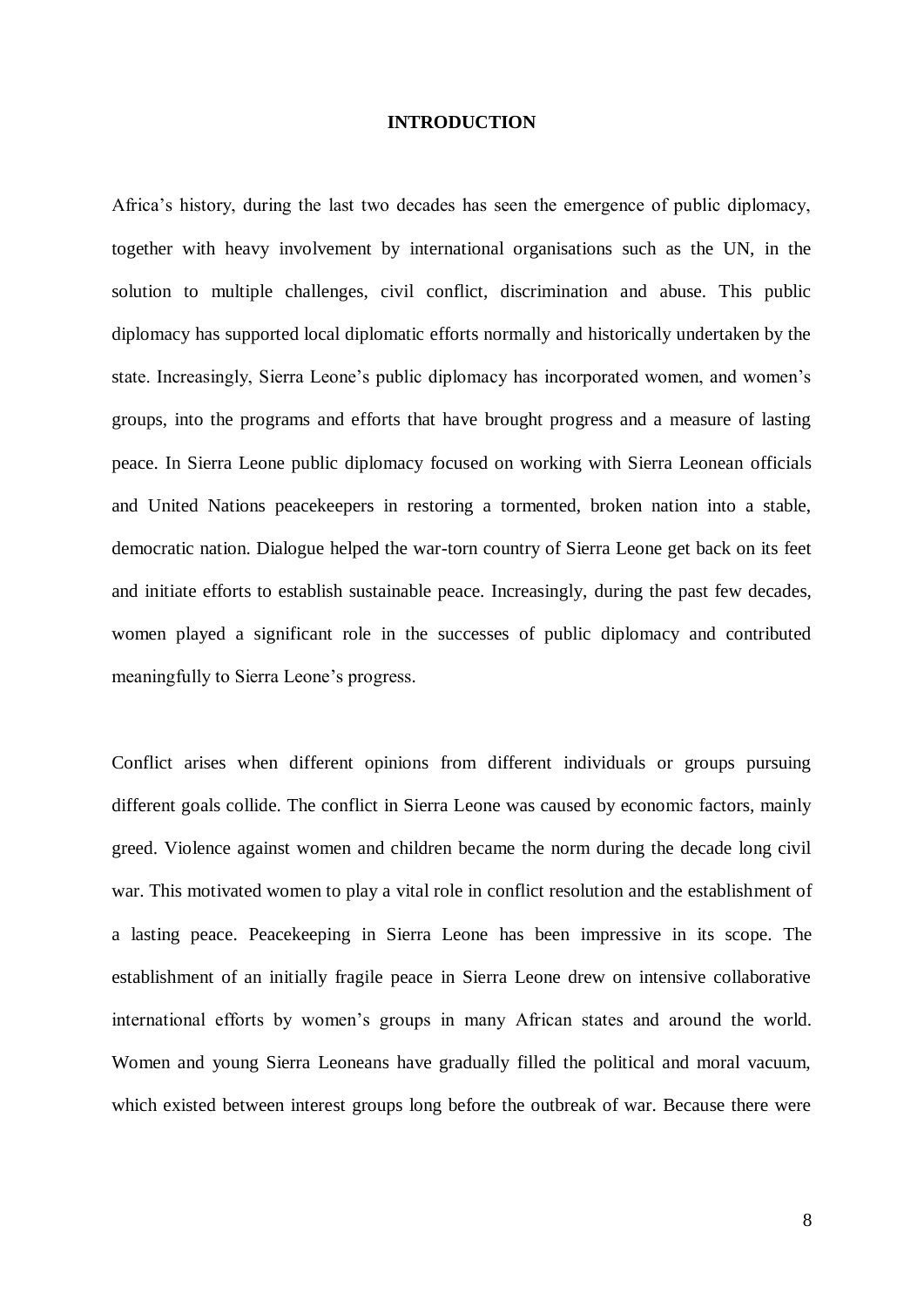# INTRODUCTION

Africa's history, during the last two decades has seen the emergence of public diplomacy, together with heavy involvement by international organisations such as the UN, in the solution to multiple challenges, civil conflict, discrimination and abuse. This public diplomacy has supported local diplomatic efforts normally and historically undertaken by the state. Increasingly, Sierra Leone's public diplomacy has incorporated women, and women's groups, into the programs and efforts that have brought progress and a measure of lasting peace. In Sierra Leone public diplomacy focused on working with Sierra Leonean officials and United Nations peacekeepers in restoring a tormented, broken nation into a stable, democratic nation. Dialogue helped the war-torn country of Sierra Leone get back on its feet and initiate efforts to establish sustainable peace. Increasingly, during the past few decades, women played a significant role in the successes of public diplomacy and contributed meaningfully to Sierra Leone's progress.

Conflict arises when different opinions from different individuals or groups pursuing different goals collide. The conflict in Sierra Leone was caused by economic factors, mainly greed. Violence against women and children became the norm during the decade long civil war. This motivated women to play a vital role in conflict resolution and the establishment of a lasting peace. Peacekeeping in Sierra Leone has been impressive in its scope. The establishment of an initially fragile peace in Sierra Leone drew on intensive collaborative international efforts by women's groups in many African states and around the world. Women and young Sierra Leoneans have gradually filled the political and moral vacuum, which existed between interest groups long before the outbreak of war. Because there were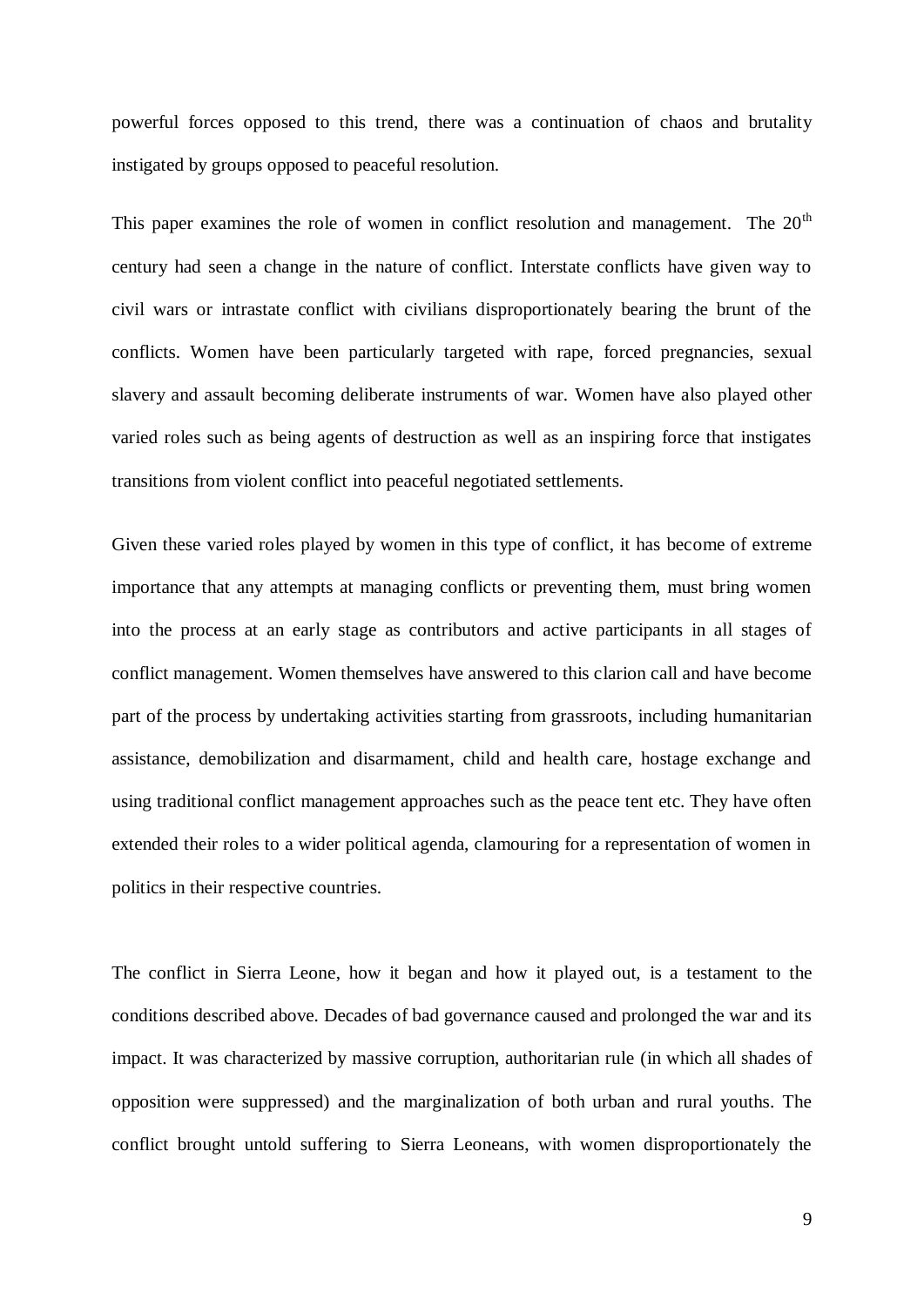powerful forces opposed to this trend, there was a continuation of chaos and brutality instigated by groups opposed to peaceful resolution.

This paper examines the role of women in conflict resolution and management. The $20^{th}$ century had seen a change in the nature of conflict. Interstate conflicts have given way to civil wars or intrastate conflict with civilians disproportionately bearing the brunt of the conflicts. Women have been particularly targeted with rape, forced pregnancies, sexual slavery and assault becoming deliberate instruments of war. Women have also played other varied roles such as being agents of destruction as well as an inspiring force that instigates transitions from violent conflict into peaceful negotiated settlements.

Given these varied roles played by women in this type of conflict, it has become of extreme importance that any attempts at managing conflicts or preventing them, must bring women into the process at an early stage as contributors and active participants in all stages of conflict management. Women themselves have answered to this clarion call and have become part of the process by undertaking activities starting from grassroots, including humanitarian assistance, demobilization and disarmament, child and health care, hostage exchange and using traditional conflict management approaches such as the peace tent etc. They have often extended their roles to a wider political agenda, clamouring for a representation of women in politics in their respective countries.

The conflict in Sierra Leone, how it began and how it played out, is a testament to the conditions described above. Decades of bad governance caused and prolonged the war and its impact. It was characterized by massive corruption, authoritarian rule (in which all shades of opposition were suppressed) and the marginalization of both urban and rural youths. The conflict brought untold suffering to Sierra Leoneans, with women disproportionately the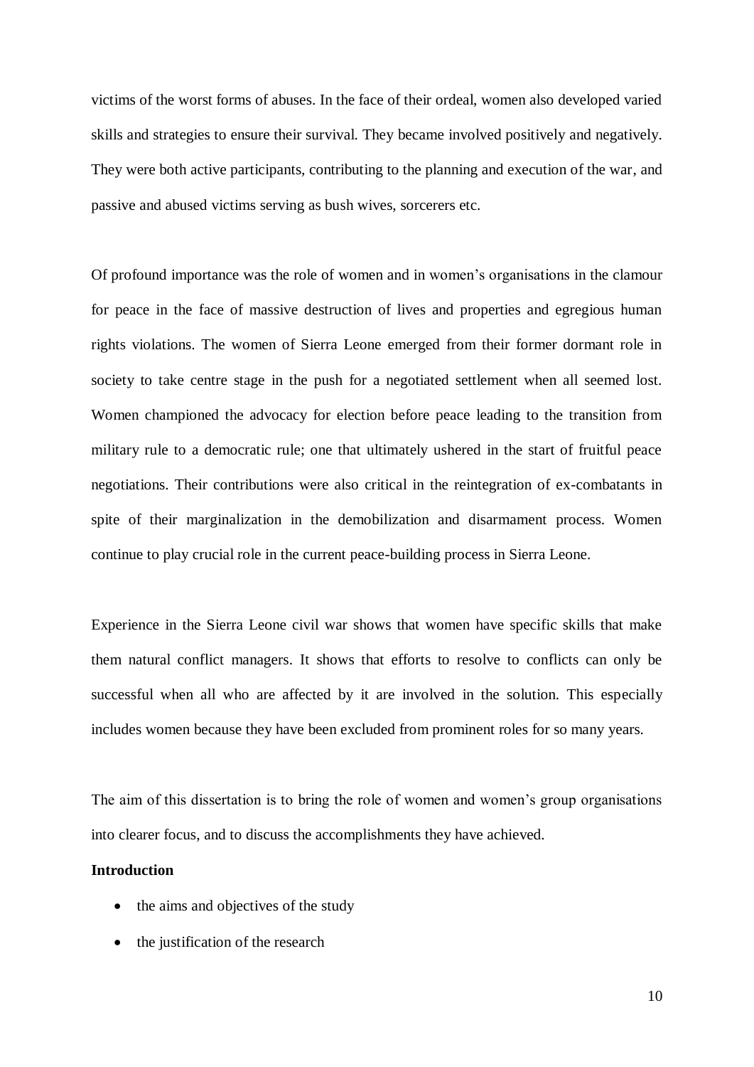victims of the worst forms of abuses. In the face of their ordeal, women also developed varied skills and strategies to ensure their survival. They became involved positively and negatively. They were both active participants, contributing to the planning and execution of the war, and passive and abused victims serving as bush wives, sorcerers etc.

Of profound importance was the role of women and in women's organisations in the clamour for peace in the face of massive destruction of lives and properties and egregious human rights violations. The women of Sierra Leone emerged from their former dormant role in society to take centre stage in the push for a negotiated settlement when all seemed lost. Women championed the advocacy for election before peace leading to the transition from military rule to a democratic rule; one that ultimately ushered in the start of fruitful peace negotiations. Their contributions were also critical in the reintegration of ex-combatants in spite of their marginalization in the demobilization and disarmament process. Women continue to play crucial role in the current peace-building process in Sierra Leone.

Experience in the Sierra Leone civil war shows that women have specific skills that make them natural conflict managers. It shows that efforts to resolve to conflicts can only be successful when all who are affected by it are involved in the solution. This especially includes women because they have been excluded from prominent roles for so many years.

The aim of this dissertation is to bring the role of women and women's group organisations into clearer focus, and to discuss the accomplishments they have achieved.

**Introduction**

- the aims and objectives of the study
- the justification of the research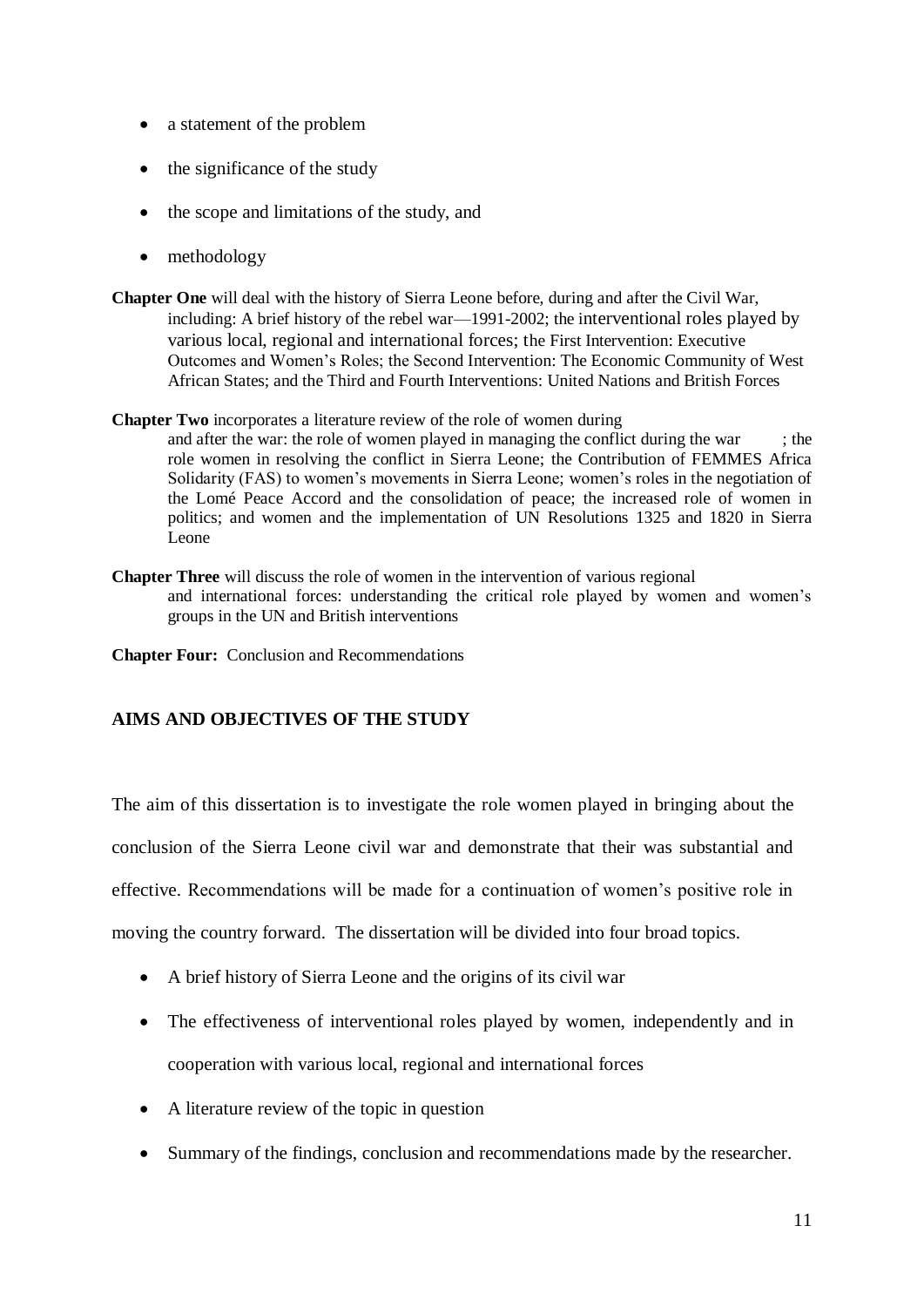- a statement of the problem
- the significance of the study
- the scope and limitations of the study, and
- methodology

**Chapter One** will deal with the history of Sierra Leone before, during and after the Civil War, including: A brief history of the rebel war—1991-2002; the interventional roles played by various local, regional and international forces; the First Intervention: Executive Outcomes and Women's Roles; the Second Intervention: The Economic Community of West African States; and the Third and Fourth Interventions: United Nations and British Forces

**Chapter Two** incorporates a literature review of the role of women during and after the war: the role of women played in managing the conflict during the war ; the role women in resolving the conflict in Sierra Leone; the Contribution of FEMMES Africa Solidarity (FAS) to women's movements in Sierra Leone; women's roles in the negotiation of the Lomé Peace Accord and the consolidation of peace; the increased role of women in politics; and women and the implementation of UN Resolutions 1325 and 1820 in Sierra Leone

**Chapter Three** will discuss the role of women in the intervention of various regional and international forces: understanding the critical role played by women and women's groups in the UN and British interventions

**Chapter Four:** Conclusion and Recommendations

## AIMS AND OBJECTIVES OF THE STUDY

The aim of this dissertation is to investigate the role women played in bringing about the conclusion of the Sierra Leone civil war and demonstrate that their was substantial and effective. Recommendations will be made for a continuation of women's positive role in moving the country forward. The dissertation will be divided into four broad topics.

- A brief history of Sierra Leone and the origins of its civil war
- The effectiveness of interventional roles played by women, independently and in cooperation with various local, regional and international forces
- A literature review of the topic in question
- Summary of the findings, conclusion and recommendations made by the researcher.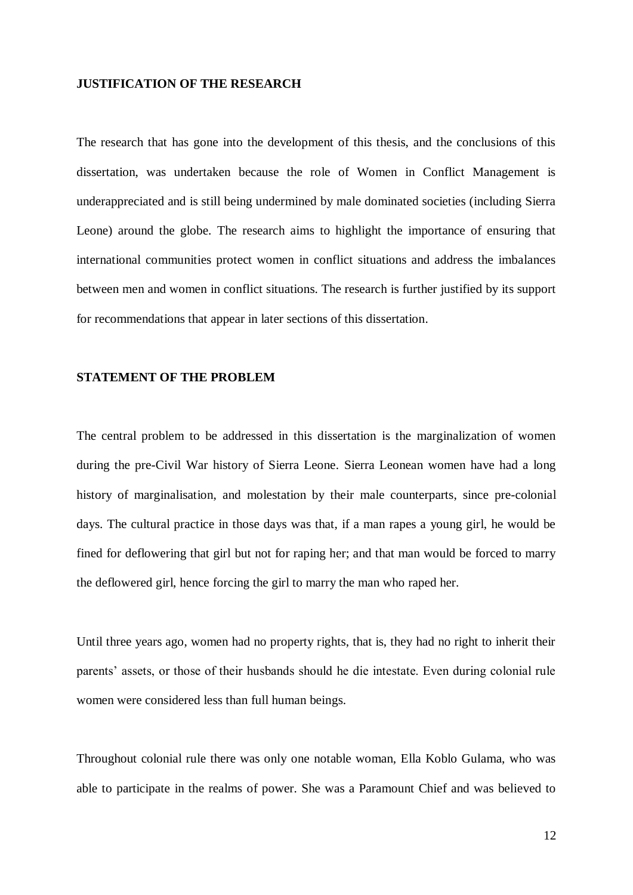## JUSTIFICATION OF THE RESEARCH

The research that has gone into the development of this thesis, and the conclusions of this dissertation, was undertaken because the role of Women in Conflict Management is underappreciated and is still being undermined by male dominated societies (including Sierra Leone) around the globe. The research aims to highlight the importance of ensuring that international communities protect women in conflict situations and address the imbalances between men and women in conflict situations. The research is further justified by its support for recommendations that appear in later sections of this dissertation.

## STATEMENT OF THE PROBLEM

The central problem to be addressed in this dissertation is the marginalization of women during the pre-Civil War history of Sierra Leone. Sierra Leonean women have had a long history of marginalisation, and molestation by their male counterparts, since pre-colonial days. The cultural practice in those days was that, if a man rapes a young girl, he would be fined for deflowering that girl but not for raping her; and that man would be forced to marry the deflowered girl, hence forcing the girl to marry the man who raped her.

Until three years ago, women had no property rights, that is, they had no right to inherit their parents' assets, or those of their husbands should he die intestate. Even during colonial rule women were considered less than full human beings.

Throughout colonial rule there was only one notable woman, Ella Koblo Gulama, who was able to participate in the realms of power. She was a Paramount Chief and was believed to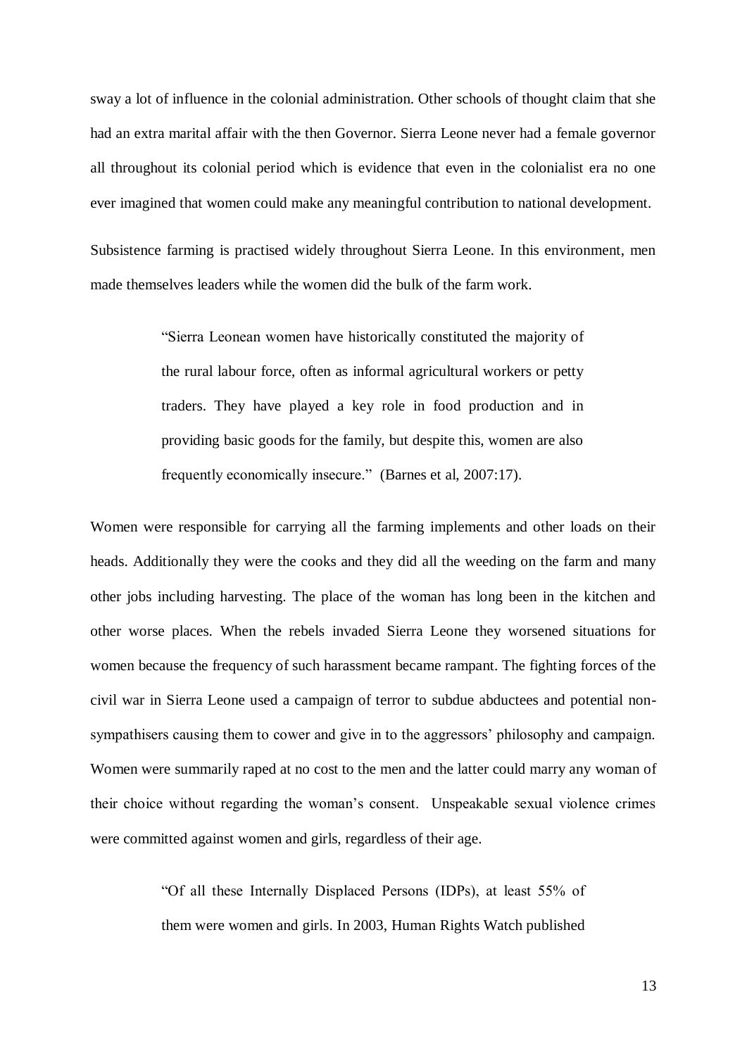sway a lot of influence in the colonial administration. Other schools of thought claim that she had an extra marital affair with the then Governor. Sierra Leone never had a female governor all throughout its colonial period which is evidence that even in the colonialist era no one ever imagined that women could make any meaningful contribution to national development.

Subsistence farming is practised widely throughout Sierra Leone. In this environment, men made themselves leaders while the women did the bulk of the farm work.

> "Sierra Leonean women have historically constituted the majority of the rural labour force, often as informal agricultural workers or petty traders. They have played a key role in food production and in providing basic goods for the family, but despite this, women are also frequently economically insecure." (Barnes et al, 2007:17).

Women were responsible for carrying all the farming implements and other loads on their heads. Additionally they were the cooks and they did all the weeding on the farm and many other jobs including harvesting. The place of the woman has long been in the kitchen and other worse places. When the rebels invaded Sierra Leone they worsened situations for women because the frequency of such harassment became rampant. The fighting forces of the civil war in Sierra Leone used a campaign of terror to subdue abductees and potential non-sympathisers causing them to cower and give in to the aggressors' philosophy and campaign. Women were summarily raped at no cost to the men and the latter could marry any woman of their choice without regarding the woman's consent. Unspeakable sexual violence crimes were committed against women and girls, regardless of their age.

> "Of all these Internally Displaced Persons (IDPs), at least 55% of them were women and girls. In 2003, Human Rights Watch published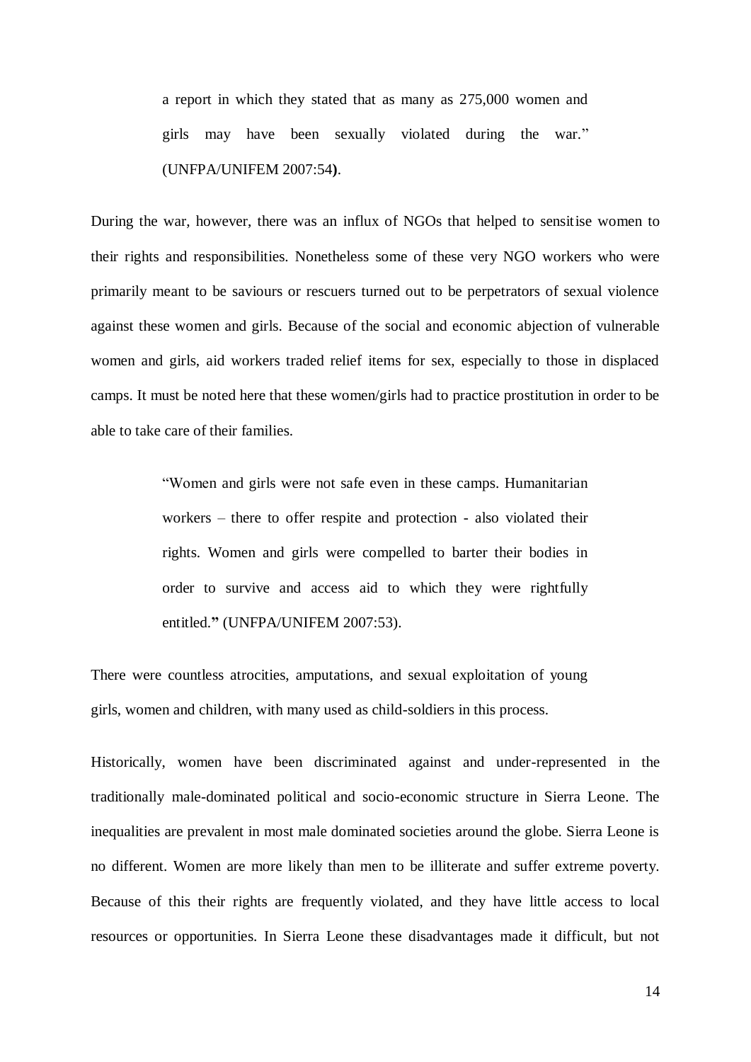> a report in which they stated that as many as 275,000 women and girls may have been sexually violated during the war." (UNFPA/UNIFEM 2007:54**)**.

During the war, however, there was an influx of NGOs that helped to sensitise women to their rights and responsibilities. Nonetheless some of these very NGO workers who were primarily meant to be saviours or rescuers turned out to be perpetrators of sexual violence against these women and girls. Because of the social and economic abjection of vulnerable women and girls, aid workers traded relief items for sex, especially to those in displaced camps. It must be noted here that these women/girls had to practice prostitution in order to be able to take care of their families.

> "Women and girls were not safe even in these camps. Humanitarian workers – there to offer respite and protection - also violated their rights. Women and girls were compelled to barter their bodies in order to survive and access aid to which they were rightfully entitled.**"** (UNFPA/UNIFEM 2007:53).

There were countless atrocities, amputations, and sexual exploitation of young girls, women and children, with many used as child-soldiers in this process.

Historically, women have been discriminated against and under-represented in the traditionally male-dominated political and socio-economic structure in Sierra Leone. The inequalities are prevalent in most male dominated societies around the globe. Sierra Leone is no different. Women are more likely than men to be illiterate and suffer extreme poverty. Because of this their rights are frequently violated, and they have little access to local resources or opportunities. In Sierra Leone these disadvantages made it difficult, but not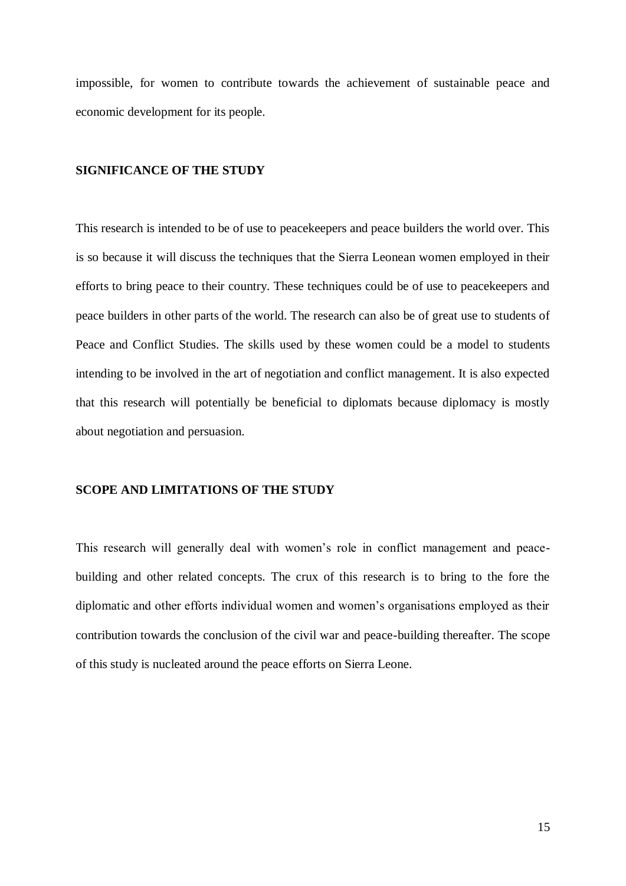impossible, for women to contribute towards the achievement of sustainable peace and economic development for its people.

## SIGNIFICANCE OF THE STUDY

This research is intended to be of use to peacekeepers and peace builders the world over. This is so because it will discuss the techniques that the Sierra Leonean women employed in their efforts to bring peace to their country. These techniques could be of use to peacekeepers and peace builders in other parts of the world. The research can also be of great use to students of Peace and Conflict Studies. The skills used by these women could be a model to students intending to be involved in the art of negotiation and conflict management. It is also expected that this research will potentially be beneficial to diplomats because diplomacy is mostly about negotiation and persuasion.

## SCOPE AND LIMITATIONS OF THE STUDY

This research will generally deal with women's role in conflict management and peace-building and other related concepts. The crux of this research is to bring to the fore the diplomatic and other efforts individual women and women's organisations employed as their contribution towards the conclusion of the civil war and peace-building thereafter. The scope of this study is nucleated around the peace efforts on Sierra Leone.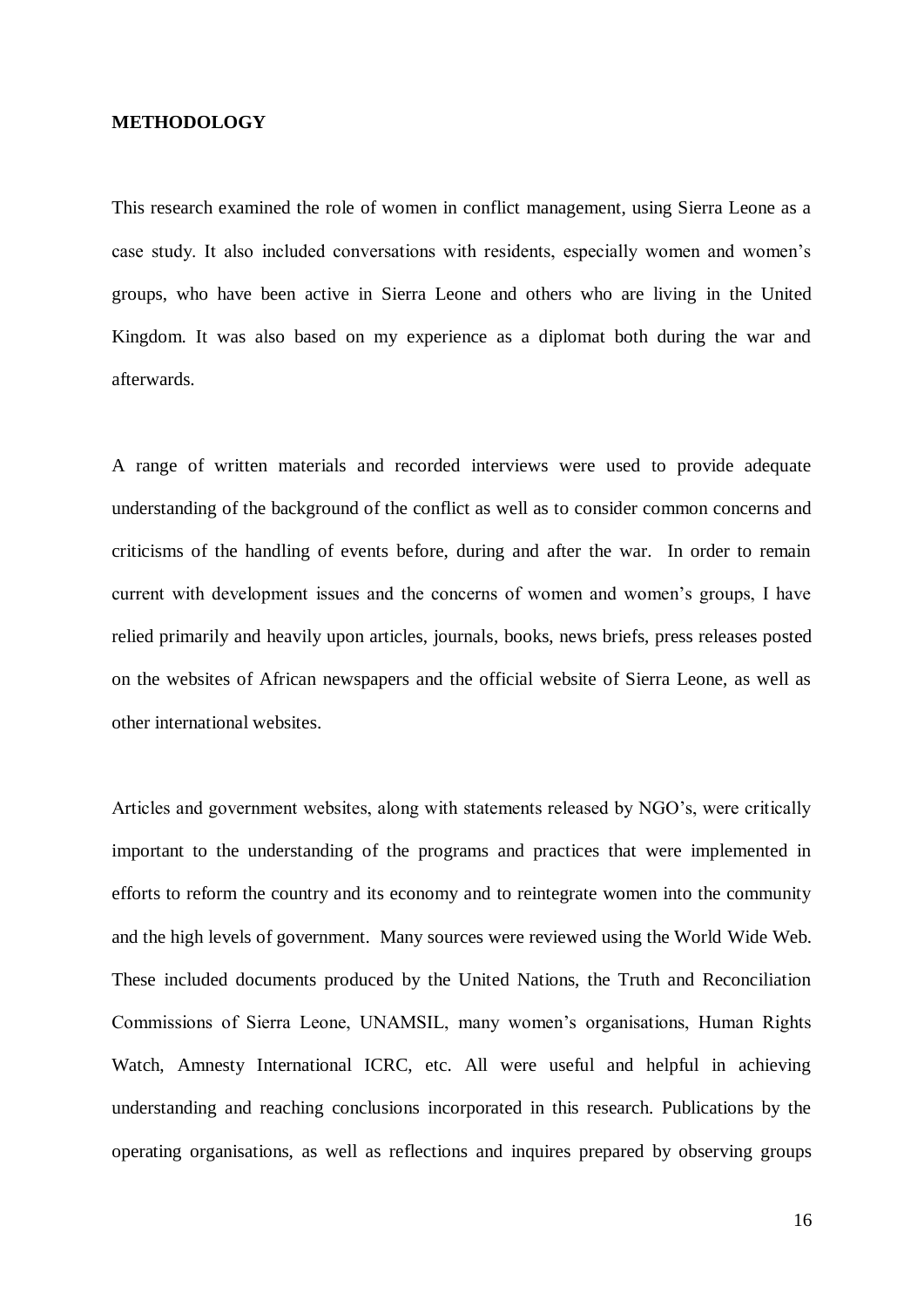**METHODOLOGY**

This research examined the role of women in conflict management, using Sierra Leone as a case study. It also included conversations with residents, especially women and women's groups, who have been active in Sierra Leone and others who are living in the United Kingdom. It was also based on my experience as a diplomat both during the war and afterwards.

A range of written materials and recorded interviews were used to provide adequate understanding of the background of the conflict as well as to consider common concerns and criticisms of the handling of events before, during and after the war. In order to remain current with development issues and the concerns of women and women's groups, I have relied primarily and heavily upon articles, journals, books, news briefs, press releases posted on the websites of African newspapers and the official website of Sierra Leone, as well as other international websites.

Articles and government websites, along with statements released by NGO's, were critically important to the understanding of the programs and practices that were implemented in efforts to reform the country and its economy and to reintegrate women into the community and the high levels of government. Many sources were reviewed using the World Wide Web. These included documents produced by the United Nations, the Truth and Reconciliation Commissions of Sierra Leone, UNAMSIL, many women's organisations, Human Rights Watch, Amnesty International ICRC, etc. All were useful and helpful in achieving understanding and reaching conclusions incorporated in this research. Publications by the operating organisations, as well as reflections and inquires prepared by observing groups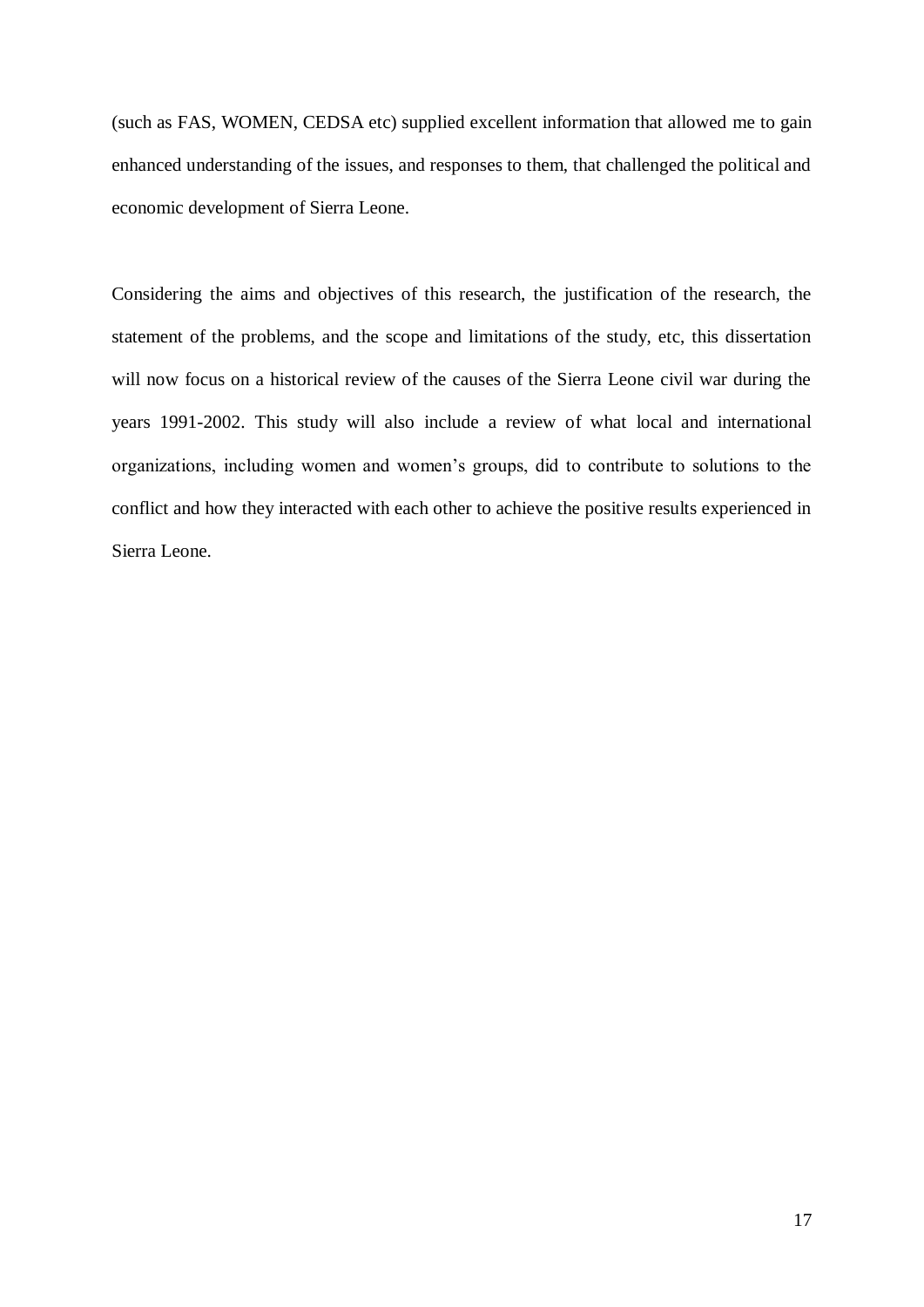(such as FAS, WOMEN, CEDSA etc) supplied excellent information that allowed me to gain enhanced understanding of the issues, and responses to them, that challenged the political and economic development of Sierra Leone.

Considering the aims and objectives of this research, the justification of the research, the statement of the problems, and the scope and limitations of the study, etc, this dissertation will now focus on a historical review of the causes of the Sierra Leone civil war during the years 1991-2002. This study will also include a review of what local and international organizations, including women and women's groups, did to contribute to solutions to the conflict and how they interacted with each other to achieve the positive results experienced in Sierra Leone.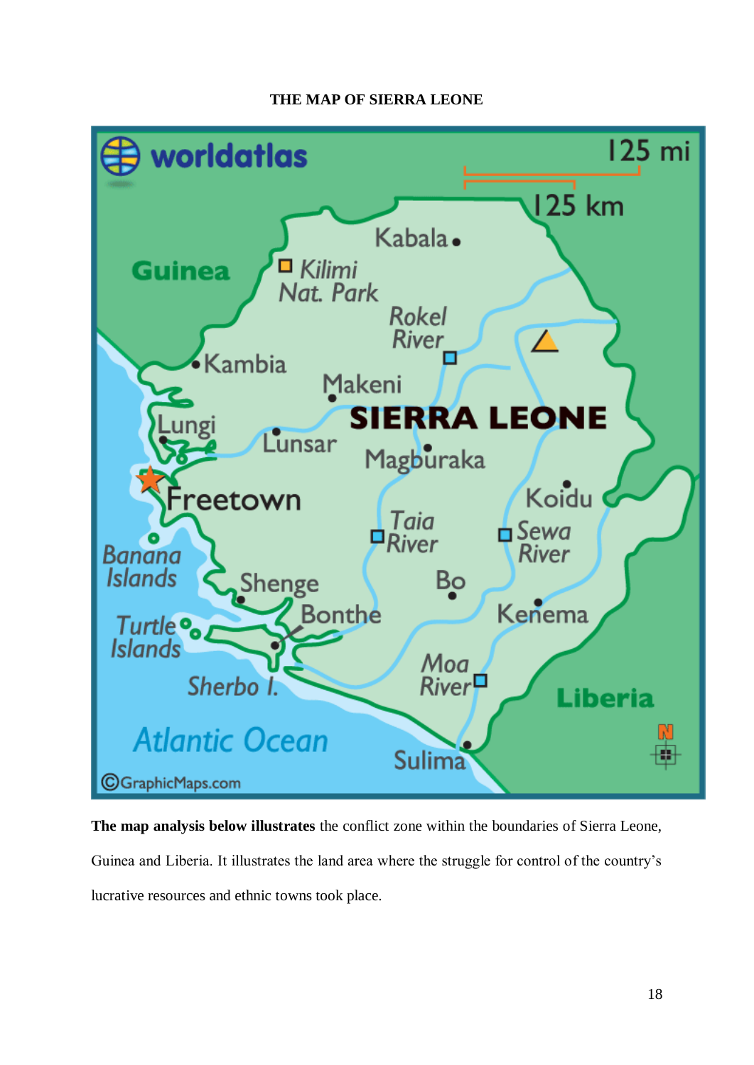**THE MAP OF SIERRA LEONE**

**The map analysis below illustrates** the conflict zone within the boundaries of Sierra Leone, Guinea and Liberia. It illustrates the land area where the struggle for control of the country's lucrative resources and ethnic towns took place.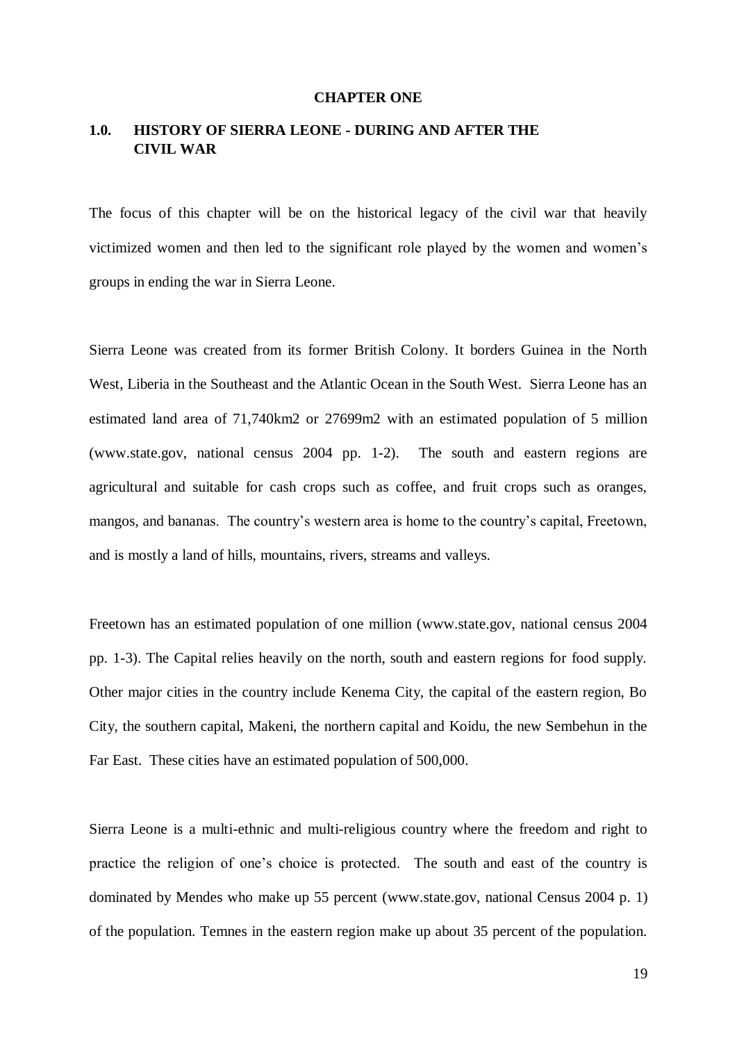# CHAPTER ONE

## 1.0. HISTORY OF SIERRA LEONE - DURING AND AFTER THE CIVIL WAR

The focus of this chapter will be on the historical legacy of the civil war that heavily victimized women and then led to the significant role played by the women and women's groups in ending the war in Sierra Leone.

Sierra Leone was created from its former British Colony. It borders Guinea in the North West, Liberia in the Southeast and the Atlantic Ocean in the South West. Sierra Leone has an estimated land area of 71,740km2 or 27699m2 with an estimated population of 5 million (www.state.gov, national census 2004 pp. 1-2). The south and eastern regions are agricultural and suitable for cash crops such as coffee, and fruit crops such as oranges, mangos, and bananas. The country's western area is home to the country's capital, Freetown, and is mostly a land of hills, mountains, rivers, streams and valleys.

Freetown has an estimated population of one million (www.state.gov, national census 2004 pp. 1-3). The Capital relies heavily on the north, south and eastern regions for food supply. Other major cities in the country include Kenema City, the capital of the eastern region, Bo City, the southern capital, Makeni, the northern capital and Koidu, the new Sembehun in the Far East. These cities have an estimated population of 500,000.

Sierra Leone is a multi-ethnic and multi-religious country where the freedom and right to practice the religion of one's choice is protected. The south and east of the country is dominated by Mendes who make up 55 percent (www.state.gov, national Census 2004 p. 1) of the population. Temnes in the eastern region make up about 35 percent of the population.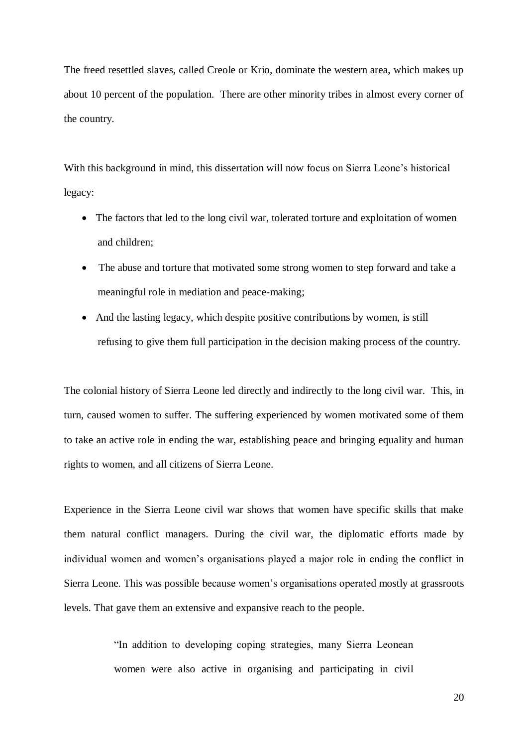The freed resettled slaves, called Creole or Krio, dominate the western area, which makes up about 10 percent of the population. There are other minority tribes in almost every corner of the country.

With this background in mind, this dissertation will now focus on Sierra Leone's historical legacy:

- The factors that led to the long civil war, tolerated torture and exploitation of women and children;
- The abuse and torture that motivated some strong women to step forward and take a meaningful role in mediation and peace-making;
- And the lasting legacy, which despite positive contributions by women, is still refusing to give them full participation in the decision making process of the country.

The colonial history of Sierra Leone led directly and indirectly to the long civil war. This, in turn, caused women to suffer. The suffering experienced by women motivated some of them to take an active role in ending the war, establishing peace and bringing equality and human rights to women, and all citizens of Sierra Leone.

Experience in the Sierra Leone civil war shows that women have specific skills that make them natural conflict managers. During the civil war, the diplomatic efforts made by individual women and women's organisations played a major role in ending the conflict in Sierra Leone. This was possible because women's organisations operated mostly at grassroots levels. That gave them an extensive and expansive reach to the people.

> "In addition to developing coping strategies, many Sierra Leonean women were also active in organising and participating in civil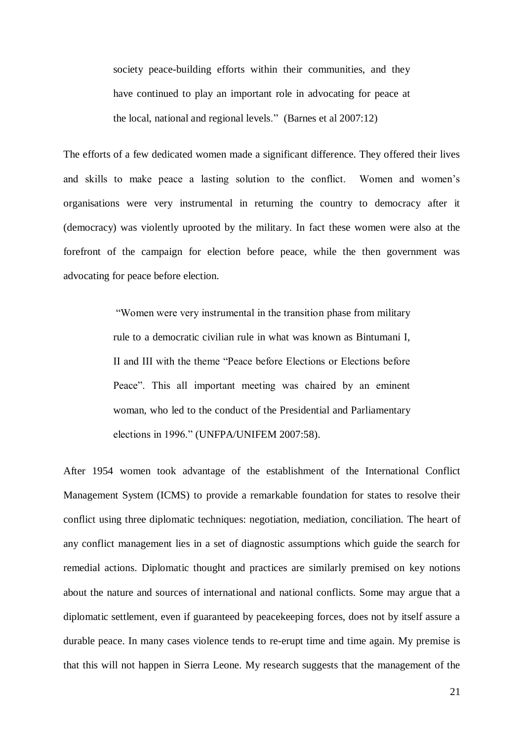> society peace-building efforts within their communities, and they have continued to play an important role in advocating for peace at the local, national and regional levels." (Barnes et al 2007:12)

The efforts of a few dedicated women made a significant difference. They offered their lives and skills to make peace a lasting solution to the conflict. Women and women's organisations were very instrumental in returning the country to democracy after it (democracy) was violently uprooted by the military. In fact these women were also at the forefront of the campaign for election before peace, while the then government was advocating for peace before election.

> "Women were very instrumental in the transition phase from military rule to a democratic civilian rule in what was known as Bintumani I, II and III with the theme "Peace before Elections or Elections before Peace". This all important meeting was chaired by an eminent woman, who led to the conduct of the Presidential and Parliamentary elections in 1996." (UNFPA/UNIFEM 2007:58).

After 1954 women took advantage of the establishment of the International Conflict Management System (ICMS) to provide a remarkable foundation for states to resolve their conflict using three diplomatic techniques: negotiation, mediation, conciliation. The heart of any conflict management lies in a set of diagnostic assumptions which guide the search for remedial actions. Diplomatic thought and practices are similarly premised on key notions about the nature and sources of international and national conflicts. Some may argue that a diplomatic settlement, even if guaranteed by peacekeeping forces, does not by itself assure a durable peace. In many cases violence tends to re-erupt time and time again. My premise is that this will not happen in Sierra Leone. My research suggests that the management of the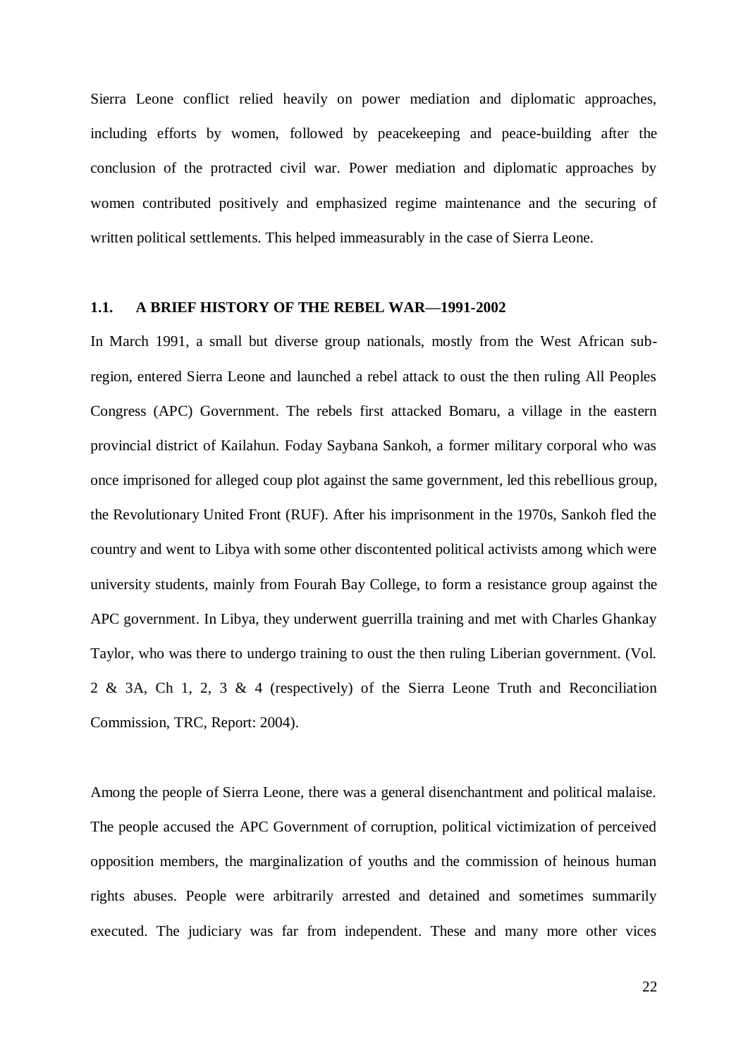Sierra Leone conflict relied heavily on power mediation and diplomatic approaches, including efforts by women, followed by peacekeeping and peace-building after the conclusion of the protracted civil war. Power mediation and diplomatic approaches by women contributed positively and emphasized regime maintenance and the securing of written political settlements. This helped immeasurably in the case of Sierra Leone.

### 1.1. A BRIEF HISTORY OF THE REBEL WAR—1991-2002

In March 1991, a small but diverse group nationals, mostly from the West African sub-region, entered Sierra Leone and launched a rebel attack to oust the then ruling All Peoples Congress (APC) Government. The rebels first attacked Bomaru, a village in the eastern provincial district of Kailahun. Foday Saybana Sankoh, a former military corporal who was once imprisoned for alleged coup plot against the same government, led this rebellious group, the Revolutionary United Front (RUF). After his imprisonment in the 1970s, Sankoh fled the country and went to Libya with some other discontented political activists among which were university students, mainly from Fourah Bay College, to form a resistance group against the APC government. In Libya, they underwent guerrilla training and met with Charles Ghankay Taylor, who was there to undergo training to oust the then ruling Liberian government. (Vol. 2 & 3A, Ch 1, 2, 3 & 4 (respectively) of the Sierra Leone Truth and Reconciliation Commission, TRC, Report: 2004).

Among the people of Sierra Leone, there was a general disenchantment and political malaise. The people accused the APC Government of corruption, political victimization of perceived opposition members, the marginalization of youths and the commission of heinous human rights abuses. People were arbitrarily arrested and detained and sometimes summarily executed. The judiciary was far from independent. These and many more other vices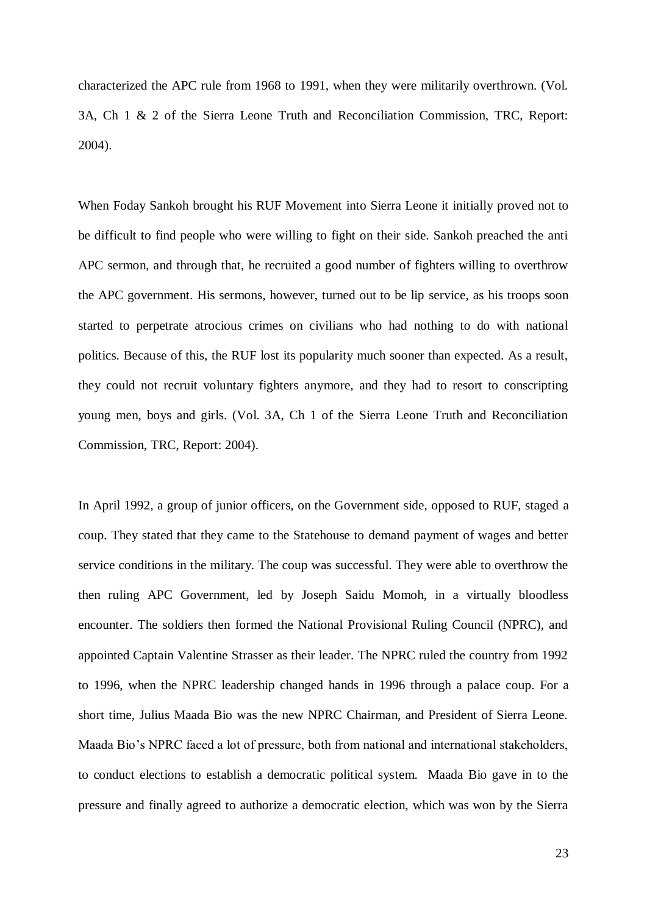characterized the APC rule from 1968 to 1991, when they were militarily overthrown. (Vol. 3A, Ch 1 & 2 of the Sierra Leone Truth and Reconciliation Commission, TRC, Report: 2004).

When Foday Sankoh brought his RUF Movement into Sierra Leone it initially proved not to be difficult to find people who were willing to fight on their side. Sankoh preached the anti APC sermon, and through that, he recruited a good number of fighters willing to overthrow the APC government. His sermons, however, turned out to be lip service, as his troops soon started to perpetrate atrocious crimes on civilians who had nothing to do with national politics. Because of this, the RUF lost its popularity much sooner than expected. As a result, they could not recruit voluntary fighters anymore, and they had to resort to conscripting young men, boys and girls. (Vol. 3A, Ch 1 of the Sierra Leone Truth and Reconciliation Commission, TRC, Report: 2004).

In April 1992, a group of junior officers, on the Government side, opposed to RUF, staged a coup. They stated that they came to the Statehouse to demand payment of wages and better service conditions in the military. The coup was successful. They were able to overthrow the then ruling APC Government, led by Joseph Saidu Momoh, in a virtually bloodless encounter. The soldiers then formed the National Provisional Ruling Council (NPRC), and appointed Captain Valentine Strasser as their leader. The NPRC ruled the country from 1992 to 1996, when the NPRC leadership changed hands in 1996 through a palace coup. For a short time, Julius Maada Bio was the new NPRC Chairman, and President of Sierra Leone. Maada Bio's NPRC faced a lot of pressure, both from national and international stakeholders, to conduct elections to establish a democratic political system. Maada Bio gave in to the pressure and finally agreed to authorize a democratic election, which was won by the Sierra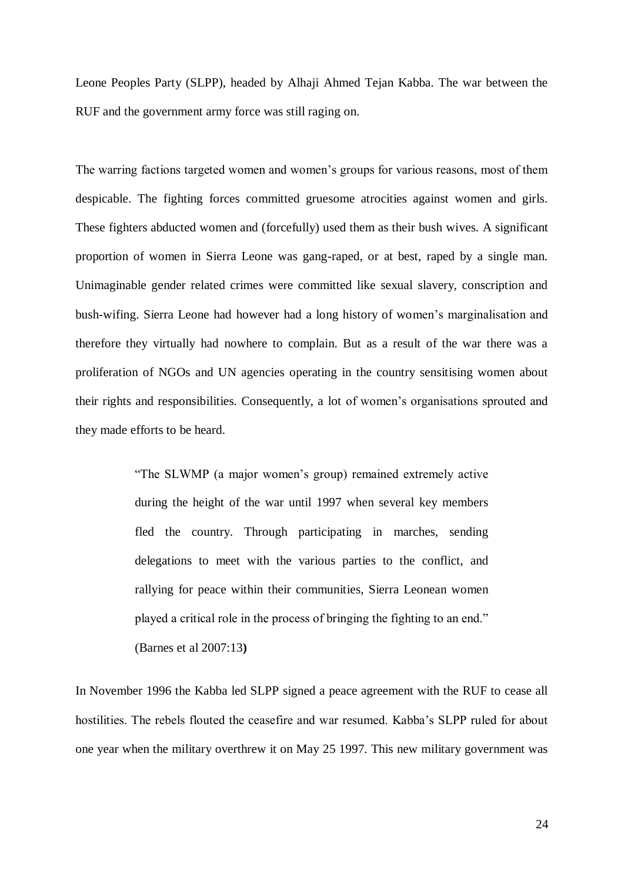Leone Peoples Party (SLPP), headed by Alhaji Ahmed Tejan Kabba. The war between the RUF and the government army force was still raging on.

The warring factions targeted women and women's groups for various reasons, most of them despicable. The fighting forces committed gruesome atrocities against women and girls. These fighters abducted women and (forcefully) used them as their bush wives. A significant proportion of women in Sierra Leone was gang-raped, or at best, raped by a single man. Unimaginable gender related crimes were committed like sexual slavery, conscription and bush-wifing. Sierra Leone had however had a long history of women's marginalisation and therefore they virtually had nowhere to complain. But as a result of the war there was a proliferation of NGOs and UN agencies operating in the country sensitising women about their rights and responsibilities. Consequently, a lot of women's organisations sprouted and they made efforts to be heard.

> "The SLWMP (a major women's group) remained extremely active during the height of the war until 1997 when several key members fled the country. Through participating in marches, sending delegations to meet with the various parties to the conflict, and rallying for peace within their communities, Sierra Leonean women played a critical role in the process of bringing the fighting to an end." (Barnes et al 2007:13**)**

In November 1996 the Kabba led SLPP signed a peace agreement with the RUF to cease all hostilities. The rebels flouted the ceasefire and war resumed. Kabba's SLPP ruled for about one year when the military overthrew it on May 25 1997. This new military government was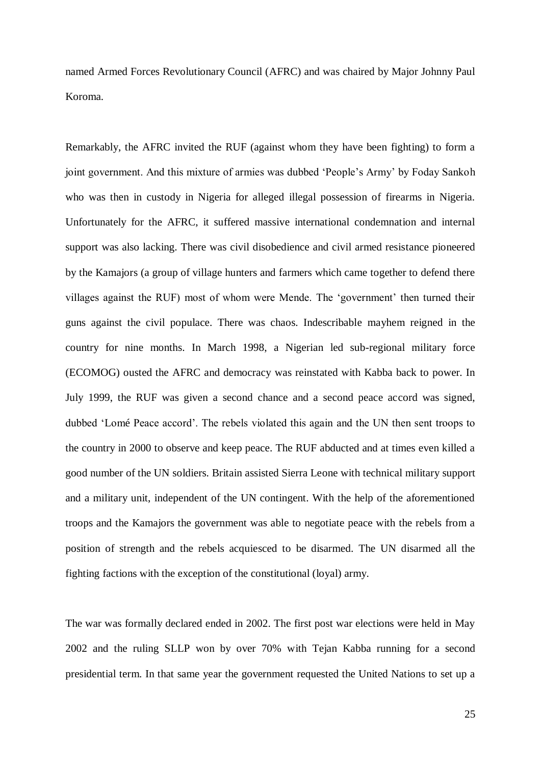named Armed Forces Revolutionary Council (AFRC) and was chaired by Major Johnny Paul Koroma.

Remarkably, the AFRC invited the RUF (against whom they have been fighting) to form a joint government. And this mixture of armies was dubbed 'People's Army' by Foday Sankoh who was then in custody in Nigeria for alleged illegal possession of firearms in Nigeria. Unfortunately for the AFRC, it suffered massive international condemnation and internal support was also lacking. There was civil disobedience and civil armed resistance pioneered by the Kamajors (a group of village hunters and farmers which came together to defend there villages against the RUF) most of whom were Mende. The 'government' then turned their guns against the civil populace. There was chaos. Indescribable mayhem reigned in the country for nine months. In March 1998, a Nigerian led sub-regional military force (ECOMOG) ousted the AFRC and democracy was reinstated with Kabba back to power. In July 1999, the RUF was given a second chance and a second peace accord was signed, dubbed 'Lomé Peace accord'. The rebels violated this again and the UN then sent troops to the country in 2000 to observe and keep peace. The RUF abducted and at times even killed a good number of the UN soldiers. Britain assisted Sierra Leone with technical military support and a military unit, independent of the UN contingent. With the help of the aforementioned troops and the Kamajors the government was able to negotiate peace with the rebels from a position of strength and the rebels acquiesced to be disarmed. The UN disarmed all the fighting factions with the exception of the constitutional (loyal) army.

The war was formally declared ended in 2002. The first post war elections were held in May 2002 and the ruling SLLP won by over 70% with Tejan Kabba running for a second presidential term. In that same year the government requested the United Nations to set up a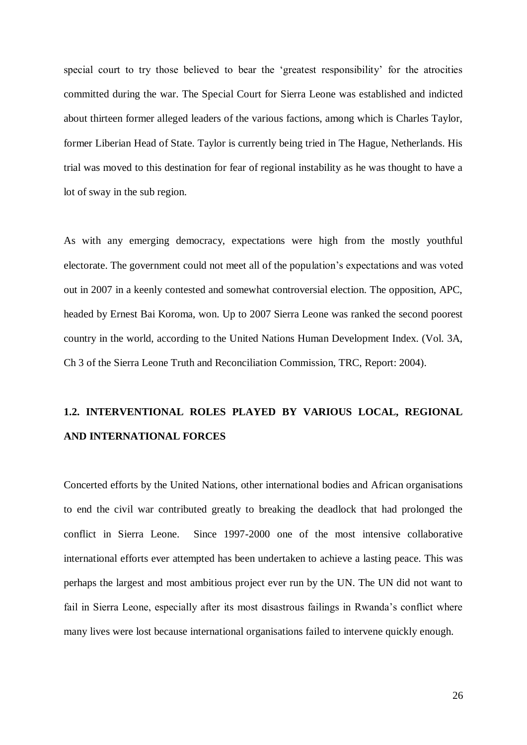special court to try those believed to bear the 'greatest responsibility' for the atrocities committed during the war. The Special Court for Sierra Leone was established and indicted about thirteen former alleged leaders of the various factions, among which is Charles Taylor, former Liberian Head of State. Taylor is currently being tried in The Hague, Netherlands. His trial was moved to this destination for fear of regional instability as he was thought to have a lot of sway in the sub region.

As with any emerging democracy, expectations were high from the mostly youthful electorate. The government could not meet all of the population's expectations and was voted out in 2007 in a keenly contested and somewhat controversial election. The opposition, APC, headed by Ernest Bai Koroma, won. Up to 2007 Sierra Leone was ranked the second poorest country in the world, according to the United Nations Human Development Index. (Vol. 3A, Ch 3 of the Sierra Leone Truth and Reconciliation Commission, TRC, Report: 2004).

## 1.2. INTERVENTIONAL ROLES PLAYED BY VARIOUS LOCAL, REGIONAL AND INTERNATIONAL FORCES

Concerted efforts by the United Nations, other international bodies and African organisations to end the civil war contributed greatly to breaking the deadlock that had prolonged the conflict in Sierra Leone. Since 1997-2000 one of the most intensive collaborative international efforts ever attempted has been undertaken to achieve a lasting peace. This was perhaps the largest and most ambitious project ever run by the UN. The UN did not want to fail in Sierra Leone, especially after its most disastrous failings in Rwanda's conflict where many lives were lost because international organisations failed to intervene quickly enough.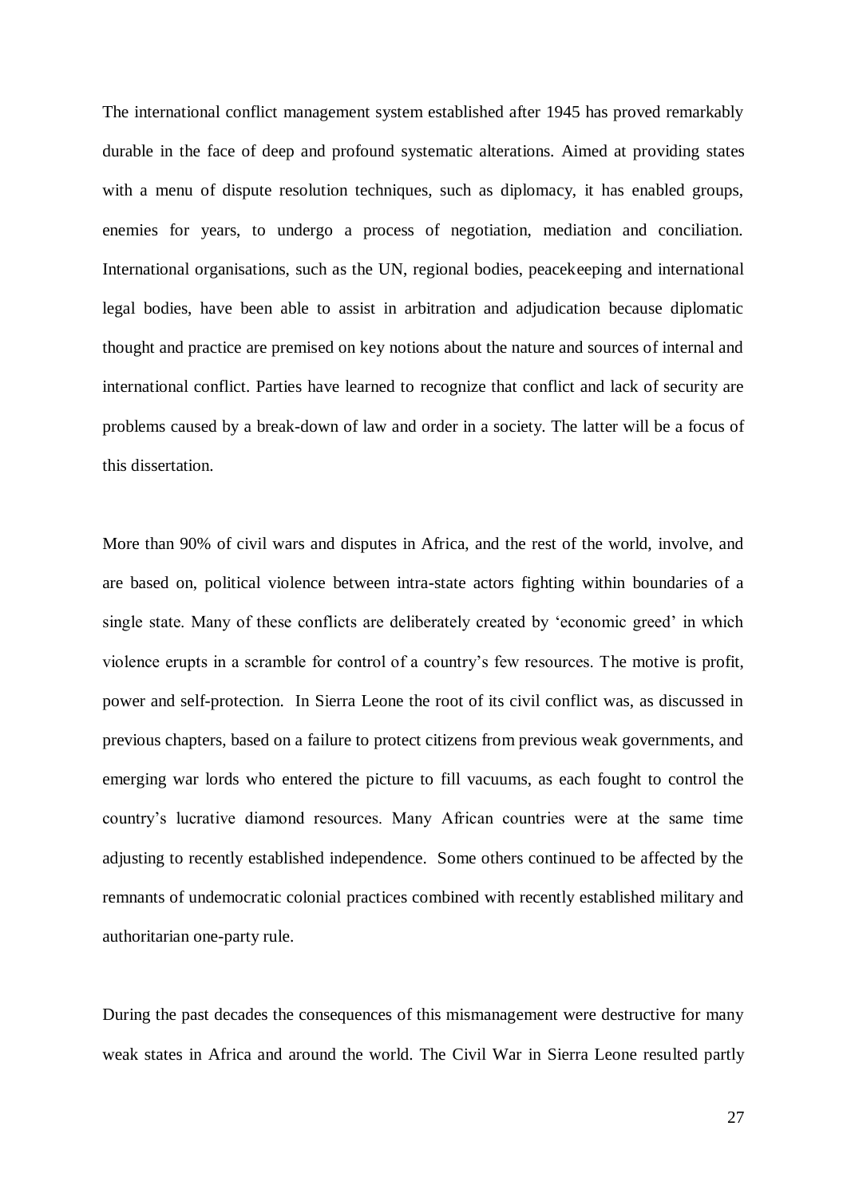The international conflict management system established after 1945 has proved remarkably durable in the face of deep and profound systematic alterations. Aimed at providing states with a menu of dispute resolution techniques, such as diplomacy, it has enabled groups, enemies for years, to undergo a process of negotiation, mediation and conciliation. International organisations, such as the UN, regional bodies, peacekeeping and international legal bodies, have been able to assist in arbitration and adjudication because diplomatic thought and practice are premised on key notions about the nature and sources of internal and international conflict. Parties have learned to recognize that conflict and lack of security are problems caused by a break-down of law and order in a society. The latter will be a focus of this dissertation.

More than 90% of civil wars and disputes in Africa, and the rest of the world, involve, and are based on, political violence between intra-state actors fighting within boundaries of a single state. Many of these conflicts are deliberately created by 'economic greed' in which violence erupts in a scramble for control of a country's few resources. The motive is profit, power and self-protection. In Sierra Leone the root of its civil conflict was, as discussed in previous chapters, based on a failure to protect citizens from previous weak governments, and emerging war lords who entered the picture to fill vacuums, as each fought to control the country's lucrative diamond resources. Many African countries were at the same time adjusting to recently established independence. Some others continued to be affected by the remnants of undemocratic colonial practices combined with recently established military and authoritarian one-party rule.

During the past decades the consequences of this mismanagement were destructive for many weak states in Africa and around the world. The Civil War in Sierra Leone resulted partly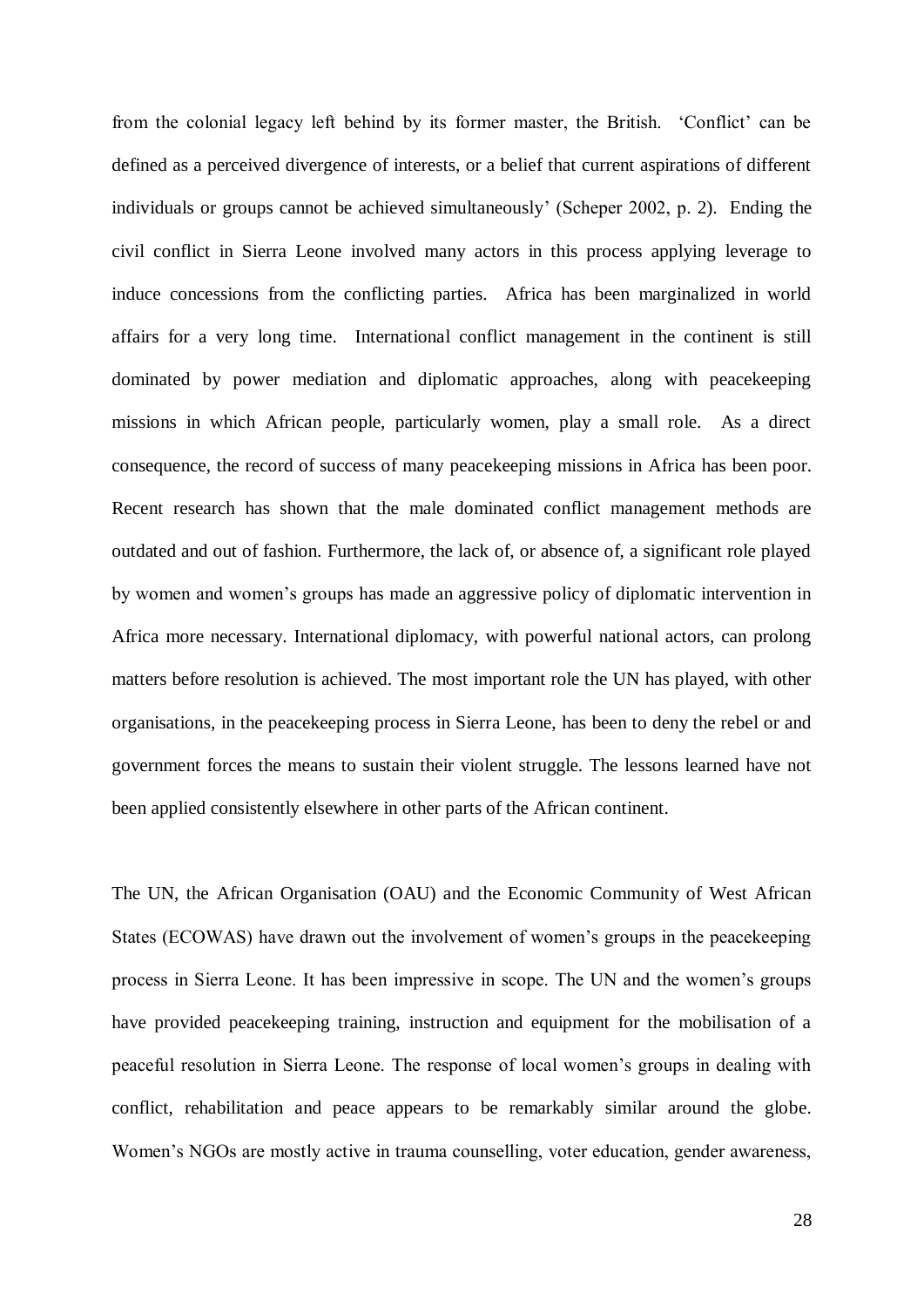from the colonial legacy left behind by its former master, the British. 'Conflict' can be defined as a perceived divergence of interests, or a belief that current aspirations of different individuals or groups cannot be achieved simultaneously' (Scheper 2002, p. 2). Ending the civil conflict in Sierra Leone involved many actors in this process applying leverage to induce concessions from the conflicting parties. Africa has been marginalized in world affairs for a very long time. International conflict management in the continent is still dominated by power mediation and diplomatic approaches, along with peacekeeping missions in which African people, particularly women, play a small role. As a direct consequence, the record of success of many peacekeeping missions in Africa has been poor. Recent research has shown that the male dominated conflict management methods are outdated and out of fashion. Furthermore, the lack of, or absence of, a significant role played by women and women's groups has made an aggressive policy of diplomatic intervention in Africa more necessary. International diplomacy, with powerful national actors, can prolong matters before resolution is achieved. The most important role the UN has played, with other organisations, in the peacekeeping process in Sierra Leone, has been to deny the rebel or and government forces the means to sustain their violent struggle. The lessons learned have not been applied consistently elsewhere in other parts of the African continent.

The UN, the African Organisation (OAU) and the Economic Community of West African States (ECOWAS) have drawn out the involvement of women's groups in the peacekeeping process in Sierra Leone. It has been impressive in scope. The UN and the women's groups have provided peacekeeping training, instruction and equipment for the mobilisation of a peaceful resolution in Sierra Leone. The response of local women's groups in dealing with conflict, rehabilitation and peace appears to be remarkably similar around the globe. Women's NGOs are mostly active in trauma counselling, voter education, gender awareness,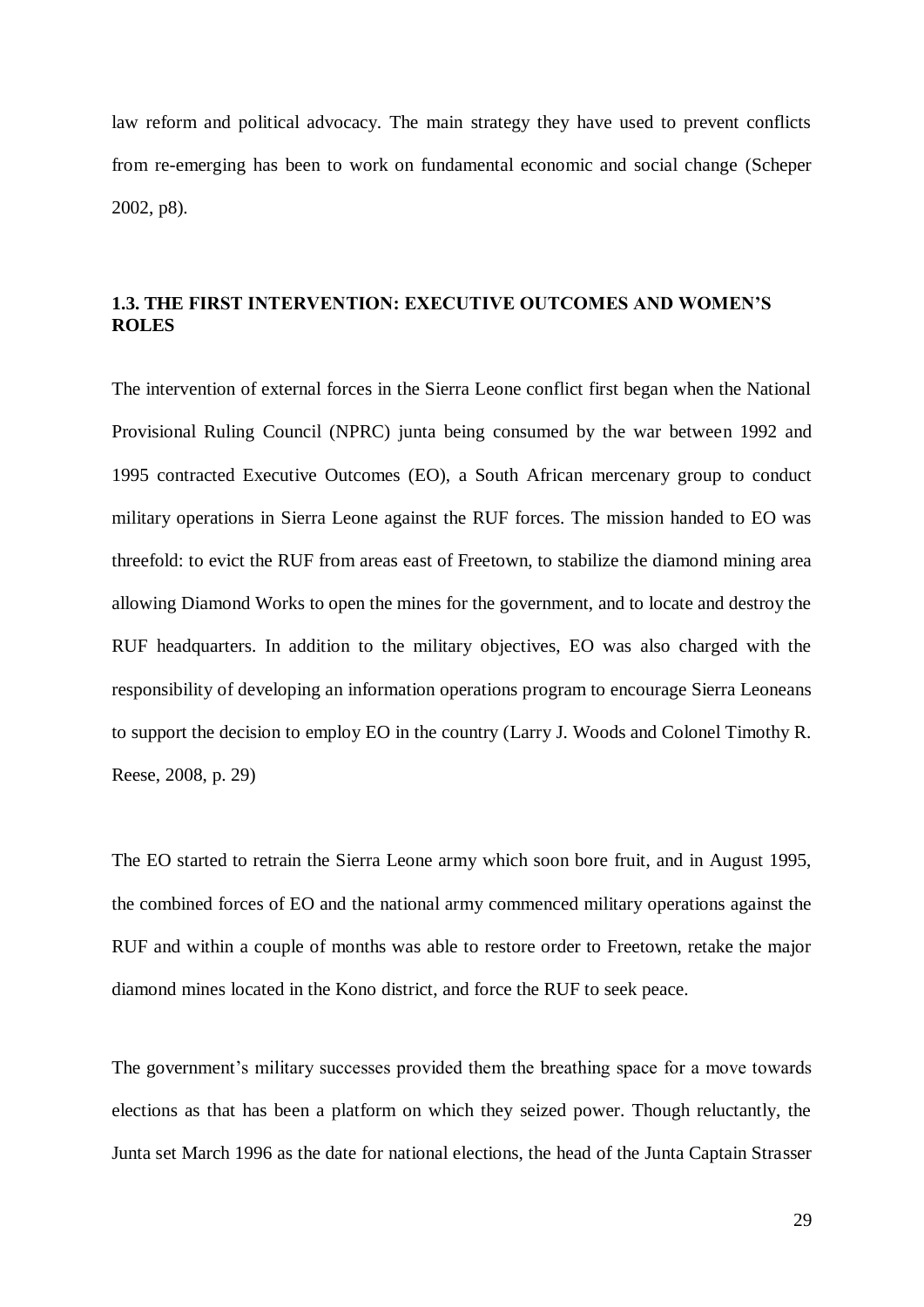law reform and political advocacy. The main strategy they have used to prevent conflicts from re-emerging has been to work on fundamental economic and social change (Scheper 2002, p8).

### 1.3. THE FIRST INTERVENTION: EXECUTIVE OUTCOMES AND WOMEN'S ROLES

The intervention of external forces in the Sierra Leone conflict first began when the National Provisional Ruling Council (NPRC) junta being consumed by the war between 1992 and 1995 contracted Executive Outcomes (EO), a South African mercenary group to conduct military operations in Sierra Leone against the RUF forces. The mission handed to EO was threefold: to evict the RUF from areas east of Freetown, to stabilize the diamond mining area allowing Diamond Works to open the mines for the government, and to locate and destroy the RUF headquarters. In addition to the military objectives, EO was also charged with the responsibility of developing an information operations program to encourage Sierra Leoneans to support the decision to employ EO in the country (Larry J. Woods and Colonel Timothy R. Reese, 2008, p. 29)

The EO started to retrain the Sierra Leone army which soon bore fruit, and in August 1995, the combined forces of EO and the national army commenced military operations against the RUF and within a couple of months was able to restore order to Freetown, retake the major diamond mines located in the Kono district, and force the RUF to seek peace.

The government's military successes provided them the breathing space for a move towards elections as that has been a platform on which they seized power. Though reluctantly, the Junta set March 1996 as the date for national elections, the head of the Junta Captain Strasser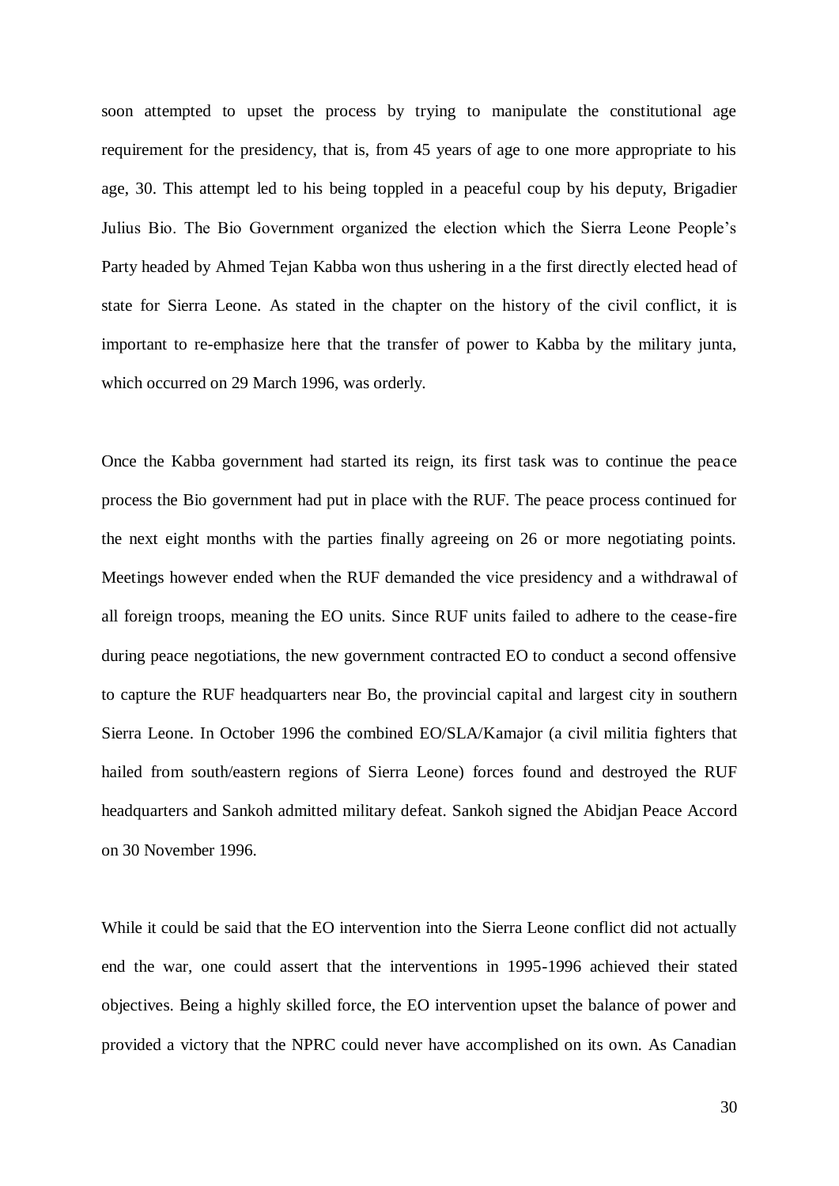soon attempted to upset the process by trying to manipulate the constitutional age requirement for the presidency, that is, from 45 years of age to one more appropriate to his age, 30. This attempt led to his being toppled in a peaceful coup by his deputy, Brigadier Julius Bio. The Bio Government organized the election which the Sierra Leone People's Party headed by Ahmed Tejan Kabba won thus ushering in a the first directly elected head of state for Sierra Leone. As stated in the chapter on the history of the civil conflict, it is important to re-emphasize here that the transfer of power to Kabba by the military junta, which occurred on 29 March 1996, was orderly.

Once the Kabba government had started its reign, its first task was to continue the peace process the Bio government had put in place with the RUF. The peace process continued for the next eight months with the parties finally agreeing on 26 or more negotiating points. Meetings however ended when the RUF demanded the vice presidency and a withdrawal of all foreign troops, meaning the EO units. Since RUF units failed to adhere to the cease-fire during peace negotiations, the new government contracted EO to conduct a second offensive to capture the RUF headquarters near Bo, the provincial capital and largest city in southern Sierra Leone. In October 1996 the combined EO/SLA/Kamajor (a civil militia fighters that hailed from south/eastern regions of Sierra Leone) forces found and destroyed the RUF headquarters and Sankoh admitted military defeat. Sankoh signed the Abidjan Peace Accord on 30 November 1996.

While it could be said that the EO intervention into the Sierra Leone conflict did not actually end the war, one could assert that the interventions in 1995-1996 achieved their stated objectives. Being a highly skilled force, the EO intervention upset the balance of power and provided a victory that the NPRC could never have accomplished on its own. As Canadian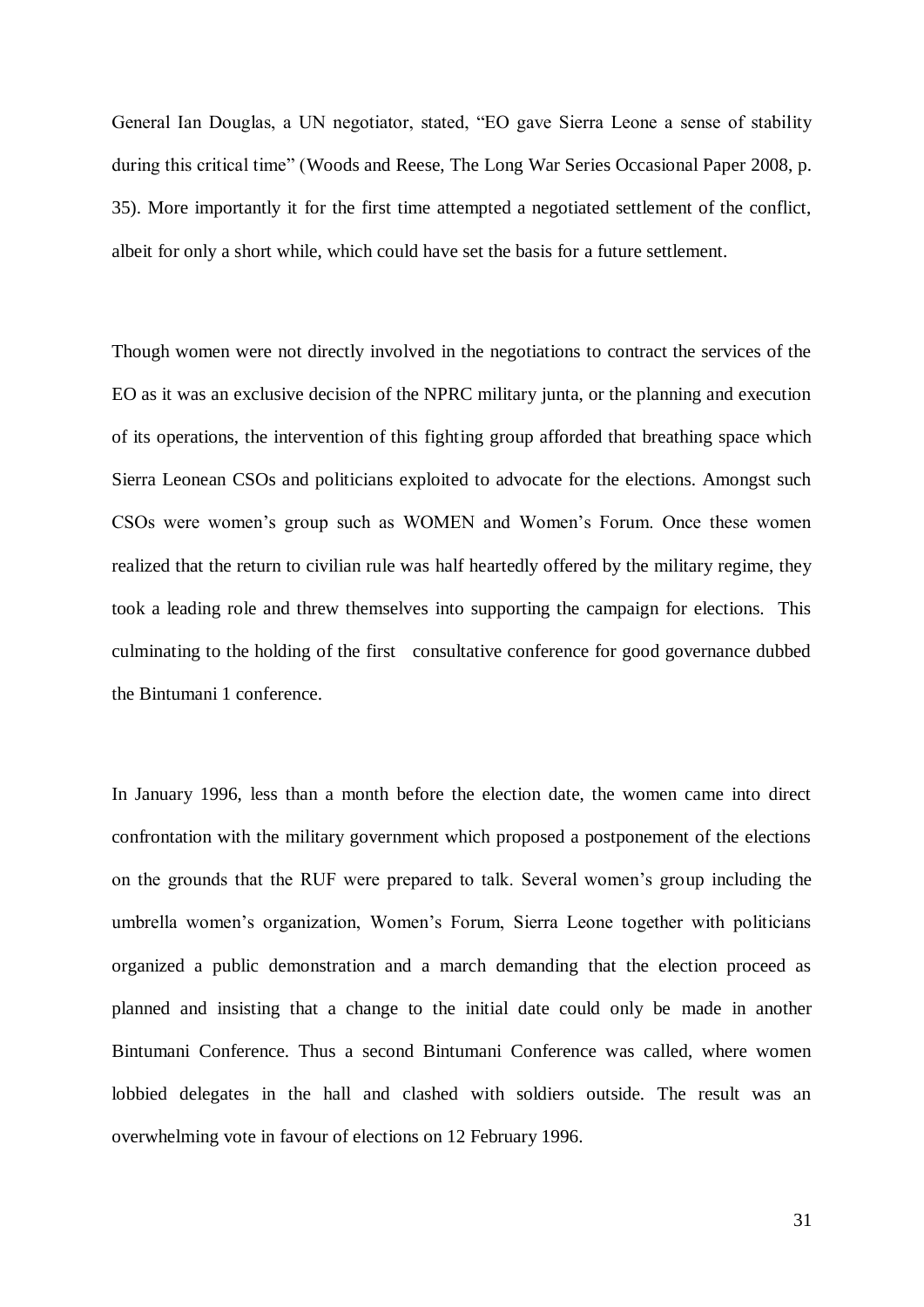General Ian Douglas, a UN negotiator, stated, "EO gave Sierra Leone a sense of stability during this critical time" (Woods and Reese, The Long War Series Occasional Paper 2008, p. 35). More importantly it for the first time attempted a negotiated settlement of the conflict, albeit for only a short while, which could have set the basis for a future settlement.

Though women were not directly involved in the negotiations to contract the services of the EO as it was an exclusive decision of the NPRC military junta, or the planning and execution of its operations, the intervention of this fighting group afforded that breathing space which Sierra Leonean CSOs and politicians exploited to advocate for the elections. Amongst such CSOs were women's group such as WOMEN and Women's Forum. Once these women realized that the return to civilian rule was half heartedly offered by the military regime, they took a leading role and threw themselves into supporting the campaign for elections. This culminating to the holding of the first consultative conference for good governance dubbed the Bintumani 1 conference.

In January 1996, less than a month before the election date, the women came into direct confrontation with the military government which proposed a postponement of the elections on the grounds that the RUF were prepared to talk. Several women's group including the umbrella women's organization, Women's Forum, Sierra Leone together with politicians organized a public demonstration and a march demanding that the election proceed as planned and insisting that a change to the initial date could only be made in another Bintumani Conference. Thus a second Bintumani Conference was called, where women lobbied delegates in the hall and clashed with soldiers outside. The result was an overwhelming vote in favour of elections on 12 February 1996.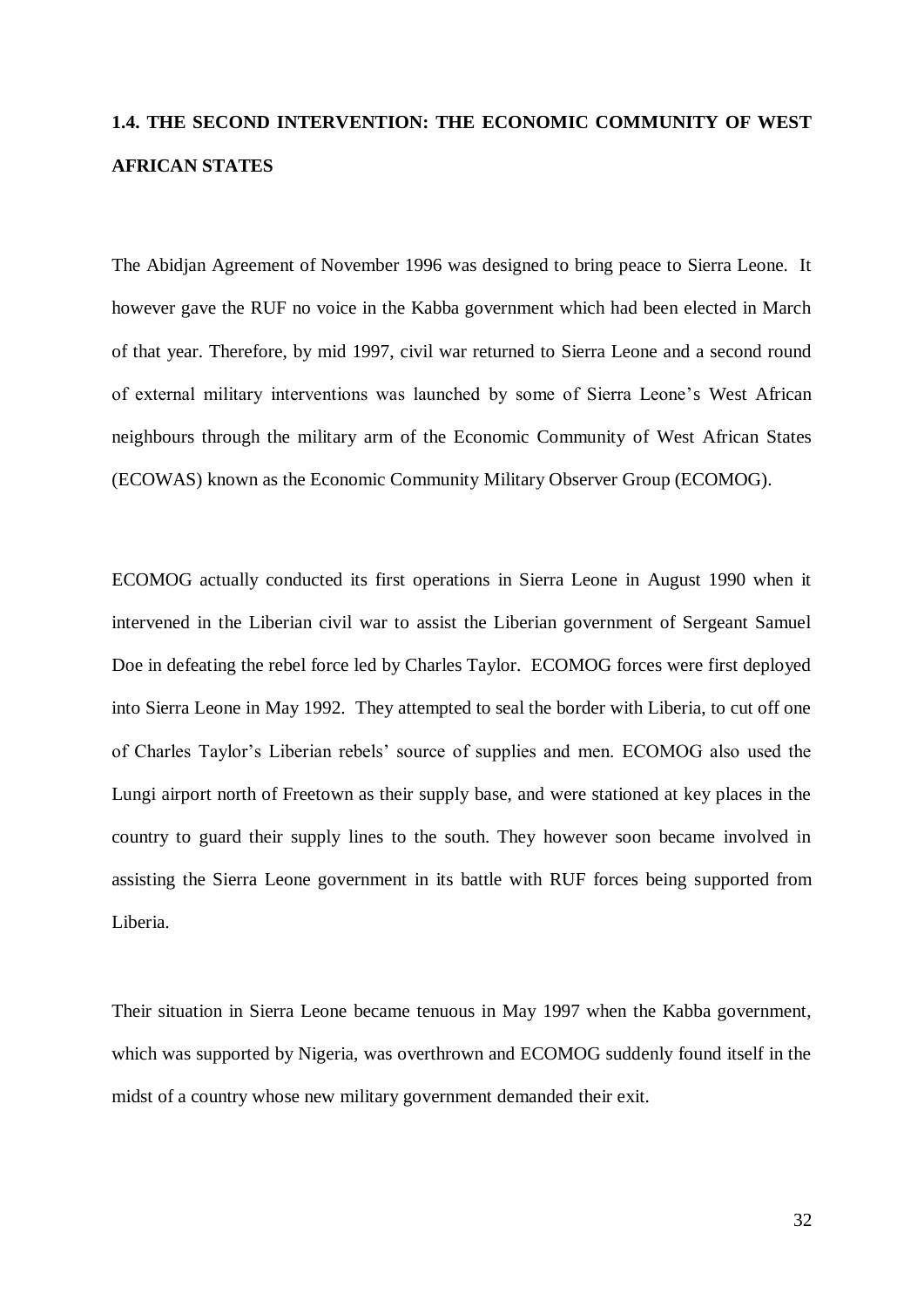## 1.4. THE SECOND INTERVENTION: THE ECONOMIC COMMUNITY OF WEST AFRICAN STATES

The Abidjan Agreement of November 1996 was designed to bring peace to Sierra Leone. It however gave the RUF no voice in the Kabba government which had been elected in March of that year. Therefore, by mid 1997, civil war returned to Sierra Leone and a second round of external military interventions was launched by some of Sierra Leone's West African neighbours through the military arm of the Economic Community of West African States (ECOWAS) known as the Economic Community Military Observer Group (ECOMOG).

ECOMOG actually conducted its first operations in Sierra Leone in August 1990 when it intervened in the Liberian civil war to assist the Liberian government of Sergeant Samuel Doe in defeating the rebel force led by Charles Taylor. ECOMOG forces were first deployed into Sierra Leone in May 1992. They attempted to seal the border with Liberia, to cut off one of Charles Taylor's Liberian rebels' source of supplies and men. ECOMOG also used the Lungi airport north of Freetown as their supply base, and were stationed at key places in the country to guard their supply lines to the south. They however soon became involved in assisting the Sierra Leone government in its battle with RUF forces being supported from Liberia.

Their situation in Sierra Leone became tenuous in May 1997 when the Kabba government, which was supported by Nigeria, was overthrown and ECOMOG suddenly found itself in the midst of a country whose new military government demanded their exit.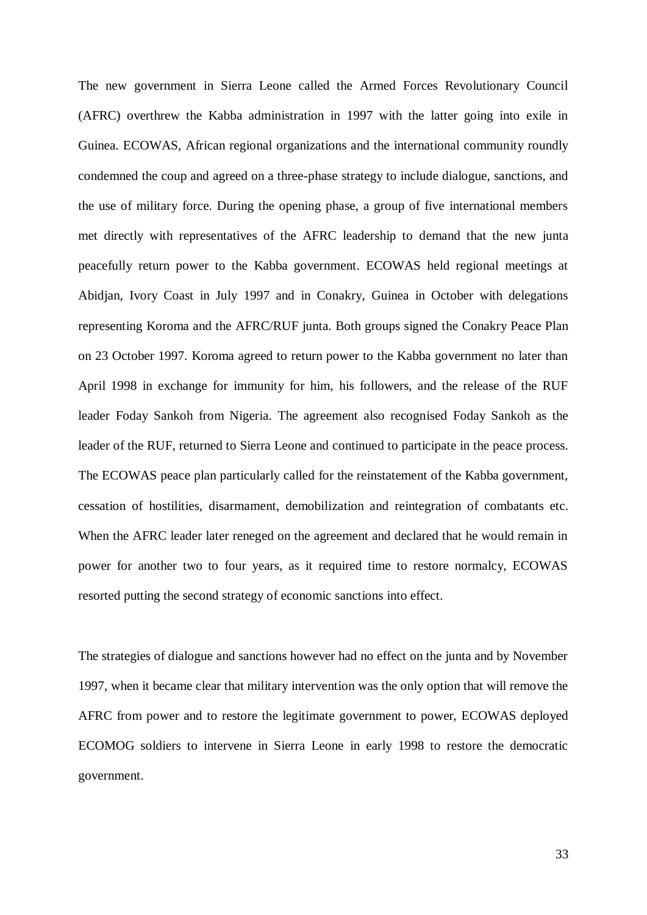The new government in Sierra Leone called the Armed Forces Revolutionary Council (AFRC) overthrew the Kabba administration in 1997 with the latter going into exile in Guinea. ECOWAS, African regional organizations and the international community roundly condemned the coup and agreed on a three-phase strategy to include dialogue, sanctions, and the use of military force. During the opening phase, a group of five international members met directly with representatives of the AFRC leadership to demand that the new junta peacefully return power to the Kabba government. ECOWAS held regional meetings at Abidjan, Ivory Coast in July 1997 and in Conakry, Guinea in October with delegations representing Koroma and the AFRC/RUF junta. Both groups signed the Conakry Peace Plan on 23 October 1997. Koroma agreed to return power to the Kabba government no later than April 1998 in exchange for immunity for him, his followers, and the release of the RUF leader Foday Sankoh from Nigeria. The agreement also recognised Foday Sankoh as the leader of the RUF, returned to Sierra Leone and continued to participate in the peace process. The ECOWAS peace plan particularly called for the reinstatement of the Kabba government, cessation of hostilities, disarmament, demobilization and reintegration of combatants etc. When the AFRC leader later reneged on the agreement and declared that he would remain in power for another two to four years, as it required time to restore normalcy, ECOWAS resorted putting the second strategy of economic sanctions into effect.

The strategies of dialogue and sanctions however had no effect on the junta and by November 1997, when it became clear that military intervention was the only option that will remove the AFRC from power and to restore the legitimate government to power, ECOWAS deployed ECOMOG soldiers to intervene in Sierra Leone in early 1998 to restore the democratic government.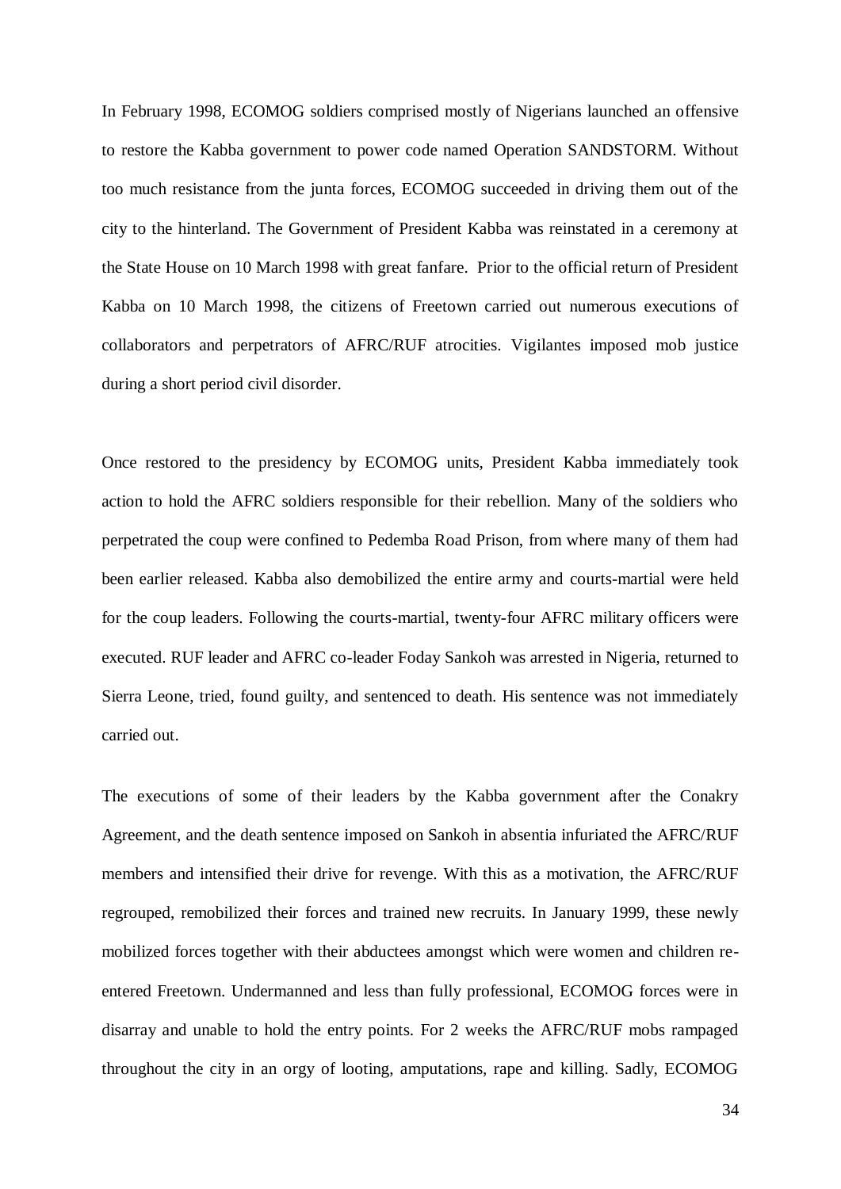In February 1998, ECOMOG soldiers comprised mostly of Nigerians launched an offensive to restore the Kabba government to power code named Operation SANDSTORM. Without too much resistance from the junta forces, ECOMOG succeeded in driving them out of the city to the hinterland. The Government of President Kabba was reinstated in a ceremony at the State House on 10 March 1998 with great fanfare. Prior to the official return of President Kabba on 10 March 1998, the citizens of Freetown carried out numerous executions of collaborators and perpetrators of AFRC/RUF atrocities. Vigilantes imposed mob justice during a short period civil disorder.

Once restored to the presidency by ECOMOG units, President Kabba immediately took action to hold the AFRC soldiers responsible for their rebellion. Many of the soldiers who perpetrated the coup were confined to Pedemba Road Prison, from where many of them had been earlier released. Kabba also demobilized the entire army and courts-martial were held for the coup leaders. Following the courts-martial, twenty-four AFRC military officers were executed. RUF leader and AFRC co-leader Foday Sankoh was arrested in Nigeria, returned to Sierra Leone, tried, found guilty, and sentenced to death. His sentence was not immediately carried out.

The executions of some of their leaders by the Kabba government after the Conakry Agreement, and the death sentence imposed on Sankoh in absentia infuriated the AFRC/RUF members and intensified their drive for revenge. With this as a motivation, the AFRC/RUF regrouped, remobilized their forces and trained new recruits. In January 1999, these newly mobilized forces together with their abductees amongst which were women and children re-entered Freetown. Undermanned and less than fully professional, ECOMOG forces were in disarray and unable to hold the entry points. For 2 weeks the AFRC/RUF mobs rampaged throughout the city in an orgy of looting, amputations, rape and killing. Sadly, ECOMOG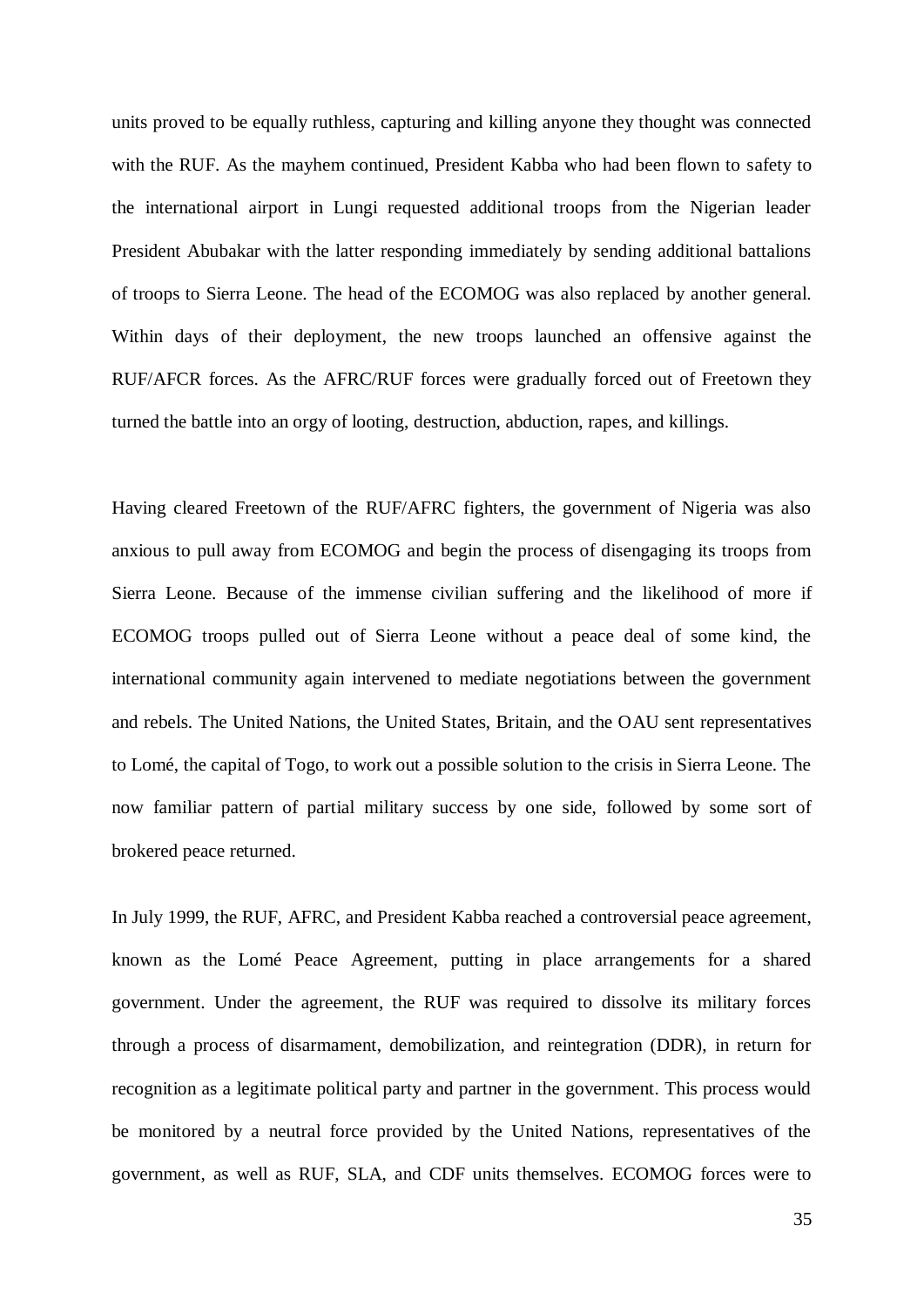units proved to be equally ruthless, capturing and killing anyone they thought was connected with the RUF. As the mayhem continued, President Kabba who had been flown to safety to the international airport in Lungi requested additional troops from the Nigerian leader President Abubakar with the latter responding immediately by sending additional battalions of troops to Sierra Leone. The head of the ECOMOG was also replaced by another general. Within days of their deployment, the new troops launched an offensive against the RUF/AFCR forces. As the AFRC/RUF forces were gradually forced out of Freetown they turned the battle into an orgy of looting, destruction, abduction, rapes, and killings.

Having cleared Freetown of the RUF/AFRC fighters, the government of Nigeria was also anxious to pull away from ECOMOG and begin the process of disengaging its troops from Sierra Leone. Because of the immense civilian suffering and the likelihood of more if ECOMOG troops pulled out of Sierra Leone without a peace deal of some kind, the international community again intervened to mediate negotiations between the government and rebels. The United Nations, the United States, Britain, and the OAU sent representatives to Lomé, the capital of Togo, to work out a possible solution to the crisis in Sierra Leone. The now familiar pattern of partial military success by one side, followed by some sort of brokered peace returned.

In July 1999, the RUF, AFRC, and President Kabba reached a controversial peace agreement, known as the Lomé Peace Agreement, putting in place arrangements for a shared government. Under the agreement, the RUF was required to dissolve its military forces through a process of disarmament, demobilization, and reintegration (DDR), in return for recognition as a legitimate political party and partner in the government. This process would be monitored by a neutral force provided by the United Nations, representatives of the government, as well as RUF, SLA, and CDF units themselves. ECOMOG forces were to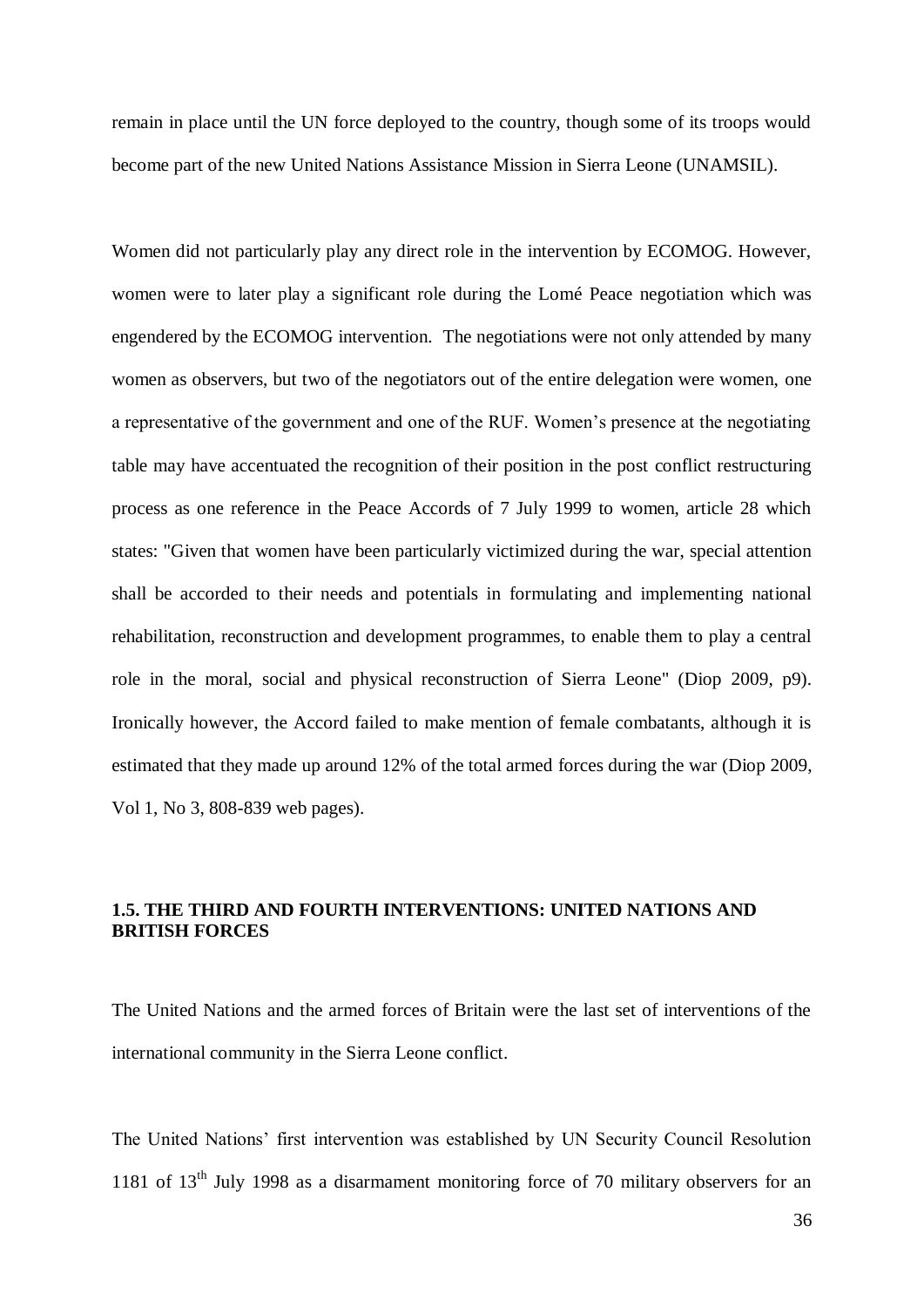remain in place until the UN force deployed to the country, though some of its troops would become part of the new United Nations Assistance Mission in Sierra Leone (UNAMSIL).

Women did not particularly play any direct role in the intervention by ECOMOG. However, women were to later play a significant role during the Lomé Peace negotiation which was engendered by the ECOMOG intervention. The negotiations were not only attended by many women as observers, but two of the negotiators out of the entire delegation were women, one a representative of the government and one of the RUF. Women's presence at the negotiating table may have accentuated the recognition of their position in the post conflict restructuring process as one reference in the Peace Accords of 7 July 1999 to women, article 28 which states: "Given that women have been particularly victimized during the war, special attention shall be accorded to their needs and potentials in formulating and implementing national rehabilitation, reconstruction and development programmes, to enable them to play a central role in the moral, social and physical reconstruction of Sierra Leone" (Diop 2009, p9). Ironically however, the Accord failed to make mention of female combatants, although it is estimated that they made up around 12% of the total armed forces during the war (Diop 2009, Vol 1, No 3, 808-839 web pages).

### 1.5. THE THIRD AND FOURTH INTERVENTIONS: UNITED NATIONS AND BRITISH FORCES

The United Nations and the armed forces of Britain were the last set of interventions of the international community in the Sierra Leone conflict.

The United Nations' first intervention was established by UN Security Council Resolution 1181 of 13th July 1998 as a disarmament monitoring force of 70 military observers for an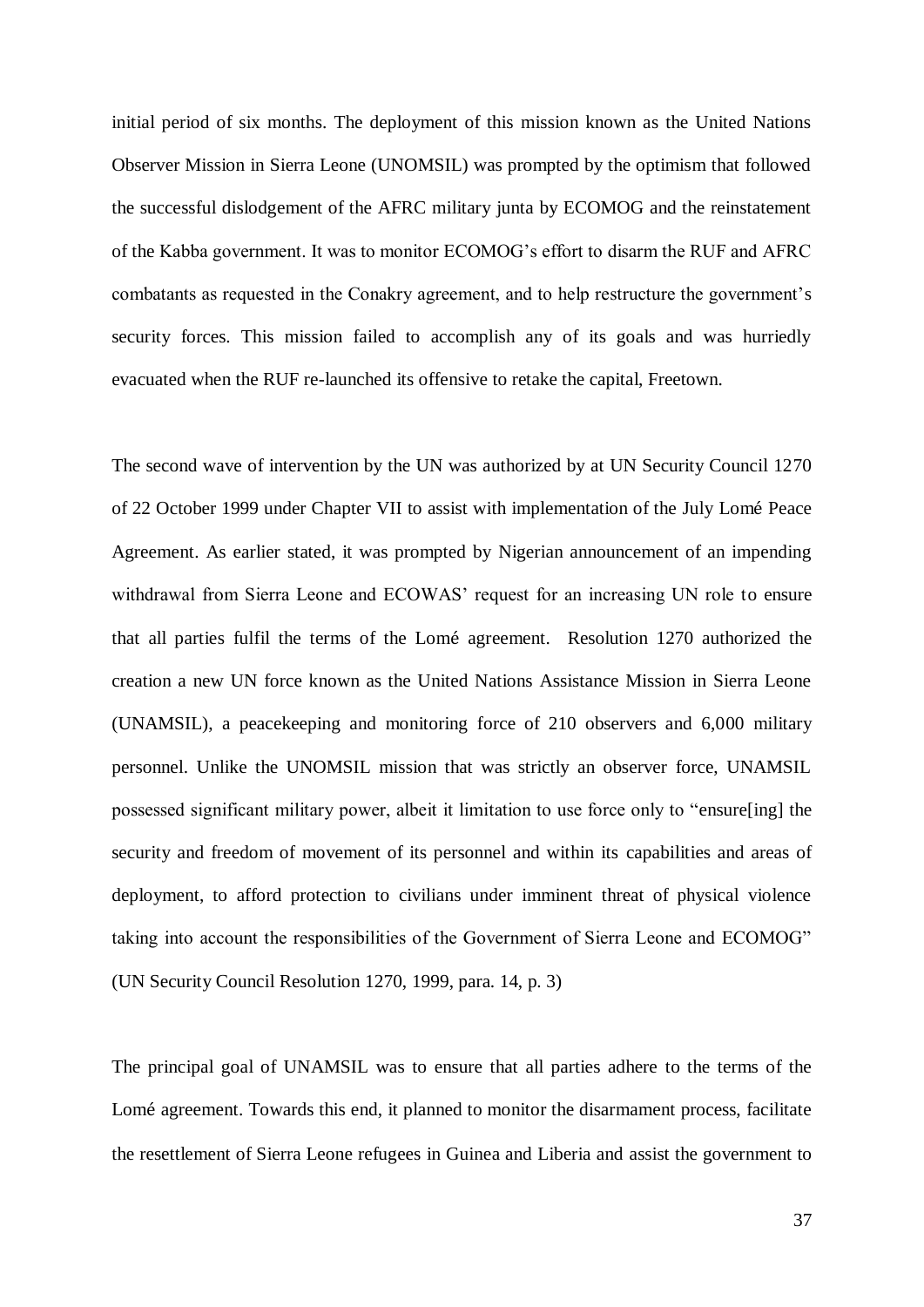initial period of six months. The deployment of this mission known as the United Nations Observer Mission in Sierra Leone (UNOMSIL) was prompted by the optimism that followed the successful dislodgement of the AFRC military junta by ECOMOG and the reinstatement of the Kabba government. It was to monitor ECOMOG's effort to disarm the RUF and AFRC combatants as requested in the Conakry agreement, and to help restructure the government's security forces. This mission failed to accomplish any of its goals and was hurriedly evacuated when the RUF re-launched its offensive to retake the capital, Freetown.

The second wave of intervention by the UN was authorized by at UN Security Council 1270 of 22 October 1999 under Chapter VII to assist with implementation of the July Lomé Peace Agreement. As earlier stated, it was prompted by Nigerian announcement of an impending withdrawal from Sierra Leone and ECOWAS' request for an increasing UN role to ensure that all parties fulfil the terms of the Lomé agreement. Resolution 1270 authorized the creation a new UN force known as the United Nations Assistance Mission in Sierra Leone (UNAMSIL), a peacekeeping and monitoring force of 210 observers and 6,000 military personnel. Unlike the UNOMSIL mission that was strictly an observer force, UNAMSIL possessed significant military power, albeit it limitation to use force only to "ensure[ing] the security and freedom of movement of its personnel and within its capabilities and areas of deployment, to afford protection to civilians under imminent threat of physical violence taking into account the responsibilities of the Government of Sierra Leone and ECOMOG" (UN Security Council Resolution 1270, 1999, para. 14, p. 3)

The principal goal of UNAMSIL was to ensure that all parties adhere to the terms of the Lomé agreement. Towards this end, it planned to monitor the disarmament process, facilitate the resettlement of Sierra Leone refugees in Guinea and Liberia and assist the government to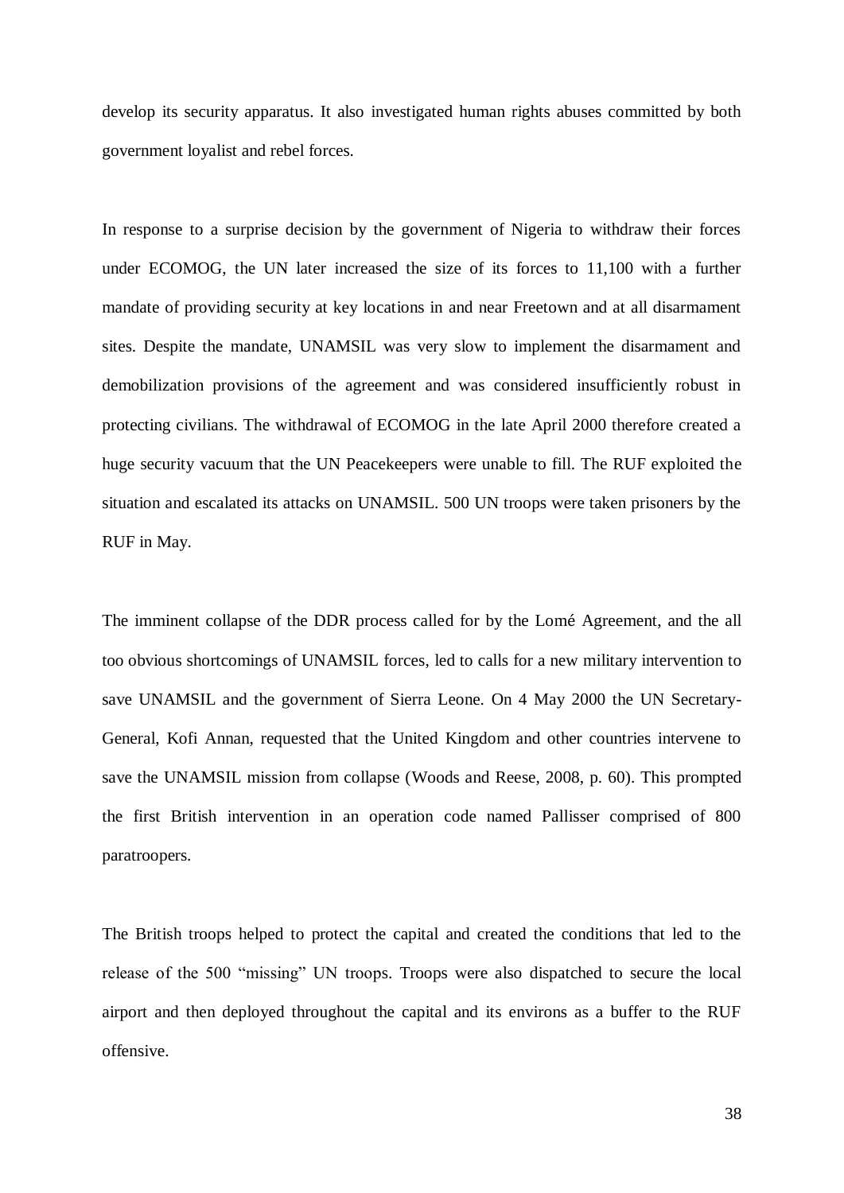develop its security apparatus. It also investigated human rights abuses committed by both government loyalist and rebel forces.

In response to a surprise decision by the government of Nigeria to withdraw their forces under ECOMOG, the UN later increased the size of its forces to 11,100 with a further mandate of providing security at key locations in and near Freetown and at all disarmament sites. Despite the mandate, UNAMSIL was very slow to implement the disarmament and demobilization provisions of the agreement and was considered insufficiently robust in protecting civilians. The withdrawal of ECOMOG in the late April 2000 therefore created a huge security vacuum that the UN Peacekeepers were unable to fill. The RUF exploited the situation and escalated its attacks on UNAMSIL. 500 UN troops were taken prisoners by the RUF in May.

The imminent collapse of the DDR process called for by the Lomé Agreement, and the all too obvious shortcomings of UNAMSIL forces, led to calls for a new military intervention to save UNAMSIL and the government of Sierra Leone. On 4 May 2000 the UN Secretary-General, Kofi Annan, requested that the United Kingdom and other countries intervene to save the UNAMSIL mission from collapse (Woods and Reese, 2008, p. 60). This prompted the first British intervention in an operation code named Pallisser comprised of 800 paratroopers.

The British troops helped to protect the capital and created the conditions that led to the release of the 500 "missing" UN troops. Troops were also dispatched to secure the local airport and then deployed throughout the capital and its environs as a buffer to the RUF offensive.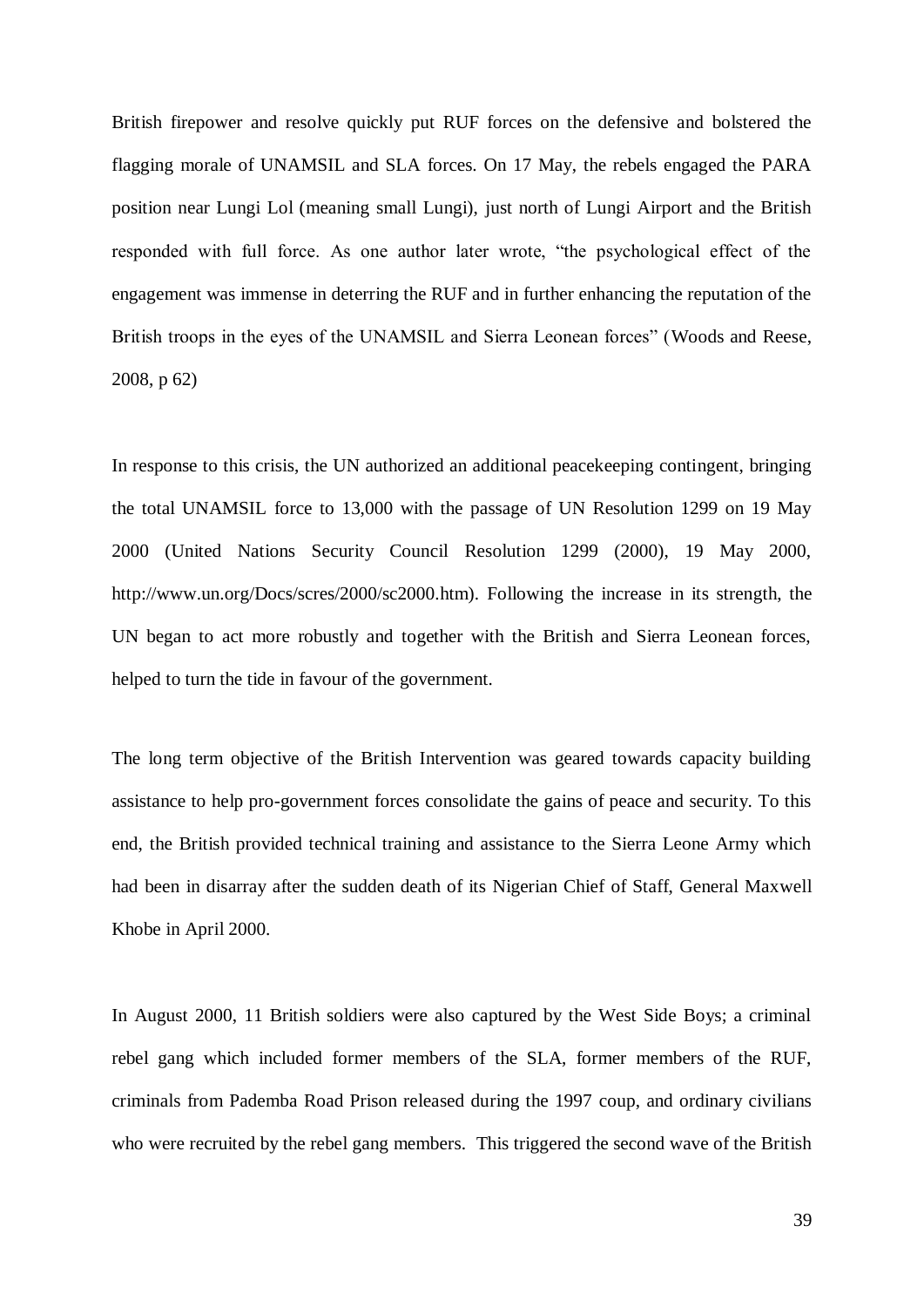British firepower and resolve quickly put RUF forces on the defensive and bolstered the flagging morale of UNAMSIL and SLA forces. On 17 May, the rebels engaged the PARA position near Lungi Lol (meaning small Lungi), just north of Lungi Airport and the British responded with full force. As one author later wrote, "the psychological effect of the engagement was immense in deterring the RUF and in further enhancing the reputation of the British troops in the eyes of the UNAMSIL and Sierra Leonean forces" (Woods and Reese, 2008, p 62)

In response to this crisis, the UN authorized an additional peacekeeping contingent, bringing the total UNAMSIL force to 13,000 with the passage of UN Resolution 1299 on 19 May 2000 (United Nations Security Council Resolution 1299 (2000), 19 May 2000, http://www.un.org/Docs/scres/2000/sc2000.htm). Following the increase in its strength, the UN began to act more robustly and together with the British and Sierra Leonean forces, helped to turn the tide in favour of the government.

The long term objective of the British Intervention was geared towards capacity building assistance to help pro-government forces consolidate the gains of peace and security. To this end, the British provided technical training and assistance to the Sierra Leone Army which had been in disarray after the sudden death of its Nigerian Chief of Staff, General Maxwell Khobe in April 2000.

In August 2000, 11 British soldiers were also captured by the West Side Boys; a criminal rebel gang which included former members of the SLA, former members of the RUF, criminals from Pademba Road Prison released during the 1997 coup, and ordinary civilians who were recruited by the rebel gang members. This triggered the second wave of the British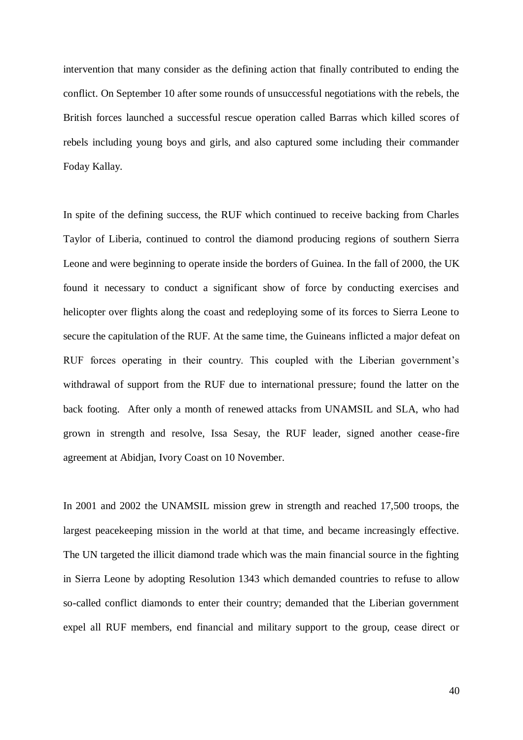intervention that many consider as the defining action that finally contributed to ending the conflict. On September 10 after some rounds of unsuccessful negotiations with the rebels, the British forces launched a successful rescue operation called Barras which killed scores of rebels including young boys and girls, and also captured some including their commander Foday Kallay.

In spite of the defining success, the RUF which continued to receive backing from Charles Taylor of Liberia, continued to control the diamond producing regions of southern Sierra Leone and were beginning to operate inside the borders of Guinea. In the fall of 2000, the UK found it necessary to conduct a significant show of force by conducting exercises and helicopter over flights along the coast and redeploying some of its forces to Sierra Leone to secure the capitulation of the RUF. At the same time, the Guineans inflicted a major defeat on RUF forces operating in their country. This coupled with the Liberian government's withdrawal of support from the RUF due to international pressure; found the latter on the back footing. After only a month of renewed attacks from UNAMSIL and SLA, who had grown in strength and resolve, Issa Sesay, the RUF leader, signed another cease-fire agreement at Abidjan, Ivory Coast on 10 November.

In 2001 and 2002 the UNAMSIL mission grew in strength and reached 17,500 troops, the largest peacekeeping mission in the world at that time, and became increasingly effective. The UN targeted the illicit diamond trade which was the main financial source in the fighting in Sierra Leone by adopting Resolution 1343 which demanded countries to refuse to allow so-called conflict diamonds to enter their country; demanded that the Liberian government expel all RUF members, end financial and military support to the group, cease direct or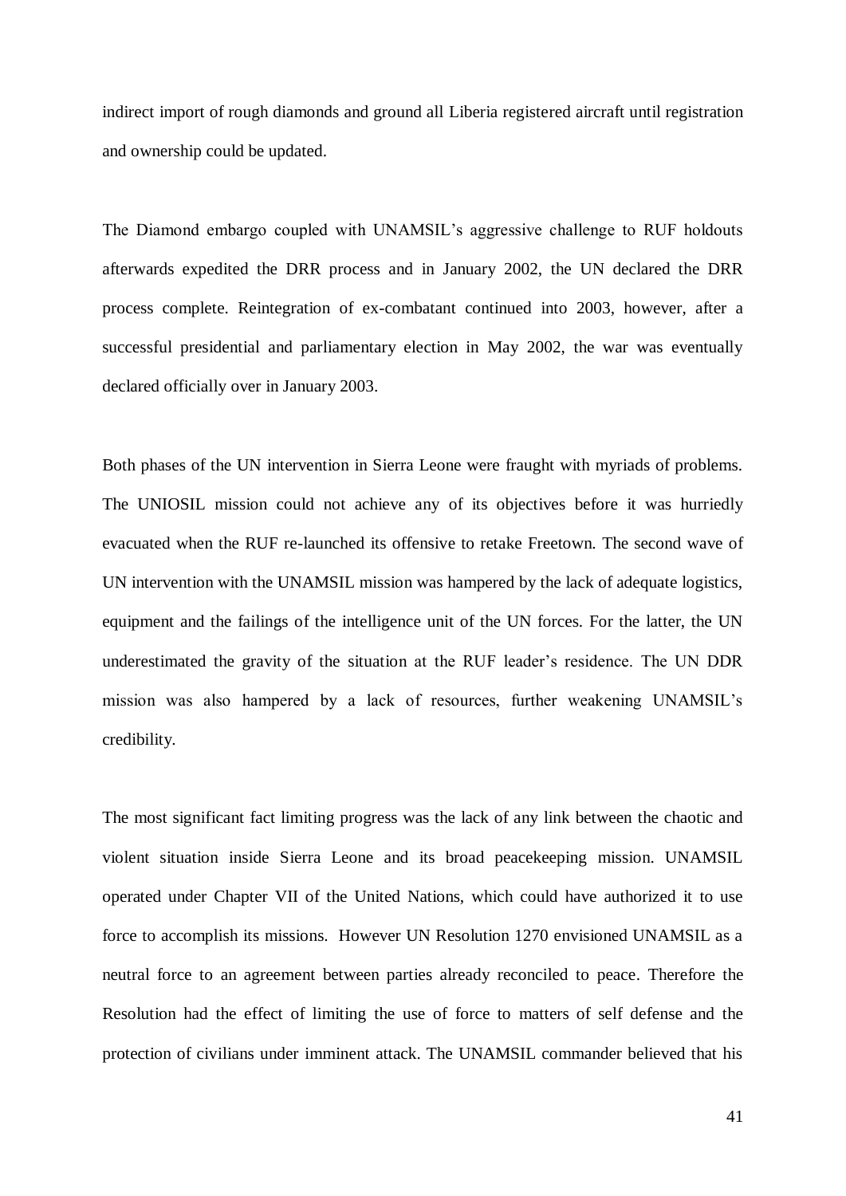indirect import of rough diamonds and ground all Liberia registered aircraft until registration and ownership could be updated.

The Diamond embargo coupled with UNAMSIL's aggressive challenge to RUF holdouts afterwards expedited the DRR process and in January 2002, the UN declared the DRR process complete. Reintegration of ex-combatant continued into 2003, however, after a successful presidential and parliamentary election in May 2002, the war was eventually declared officially over in January 2003.

Both phases of the UN intervention in Sierra Leone were fraught with myriads of problems. The UNIOSIL mission could not achieve any of its objectives before it was hurriedly evacuated when the RUF re-launched its offensive to retake Freetown. The second wave of UN intervention with the UNAMSIL mission was hampered by the lack of adequate logistics, equipment and the failings of the intelligence unit of the UN forces. For the latter, the UN underestimated the gravity of the situation at the RUF leader's residence. The UN DDR mission was also hampered by a lack of resources, further weakening UNAMSIL's credibility.

The most significant fact limiting progress was the lack of any link between the chaotic and violent situation inside Sierra Leone and its broad peacekeeping mission. UNAMSIL operated under Chapter VII of the United Nations, which could have authorized it to use force to accomplish its missions. However UN Resolution 1270 envisioned UNAMSIL as a neutral force to an agreement between parties already reconciled to peace. Therefore the Resolution had the effect of limiting the use of force to matters of self defense and the protection of civilians under imminent attack. The UNAMSIL commander believed that his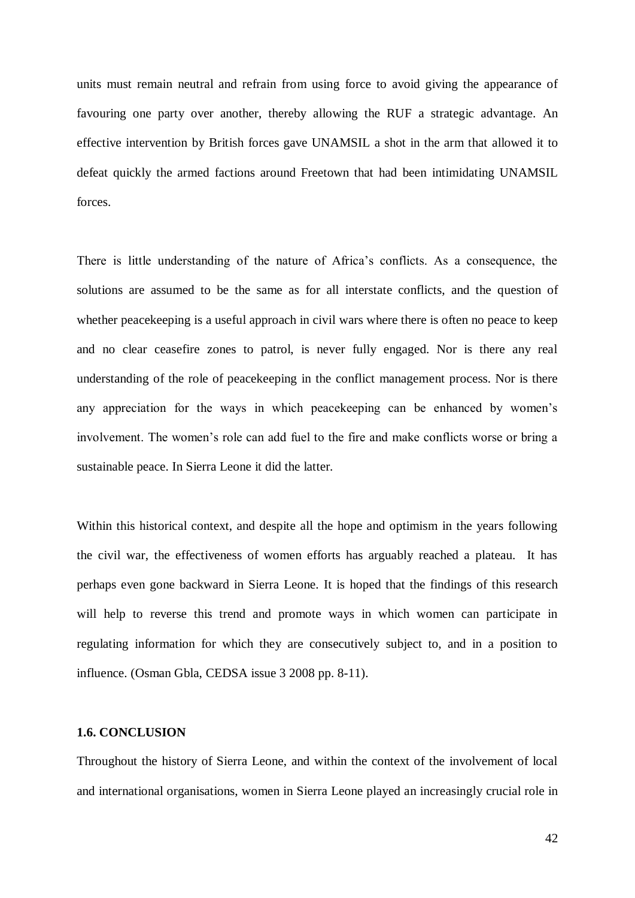units must remain neutral and refrain from using force to avoid giving the appearance of favouring one party over another, thereby allowing the RUF a strategic advantage. An effective intervention by British forces gave UNAMSIL a shot in the arm that allowed it to defeat quickly the armed factions around Freetown that had been intimidating UNAMSIL forces.

There is little understanding of the nature of Africa's conflicts. As a consequence, the solutions are assumed to be the same as for all interstate conflicts, and the question of whether peacekeeping is a useful approach in civil wars where there is often no peace to keep and no clear ceasefire zones to patrol, is never fully engaged. Nor is there any real understanding of the role of peacekeeping in the conflict management process. Nor is there any appreciation for the ways in which peacekeeping can be enhanced by women's involvement. The women's role can add fuel to the fire and make conflicts worse or bring a sustainable peace. In Sierra Leone it did the latter.

Within this historical context, and despite all the hope and optimism in the years following the civil war, the effectiveness of women efforts has arguably reached a plateau. It has perhaps even gone backward in Sierra Leone. It is hoped that the findings of this research will help to reverse this trend and promote ways in which women can participate in regulating information for which they are consecutively subject to, and in a position to influence. (Osman Gbla, CEDSA issue 3 2008 pp. 8-11).

**1.6. CONCLUSION**

Throughout the history of Sierra Leone, and within the context of the involvement of local and international organisations, women in Sierra Leone played an increasingly crucial role in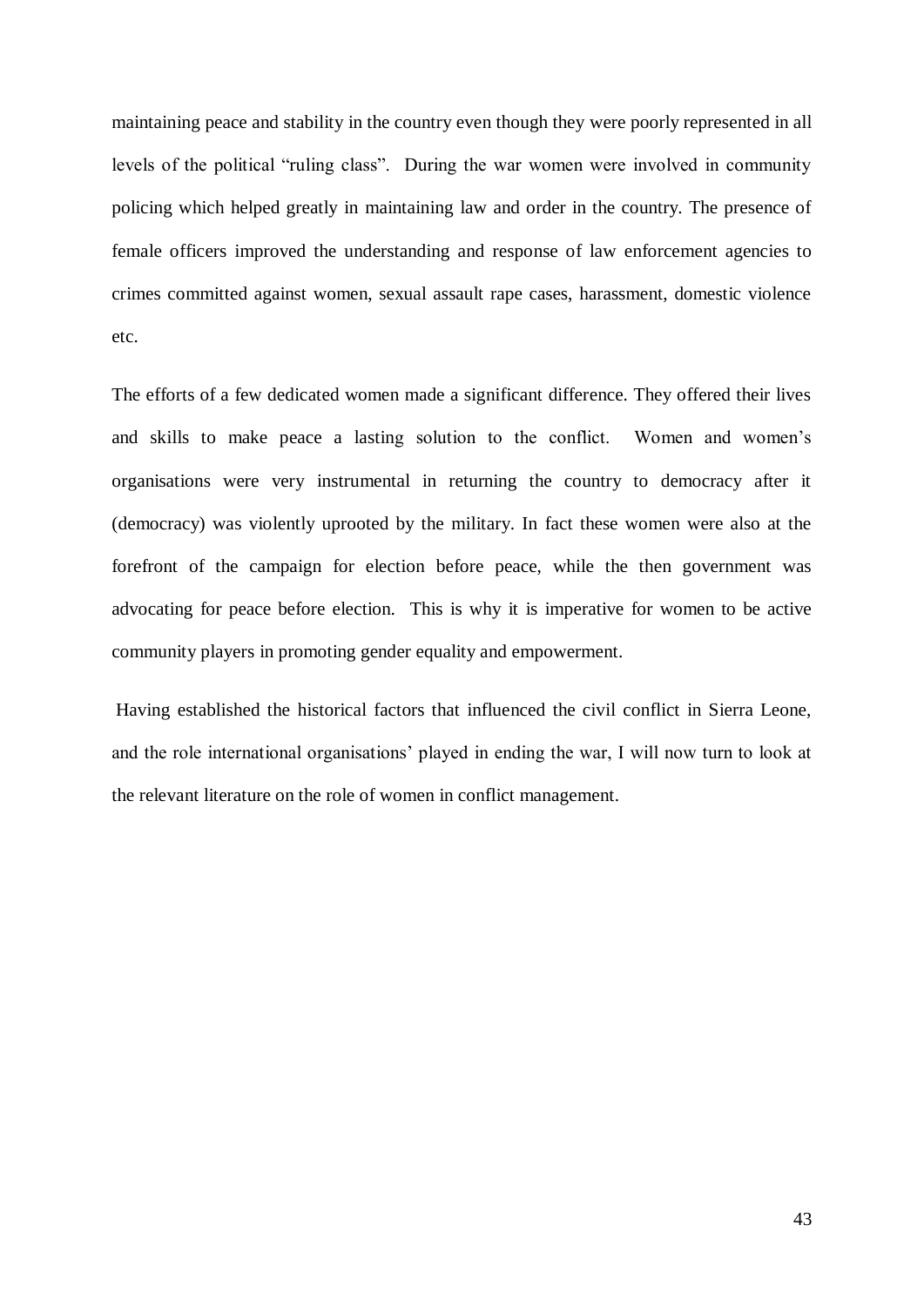maintaining peace and stability in the country even though they were poorly represented in all levels of the political "ruling class". During the war women were involved in community policing which helped greatly in maintaining law and order in the country. The presence of female officers improved the understanding and response of law enforcement agencies to crimes committed against women, sexual assault rape cases, harassment, domestic violence etc.

The efforts of a few dedicated women made a significant difference. They offered their lives and skills to make peace a lasting solution to the conflict. Women and women's organisations were very instrumental in returning the country to democracy after it (democracy) was violently uprooted by the military. In fact these women were also at the forefront of the campaign for election before peace, while the then government was advocating for peace before election. This is why it is imperative for women to be active community players in promoting gender equality and empowerment.

Having established the historical factors that influenced the civil conflict in Sierra Leone, and the role international organisations' played in ending the war, I will now turn to look at the relevant literature on the role of women in conflict management.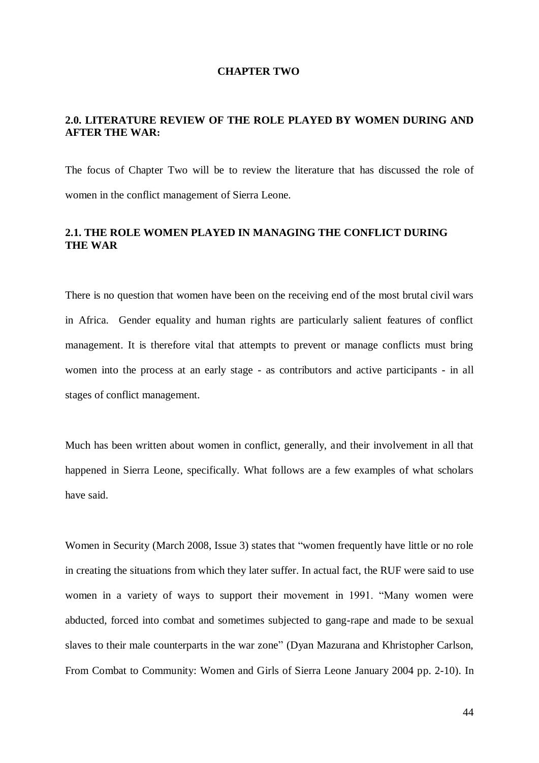# CHAPTER TWO

## 2.0. LITERATURE REVIEW OF THE ROLE PLAYED BY WOMEN DURING AND AFTER THE WAR:

The focus of Chapter Two will be to review the literature that has discussed the role of women in the conflict management of Sierra Leone.

## 2.1. THE ROLE WOMEN PLAYED IN MANAGING THE CONFLICT DURING THE WAR

There is no question that women have been on the receiving end of the most brutal civil wars in Africa. Gender equality and human rights are particularly salient features of conflict management. It is therefore vital that attempts to prevent or manage conflicts must bring women into the process at an early stage - as contributors and active participants - in all stages of conflict management.

Much has been written about women in conflict, generally, and their involvement in all that happened in Sierra Leone, specifically. What follows are a few examples of what scholars have said.

Women in Security (March 2008, Issue 3) states that "women frequently have little or no role in creating the situations from which they later suffer. In actual fact, the RUF were said to use women in a variety of ways to support their movement in 1991. "Many women were abducted, forced into combat and sometimes subjected to gang-rape and made to be sexual slaves to their male counterparts in the war zone" (Dyan Mazurana and Khristopher Carlson, From Combat to Community: Women and Girls of Sierra Leone January 2004 pp. 2-10). In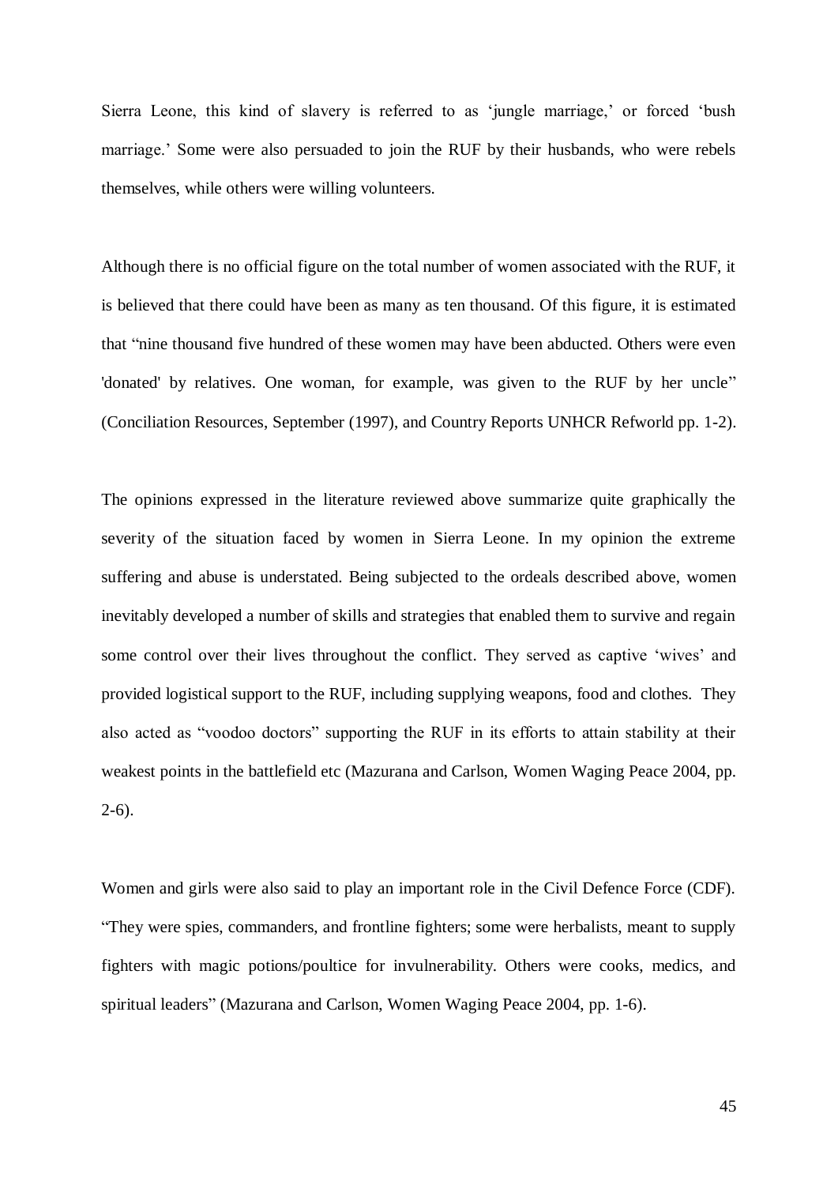Sierra Leone, this kind of slavery is referred to as 'jungle marriage,' or forced 'bush marriage.' Some were also persuaded to join the RUF by their husbands, who were rebels themselves, while others were willing volunteers.

Although there is no official figure on the total number of women associated with the RUF, it is believed that there could have been as many as ten thousand. Of this figure, it is estimated that "nine thousand five hundred of these women may have been abducted. Others were even 'donated' by relatives. One woman, for example, was given to the RUF by her uncle" (Conciliation Resources, September (1997), and Country Reports UNHCR Refworld pp. 1-2).

The opinions expressed in the literature reviewed above summarize quite graphically the severity of the situation faced by women in Sierra Leone. In my opinion the extreme suffering and abuse is understated. Being subjected to the ordeals described above, women inevitably developed a number of skills and strategies that enabled them to survive and regain some control over their lives throughout the conflict. They served as captive 'wives' and provided logistical support to the RUF, including supplying weapons, food and clothes. They also acted as "voodoo doctors" supporting the RUF in its efforts to attain stability at their weakest points in the battlefield etc (Mazurana and Carlson, Women Waging Peace 2004, pp. 2-6).

Women and girls were also said to play an important role in the Civil Defence Force (CDF). "They were spies, commanders, and frontline fighters; some were herbalists, meant to supply fighters with magic potions/poultice for invulnerability. Others were cooks, medics, and spiritual leaders" (Mazurana and Carlson, Women Waging Peace 2004, pp. 1-6).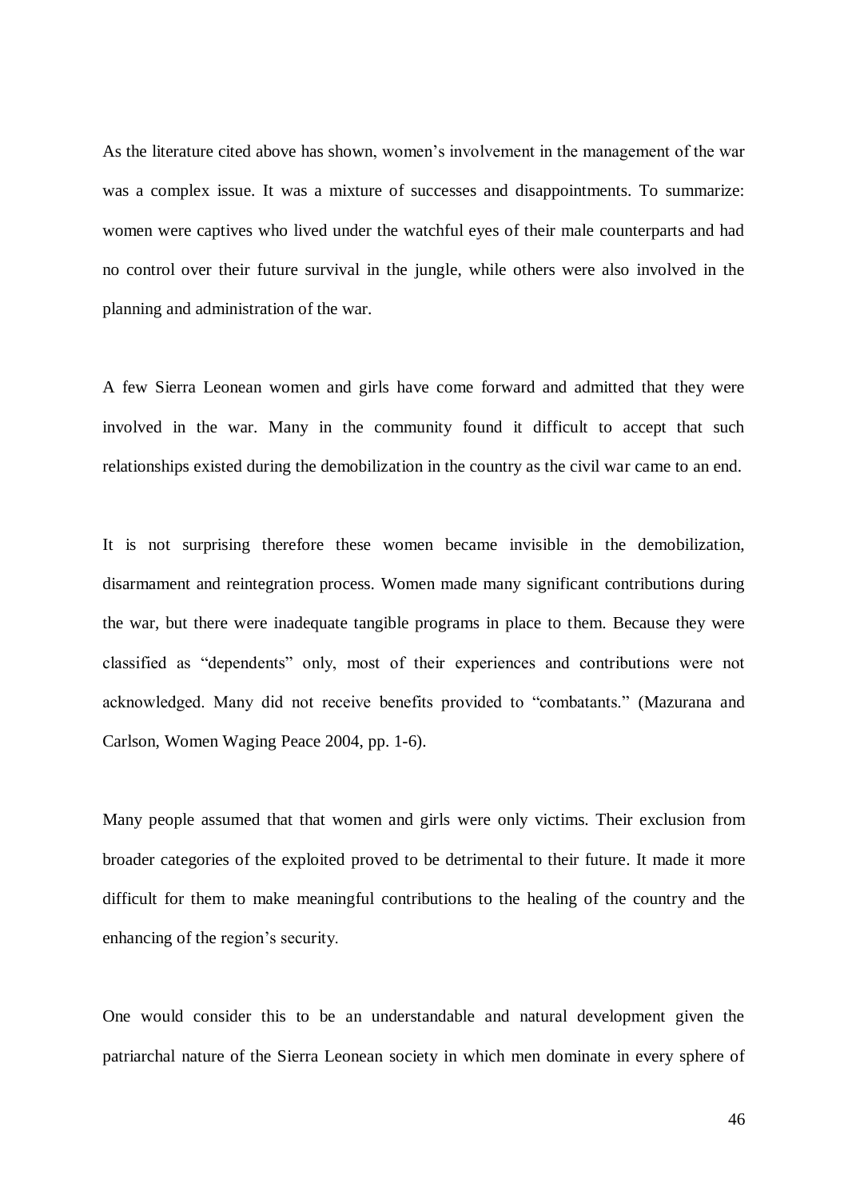As the literature cited above has shown, women's involvement in the management of the war was a complex issue. It was a mixture of successes and disappointments. To summarize: women were captives who lived under the watchful eyes of their male counterparts and had no control over their future survival in the jungle, while others were also involved in the planning and administration of the war.

A few Sierra Leonean women and girls have come forward and admitted that they were involved in the war. Many in the community found it difficult to accept that such relationships existed during the demobilization in the country as the civil war came to an end.

It is not surprising therefore these women became invisible in the demobilization, disarmament and reintegration process. Women made many significant contributions during the war, but there were inadequate tangible programs in place to them. Because they were classified as "dependents" only, most of their experiences and contributions were not acknowledged. Many did not receive benefits provided to "combatants." (Mazurana and Carlson, Women Waging Peace 2004, pp. 1-6).

Many people assumed that that women and girls were only victims. Their exclusion from broader categories of the exploited proved to be detrimental to their future. It made it more difficult for them to make meaningful contributions to the healing of the country and the enhancing of the region's security.

One would consider this to be an understandable and natural development given the patriarchal nature of the Sierra Leonean society in which men dominate in every sphere of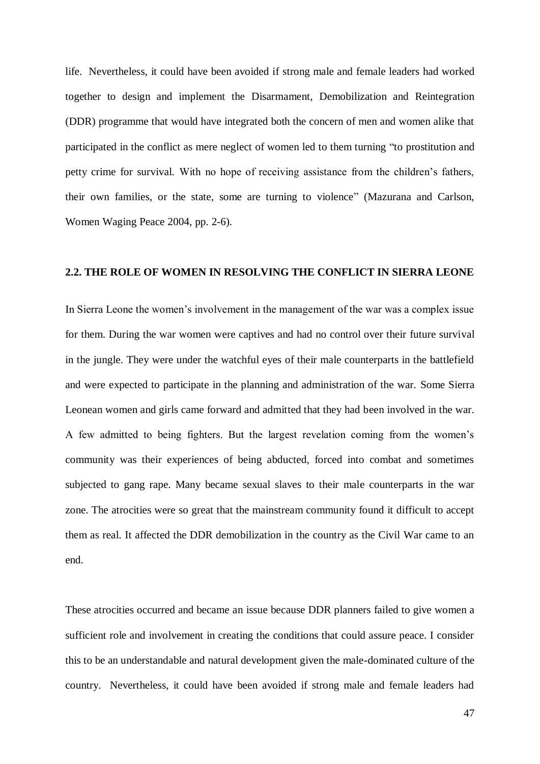life. Nevertheless, it could have been avoided if strong male and female leaders had worked together to design and implement the Disarmament, Demobilization and Reintegration (DDR) programme that would have integrated both the concern of men and women alike that participated in the conflict as mere neglect of women led to them turning "to prostitution and petty crime for survival. With no hope of receiving assistance from the children's fathers, their own families, or the state, some are turning to violence" (Mazurana and Carlson, Women Waging Peace 2004, pp. 2-6).

## 2.2. THE ROLE OF WOMEN IN RESOLVING THE CONFLICT IN SIERRA LEONE

In Sierra Leone the women's involvement in the management of the war was a complex issue for them. During the war women were captives and had no control over their future survival in the jungle. They were under the watchful eyes of their male counterparts in the battlefield and were expected to participate in the planning and administration of the war. Some Sierra Leonean women and girls came forward and admitted that they had been involved in the war. A few admitted to being fighters. But the largest revelation coming from the women's community was their experiences of being abducted, forced into combat and sometimes subjected to gang rape. Many became sexual slaves to their male counterparts in the war zone. The atrocities were so great that the mainstream community found it difficult to accept them as real. It affected the DDR demobilization in the country as the Civil War came to an end.

These atrocities occurred and became an issue because DDR planners failed to give women a sufficient role and involvement in creating the conditions that could assure peace. I consider this to be an understandable and natural development given the male-dominated culture of the country. Nevertheless, it could have been avoided if strong male and female leaders had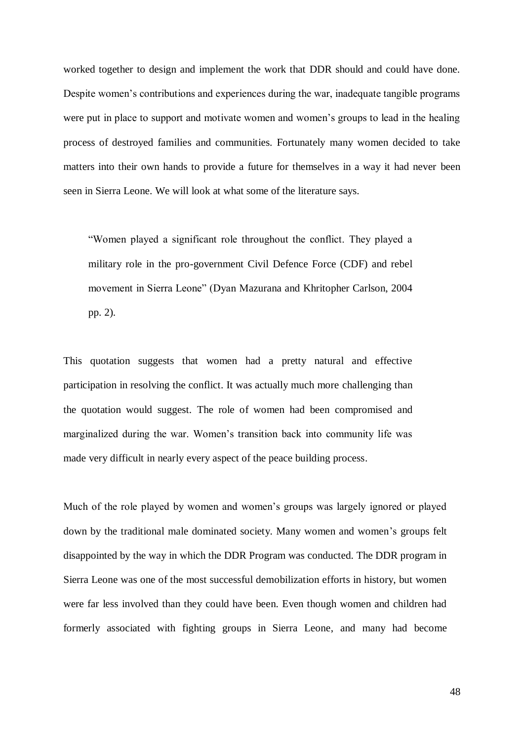worked together to design and implement the work that DDR should and could have done. Despite women's contributions and experiences during the war, inadequate tangible programs were put in place to support and motivate women and women's groups to lead in the healing process of destroyed families and communities. Fortunately many women decided to take matters into their own hands to provide a future for themselves in a way it had never been seen in Sierra Leone. We will look at what some of the literature says.

> "Women played a significant role throughout the conflict. They played a military role in the pro-government Civil Defence Force (CDF) and rebel movement in Sierra Leone" (Dyan Mazurana and Khritopher Carlson, 2004 pp. 2).

This quotation suggests that women had a pretty natural and effective participation in resolving the conflict. It was actually much more challenging than the quotation would suggest. The role of women had been compromised and marginalized during the war. Women's transition back into community life was made very difficult in nearly every aspect of the peace building process.

Much of the role played by women and women's groups was largely ignored or played down by the traditional male dominated society. Many women and women's groups felt disappointed by the way in which the DDR Program was conducted. The DDR program in Sierra Leone was one of the most successful demobilization efforts in history, but women were far less involved than they could have been. Even though women and children had formerly associated with fighting groups in Sierra Leone, and many had become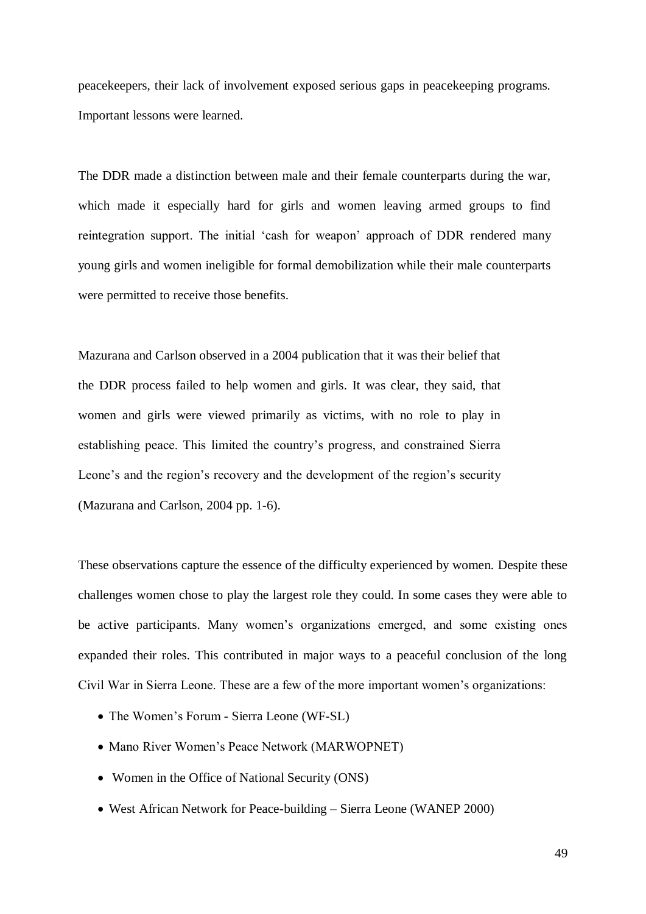peacekeepers, their lack of involvement exposed serious gaps in peacekeeping programs. Important lessons were learned.

The DDR made a distinction between male and their female counterparts during the war, which made it especially hard for girls and women leaving armed groups to find reintegration support. The initial 'cash for weapon' approach of DDR rendered many young girls and women ineligible for formal demobilization while their male counterparts were permitted to receive those benefits.

Mazurana and Carlson observed in a 2004 publication that it was their belief that the DDR process failed to help women and girls. It was clear, they said, that women and girls were viewed primarily as victims, with no role to play in establishing peace. This limited the country's progress, and constrained Sierra Leone's and the region's recovery and the development of the region's security (Mazurana and Carlson, 2004 pp. 1-6).

These observations capture the essence of the difficulty experienced by women. Despite these challenges women chose to play the largest role they could. In some cases they were able to be active participants. Many women's organizations emerged, and some existing ones expanded their roles. This contributed in major ways to a peaceful conclusion of the long Civil War in Sierra Leone. These are a few of the more important women's organizations:

- The Women's Forum - Sierra Leone (WF-SL)
- Mano River Women's Peace Network (MARWOPNET)
- Women in the Office of National Security (ONS)
- West African Network for Peace-building – Sierra Leone (WANEP 2000)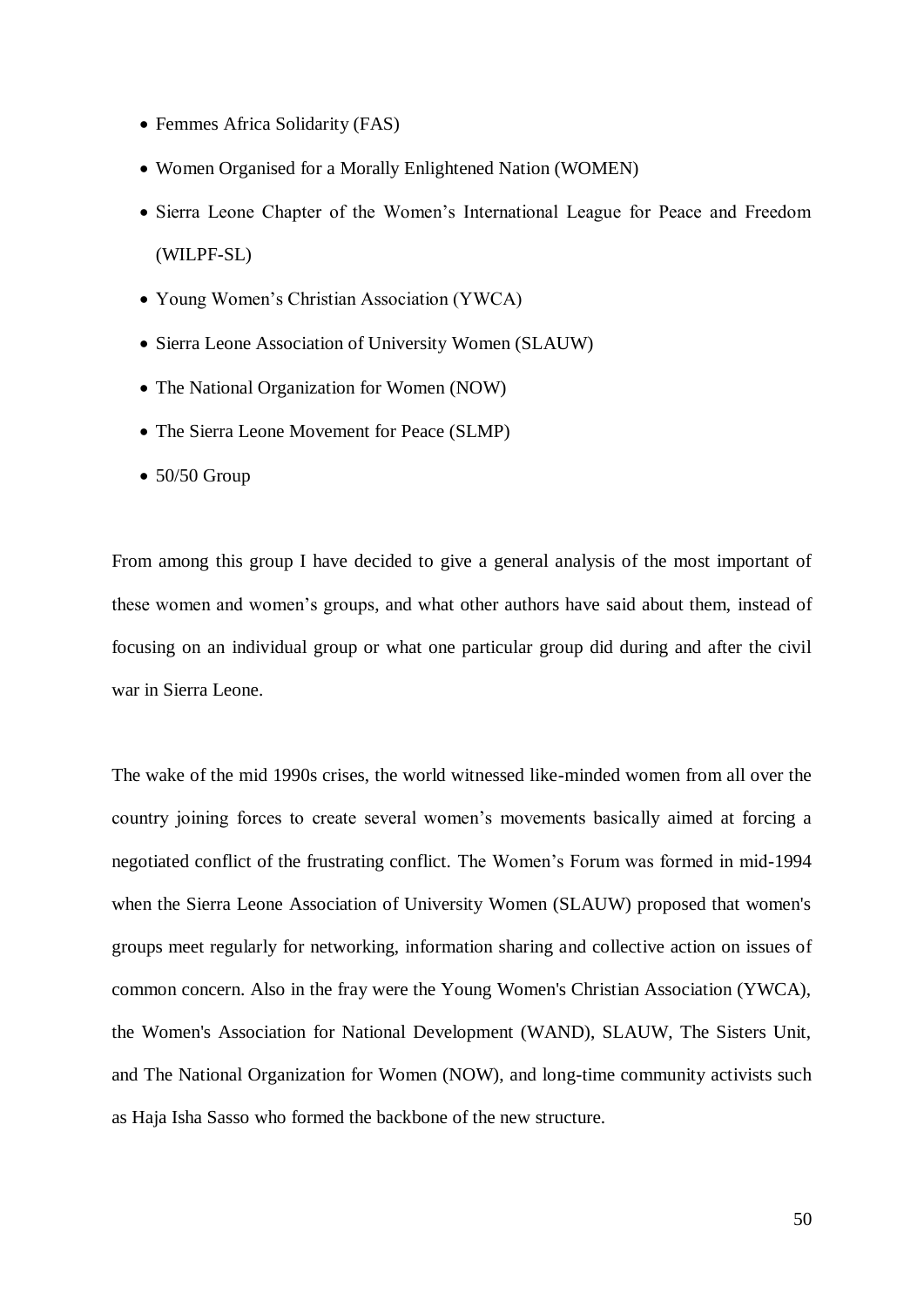- Femmes Africa Solidarity (FAS)
- Women Organised for a Morally Enlightened Nation (WOMEN)
- Sierra Leone Chapter of the Women's International League for Peace and Freedom (WILPF-SL)
- Young Women's Christian Association (YWCA)
- Sierra Leone Association of University Women (SLAUW)
- The National Organization for Women (NOW)
- The Sierra Leone Movement for Peace (SLMP)
- 50/50 Group

From among this group I have decided to give a general analysis of the most important of these women and women's groups, and what other authors have said about them, instead of focusing on an individual group or what one particular group did during and after the civil war in Sierra Leone.

The wake of the mid 1990s crises, the world witnessed like-minded women from all over the country joining forces to create several women's movements basically aimed at forcing a negotiated conflict of the frustrating conflict. The Women's Forum was formed in mid-1994 when the Sierra Leone Association of University Women (SLAUW) proposed that women's groups meet regularly for networking, information sharing and collective action on issues of common concern. Also in the fray were the Young Women's Christian Association (YWCA), the Women's Association for National Development (WAND), SLAUW, The Sisters Unit, and The National Organization for Women (NOW), and long-time community activists such as Haja Isha Sasso who formed the backbone of the new structure.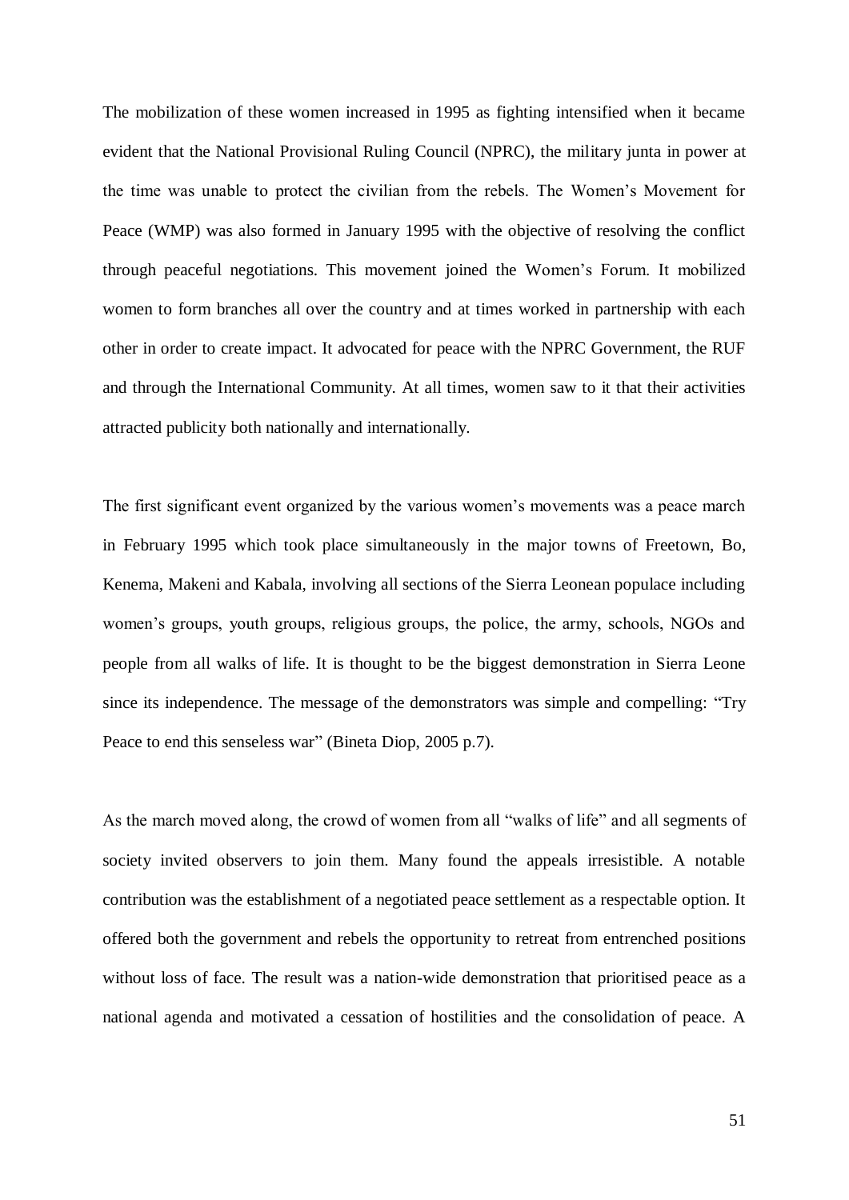The mobilization of these women increased in 1995 as fighting intensified when it became evident that the National Provisional Ruling Council (NPRC), the military junta in power at the time was unable to protect the civilian from the rebels. The Women's Movement for Peace (WMP) was also formed in January 1995 with the objective of resolving the conflict through peaceful negotiations. This movement joined the Women's Forum. It mobilized women to form branches all over the country and at times worked in partnership with each other in order to create impact. It advocated for peace with the NPRC Government, the RUF and through the International Community. At all times, women saw to it that their activities attracted publicity both nationally and internationally.

The first significant event organized by the various women's movements was a peace march in February 1995 which took place simultaneously in the major towns of Freetown, Bo, Kenema, Makeni and Kabala, involving all sections of the Sierra Leonean populace including women's groups, youth groups, religious groups, the police, the army, schools, NGOs and people from all walks of life. It is thought to be the biggest demonstration in Sierra Leone since its independence. The message of the demonstrators was simple and compelling: "Try Peace to end this senseless war" (Bineta Diop, 2005 p.7).

As the march moved along, the crowd of women from all "walks of life" and all segments of society invited observers to join them. Many found the appeals irresistible. A notable contribution was the establishment of a negotiated peace settlement as a respectable option. It offered both the government and rebels the opportunity to retreat from entrenched positions without loss of face. The result was a nation-wide demonstration that prioritised peace as a national agenda and motivated a cessation of hostilities and the consolidation of peace. A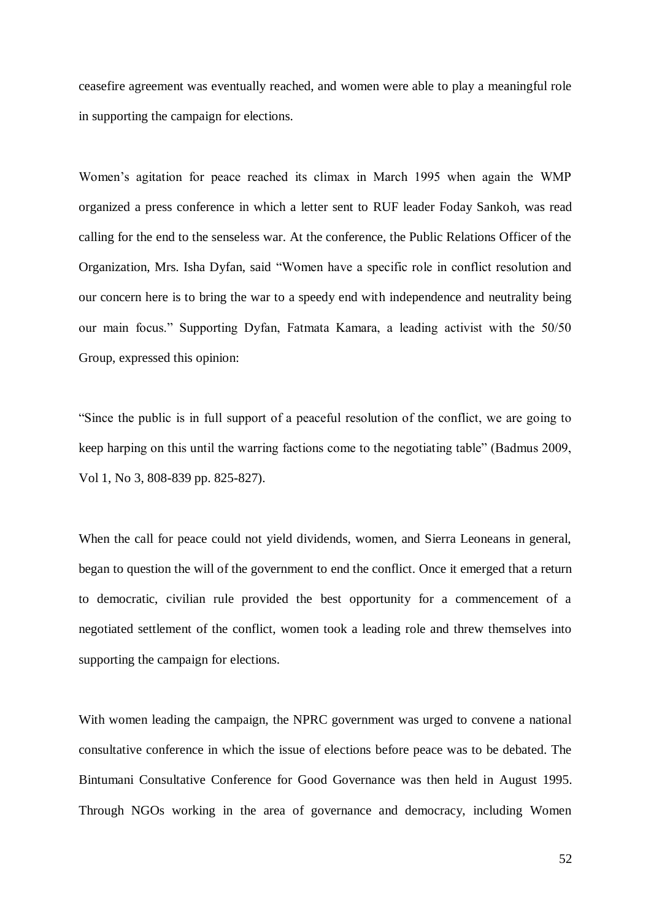ceasefire agreement was eventually reached, and women were able to play a meaningful role in supporting the campaign for elections.

Women's agitation for peace reached its climax in March 1995 when again the WMP organized a press conference in which a letter sent to RUF leader Foday Sankoh, was read calling for the end to the senseless war. At the conference, the Public Relations Officer of the Organization, Mrs. Isha Dyfan, said "Women have a specific role in conflict resolution and our concern here is to bring the war to a speedy end with independence and neutrality being our main focus." Supporting Dyfan, Fatmata Kamara, a leading activist with the 50/50 Group, expressed this opinion:

"Since the public is in full support of a peaceful resolution of the conflict, we are going to keep harping on this until the warring factions come to the negotiating table" (Badmus 2009, Vol 1, No 3, 808-839 pp. 825-827).

When the call for peace could not yield dividends, women, and Sierra Leoneans in general, began to question the will of the government to end the conflict. Once it emerged that a return to democratic, civilian rule provided the best opportunity for a commencement of a negotiated settlement of the conflict, women took a leading role and threw themselves into supporting the campaign for elections.

With women leading the campaign, the NPRC government was urged to convene a national consultative conference in which the issue of elections before peace was to be debated. The Bintumani Consultative Conference for Good Governance was then held in August 1995. Through NGOs working in the area of governance and democracy, including Women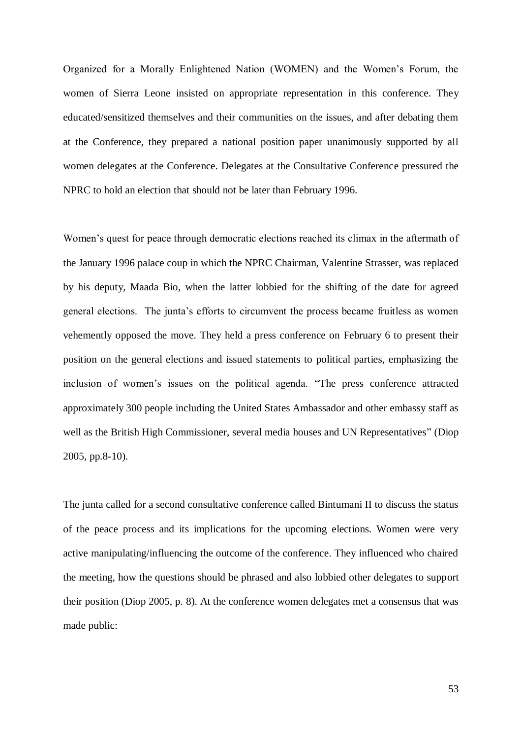Organized for a Morally Enlightened Nation (WOMEN) and the Women's Forum, the women of Sierra Leone insisted on appropriate representation in this conference. They educated/sensitized themselves and their communities on the issues, and after debating them at the Conference, they prepared a national position paper unanimously supported by all women delegates at the Conference. Delegates at the Consultative Conference pressured the NPRC to hold an election that should not be later than February 1996.

Women's quest for peace through democratic elections reached its climax in the aftermath of the January 1996 palace coup in which the NPRC Chairman, Valentine Strasser, was replaced by his deputy, Maada Bio, when the latter lobbied for the shifting of the date for agreed general elections. The junta's efforts to circumvent the process became fruitless as women vehemently opposed the move. They held a press conference on February 6 to present their position on the general elections and issued statements to political parties, emphasizing the inclusion of women's issues on the political agenda. "The press conference attracted approximately 300 people including the United States Ambassador and other embassy staff as well as the British High Commissioner, several media houses and UN Representatives" (Diop 2005, pp.8-10).

The junta called for a second consultative conference called Bintumani II to discuss the status of the peace process and its implications for the upcoming elections. Women were very active manipulating/influencing the outcome of the conference. They influenced who chaired the meeting, how the questions should be phrased and also lobbied other delegates to support their position (Diop 2005, p. 8). At the conference women delegates met a consensus that was made public: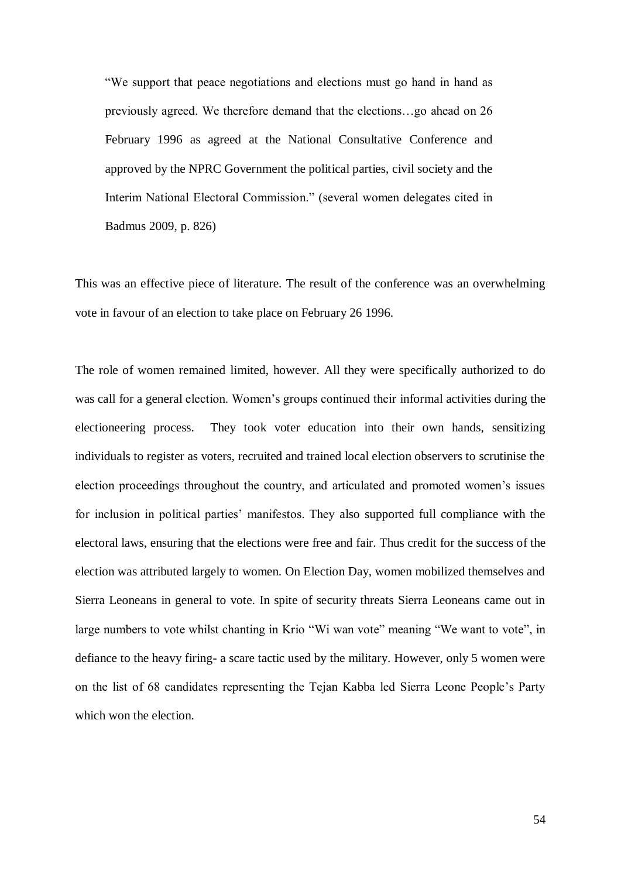> "We support that peace negotiations and elections must go hand in hand as previously agreed. We therefore demand that the elections…go ahead on 26 February 1996 as agreed at the National Consultative Conference and approved by the NPRC Government the political parties, civil society and the Interim National Electoral Commission." (several women delegates cited in Badmus 2009, p. 826)

This was an effective piece of literature. The result of the conference was an overwhelming vote in favour of an election to take place on February 26 1996.

The role of women remained limited, however. All they were specifically authorized to do was call for a general election. Women's groups continued their informal activities during the electioneering process. They took voter education into their own hands, sensitizing individuals to register as voters, recruited and trained local election observers to scrutinise the election proceedings throughout the country, and articulated and promoted women's issues for inclusion in political parties' manifestos. They also supported full compliance with the electoral laws, ensuring that the elections were free and fair. Thus credit for the success of the election was attributed largely to women. On Election Day, women mobilized themselves and Sierra Leoneans in general to vote. In spite of security threats Sierra Leoneans came out in large numbers to vote whilst chanting in Krio "Wi wan vote" meaning "We want to vote", in defiance to the heavy firing- a scare tactic used by the military. However, only 5 women were on the list of 68 candidates representing the Tejan Kabba led Sierra Leone People's Party which won the election.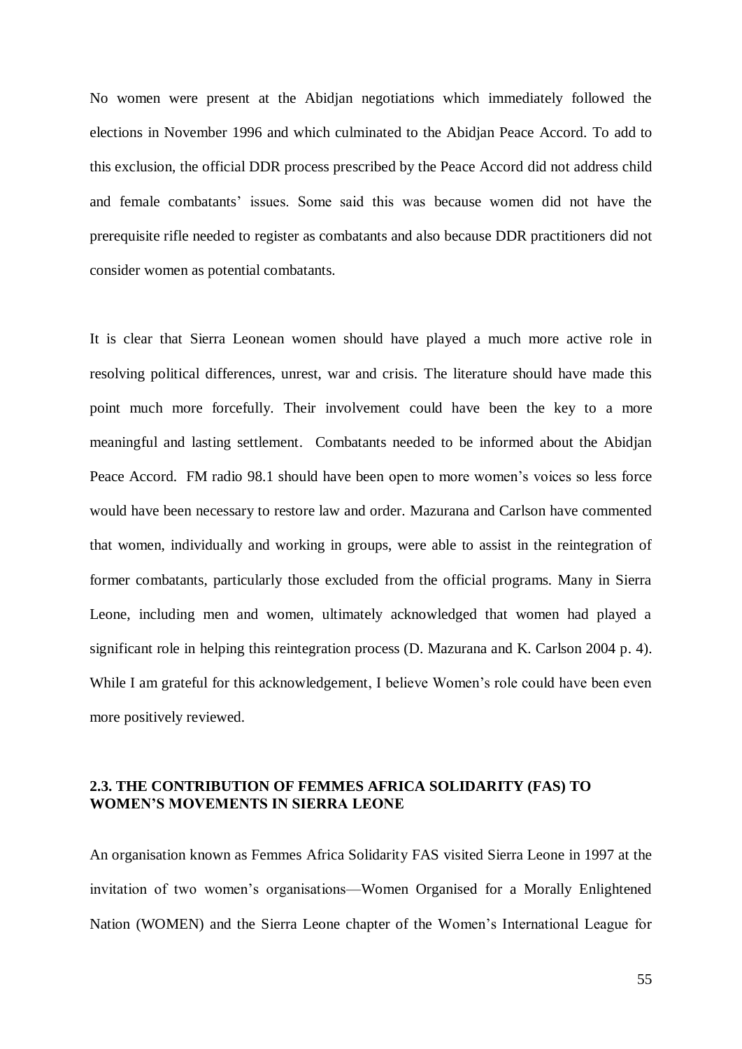No women were present at the Abidjan negotiations which immediately followed the elections in November 1996 and which culminated to the Abidjan Peace Accord. To add to this exclusion, the official DDR process prescribed by the Peace Accord did not address child and female combatants' issues. Some said this was because women did not have the prerequisite rifle needed to register as combatants and also because DDR practitioners did not consider women as potential combatants.

It is clear that Sierra Leonean women should have played a much more active role in resolving political differences, unrest, war and crisis. The literature should have made this point much more forcefully. Their involvement could have been the key to a more meaningful and lasting settlement. Combatants needed to be informed about the Abidjan Peace Accord. FM radio 98.1 should have been open to more women's voices so less force would have been necessary to restore law and order. Mazurana and Carlson have commented that women, individually and working in groups, were able to assist in the reintegration of former combatants, particularly those excluded from the official programs. Many in Sierra Leone, including men and women, ultimately acknowledged that women had played a significant role in helping this reintegration process (D. Mazurana and K. Carlson 2004 p. 4). While I am grateful for this acknowledgement, I believe Women's role could have been even more positively reviewed.

### 2.3. THE CONTRIBUTION OF FEMMES AFRICA SOLIDARITY (FAS) TO WOMEN'S MOVEMENTS IN SIERRA LEONE

An organisation known as Femmes Africa Solidarity FAS visited Sierra Leone in 1997 at the invitation of two women's organisations—Women Organised for a Morally Enlightened Nation (WOMEN) and the Sierra Leone chapter of the Women's International League for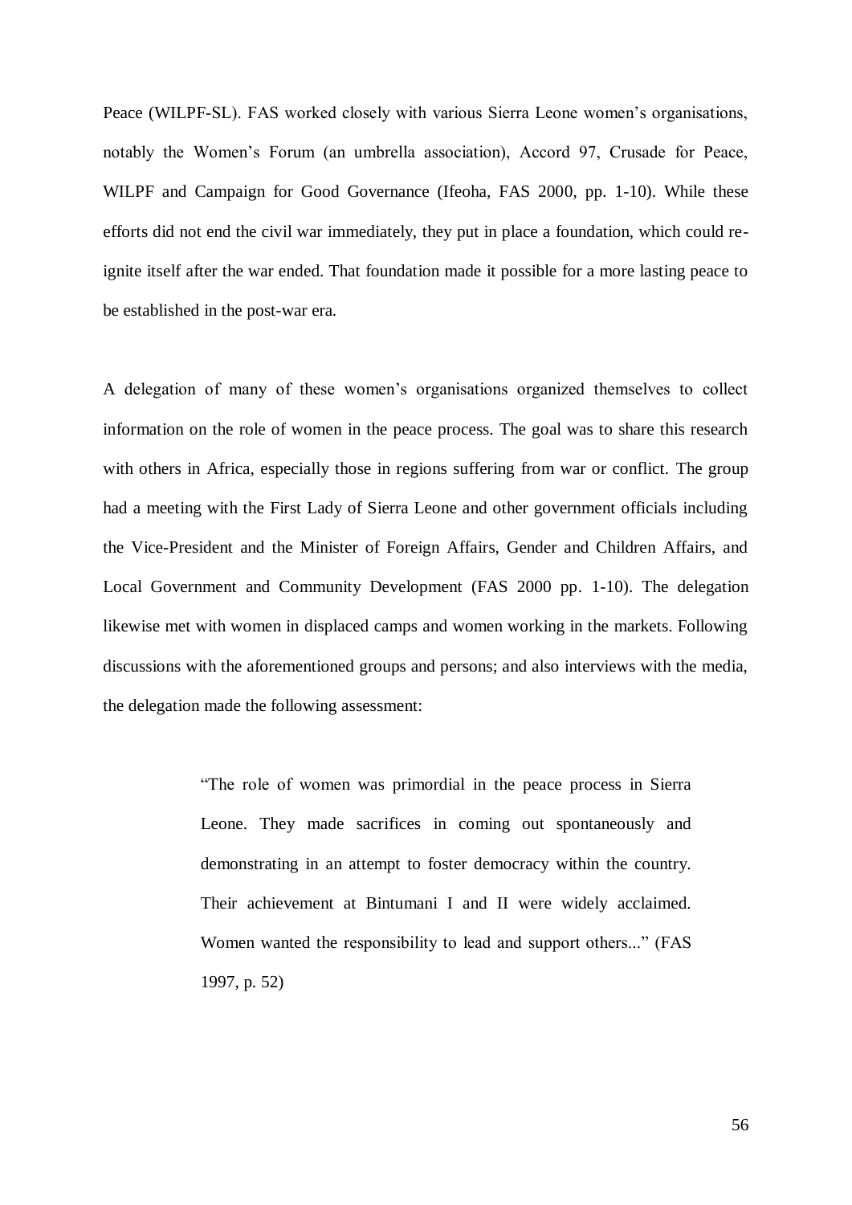Peace (WILPF-SL). FAS worked closely with various Sierra Leone women's organisations, notably the Women's Forum (an umbrella association), Accord 97, Crusade for Peace, WILPF and Campaign for Good Governance (Ifeoha, FAS 2000, pp. 1-10). While these efforts did not end the civil war immediately, they put in place a foundation, which could re-ignite itself after the war ended. That foundation made it possible for a more lasting peace to be established in the post-war era.

A delegation of many of these women's organisations organized themselves to collect information on the role of women in the peace process. The goal was to share this research with others in Africa, especially those in regions suffering from war or conflict. The group had a meeting with the First Lady of Sierra Leone and other government officials including the Vice-President and the Minister of Foreign Affairs, Gender and Children Affairs, and Local Government and Community Development (FAS 2000 pp. 1-10). The delegation likewise met with women in displaced camps and women working in the markets. Following discussions with the aforementioned groups and persons; and also interviews with the media, the delegation made the following assessment:

> "The role of women was primordial in the peace process in Sierra Leone. They made sacrifices in coming out spontaneously and demonstrating in an attempt to foster democracy within the country. Their achievement at Bintumani I and II were widely acclaimed. Women wanted the responsibility to lead and support others..." (FAS 1997, p. 52)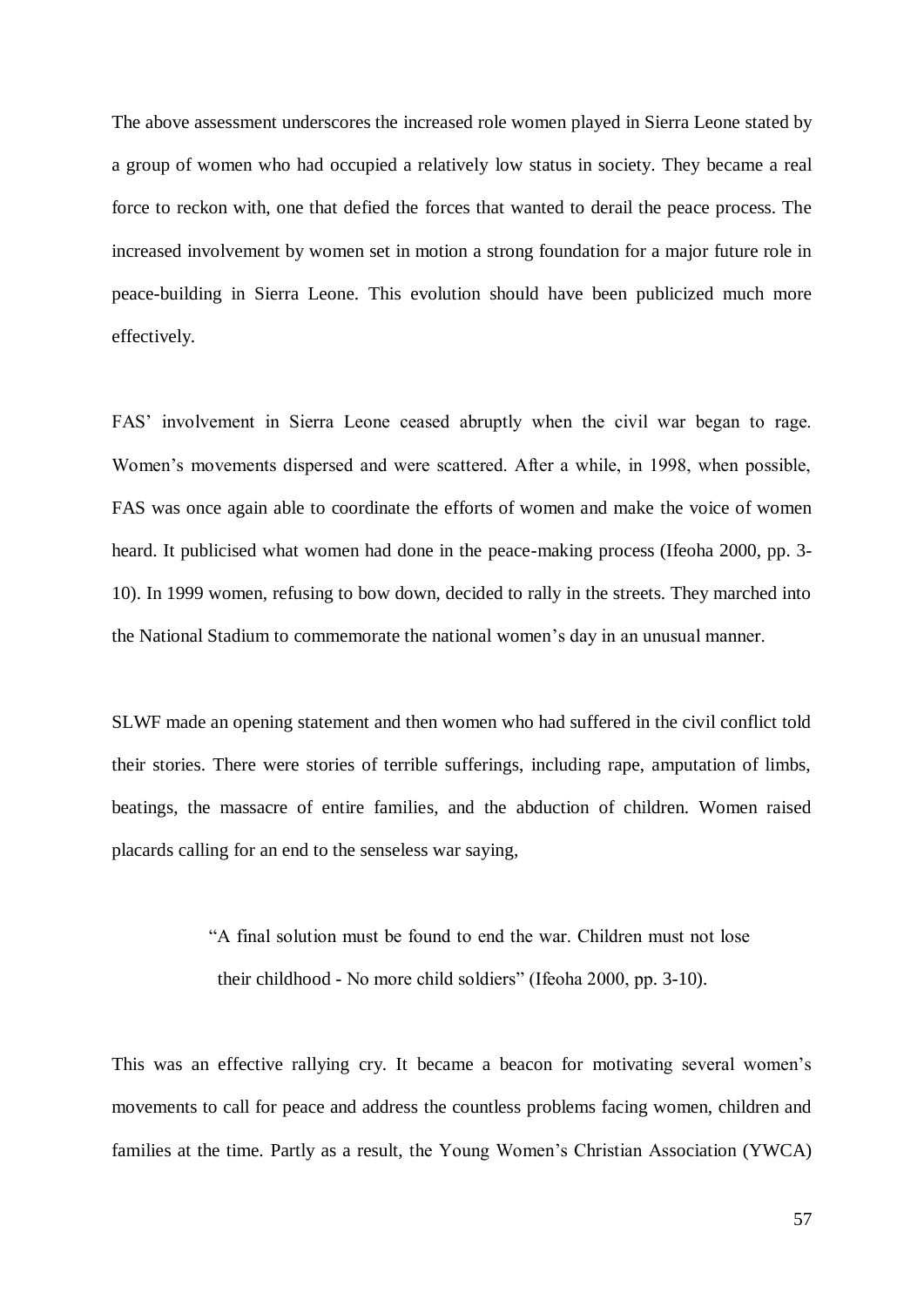The above assessment underscores the increased role women played in Sierra Leone stated by a group of women who had occupied a relatively low status in society. They became a real force to reckon with, one that defied the forces that wanted to derail the peace process. The increased involvement by women set in motion a strong foundation for a major future role in peace-building in Sierra Leone. This evolution should have been publicized much more effectively.

FAS' involvement in Sierra Leone ceased abruptly when the civil war began to rage. Women's movements dispersed and were scattered. After a while, in 1998, when possible, FAS was once again able to coordinate the efforts of women and make the voice of women heard. It publicised what women had done in the peace-making process (Ifeoha 2000, pp. 3-10). In 1999 women, refusing to bow down, decided to rally in the streets. They marched into the National Stadium to commemorate the national women's day in an unusual manner.

SLWF made an opening statement and then women who had suffered in the civil conflict told their stories. There were stories of terrible sufferings, including rape, amputation of limbs, beatings, the massacre of entire families, and the abduction of children. Women raised placards calling for an end to the senseless war saying,

> "A final solution must be found to end the war. Children must not lose their childhood - No more child soldiers" (Ifeoha 2000, pp. 3-10).

This was an effective rallying cry. It became a beacon for motivating several women's movements to call for peace and address the countless problems facing women, children and families at the time. Partly as a result, the Young Women's Christian Association (YWCA)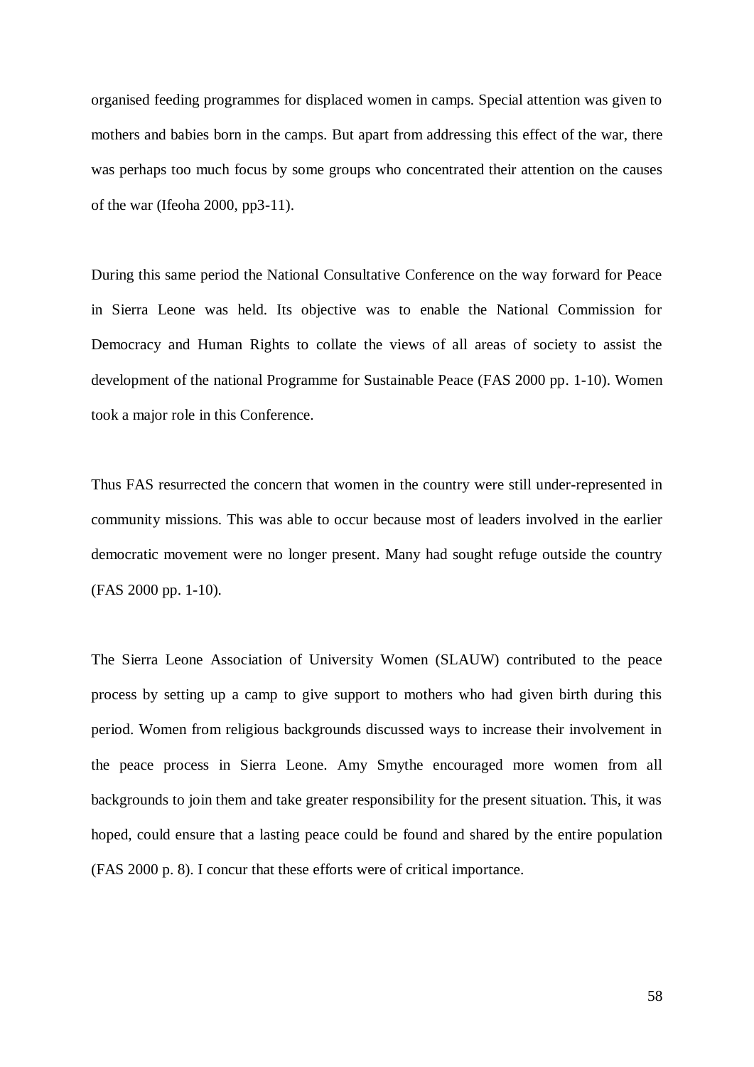organised feeding programmes for displaced women in camps. Special attention was given to mothers and babies born in the camps. But apart from addressing this effect of the war, there was perhaps too much focus by some groups who concentrated their attention on the causes of the war (Ifeoha 2000, pp3-11).

During this same period the National Consultative Conference on the way forward for Peace in Sierra Leone was held. Its objective was to enable the National Commission for Democracy and Human Rights to collate the views of all areas of society to assist the development of the national Programme for Sustainable Peace (FAS 2000 pp. 1-10). Women took a major role in this Conference.

Thus FAS resurrected the concern that women in the country were still under-represented in community missions. This was able to occur because most of leaders involved in the earlier democratic movement were no longer present. Many had sought refuge outside the country (FAS 2000 pp. 1-10).

The Sierra Leone Association of University Women (SLAUW) contributed to the peace process by setting up a camp to give support to mothers who had given birth during this period. Women from religious backgrounds discussed ways to increase their involvement in the peace process in Sierra Leone. Amy Smythe encouraged more women from all backgrounds to join them and take greater responsibility for the present situation. This, it was hoped, could ensure that a lasting peace could be found and shared by the entire population (FAS 2000 p. 8). I concur that these efforts were of critical importance.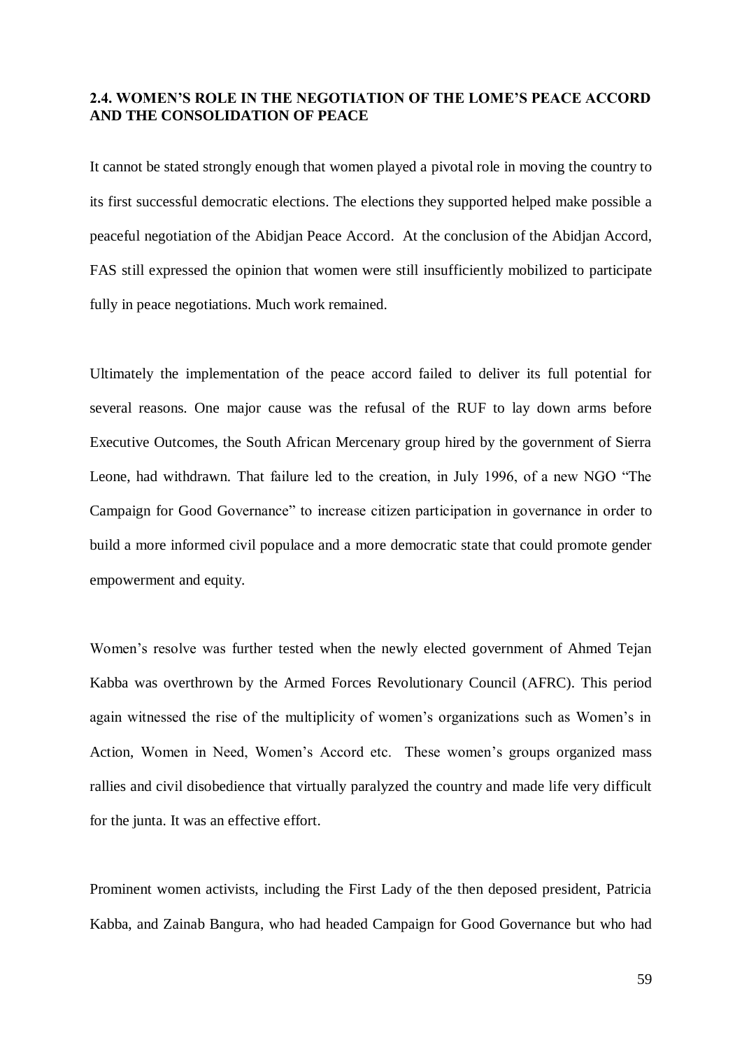## 2.4. WOMEN'S ROLE IN THE NEGOTIATION OF THE LOME'S PEACE ACCORD AND THE CONSOLIDATION OF PEACE

It cannot be stated strongly enough that women played a pivotal role in moving the country to its first successful democratic elections. The elections they supported helped make possible a peaceful negotiation of the Abidjan Peace Accord. At the conclusion of the Abidjan Accord, FAS still expressed the opinion that women were still insufficiently mobilized to participate fully in peace negotiations. Much work remained.

Ultimately the implementation of the peace accord failed to deliver its full potential for several reasons. One major cause was the refusal of the RUF to lay down arms before Executive Outcomes, the South African Mercenary group hired by the government of Sierra Leone, had withdrawn. That failure led to the creation, in July 1996, of a new NGO "The Campaign for Good Governance" to increase citizen participation in governance in order to build a more informed civil populace and a more democratic state that could promote gender empowerment and equity.

Women's resolve was further tested when the newly elected government of Ahmed Tejan Kabba was overthrown by the Armed Forces Revolutionary Council (AFRC). This period again witnessed the rise of the multiplicity of women's organizations such as Women's in Action, Women in Need, Women's Accord etc. These women's groups organized mass rallies and civil disobedience that virtually paralyzed the country and made life very difficult for the junta. It was an effective effort.

Prominent women activists, including the First Lady of the then deposed president, Patricia Kabba, and Zainab Bangura, who had headed Campaign for Good Governance but who had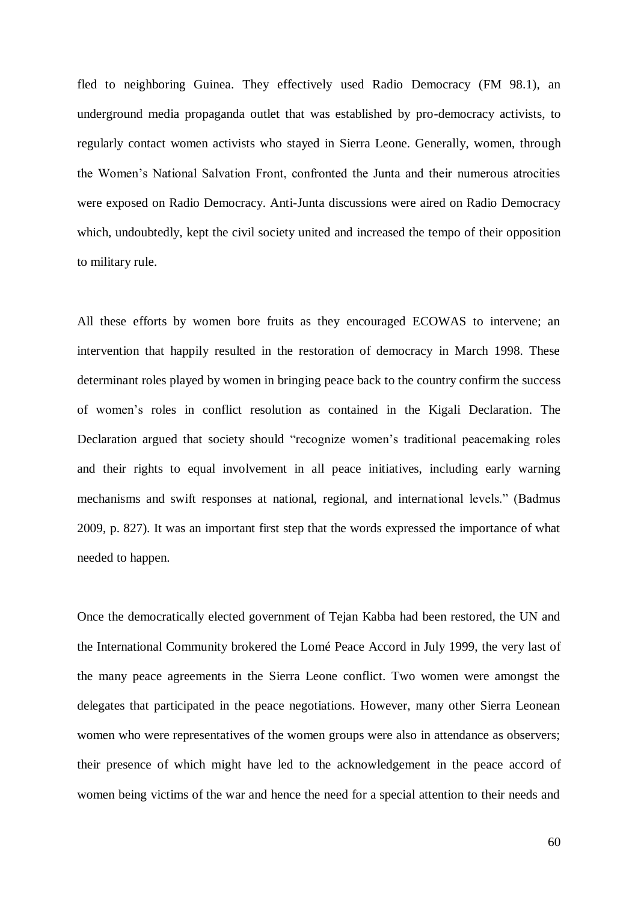fled to neighboring Guinea. They effectively used Radio Democracy (FM 98.1), an underground media propaganda outlet that was established by pro-democracy activists, to regularly contact women activists who stayed in Sierra Leone. Generally, women, through the Women's National Salvation Front, confronted the Junta and their numerous atrocities were exposed on Radio Democracy. Anti-Junta discussions were aired on Radio Democracy which, undoubtedly, kept the civil society united and increased the tempo of their opposition to military rule.

All these efforts by women bore fruits as they encouraged ECOWAS to intervene; an intervention that happily resulted in the restoration of democracy in March 1998. These determinant roles played by women in bringing peace back to the country confirm the success of women's roles in conflict resolution as contained in the Kigali Declaration. The Declaration argued that society should "recognize women's traditional peacemaking roles and their rights to equal involvement in all peace initiatives, including early warning mechanisms and swift responses at national, regional, and international levels." (Badmus 2009, p. 827). It was an important first step that the words expressed the importance of what needed to happen.

Once the democratically elected government of Tejan Kabba had been restored, the UN and the International Community brokered the Lomé Peace Accord in July 1999, the very last of the many peace agreements in the Sierra Leone conflict. Two women were amongst the delegates that participated in the peace negotiations. However, many other Sierra Leonean women who were representatives of the women groups were also in attendance as observers; their presence of which might have led to the acknowledgement in the peace accord of women being victims of the war and hence the need for a special attention to their needs and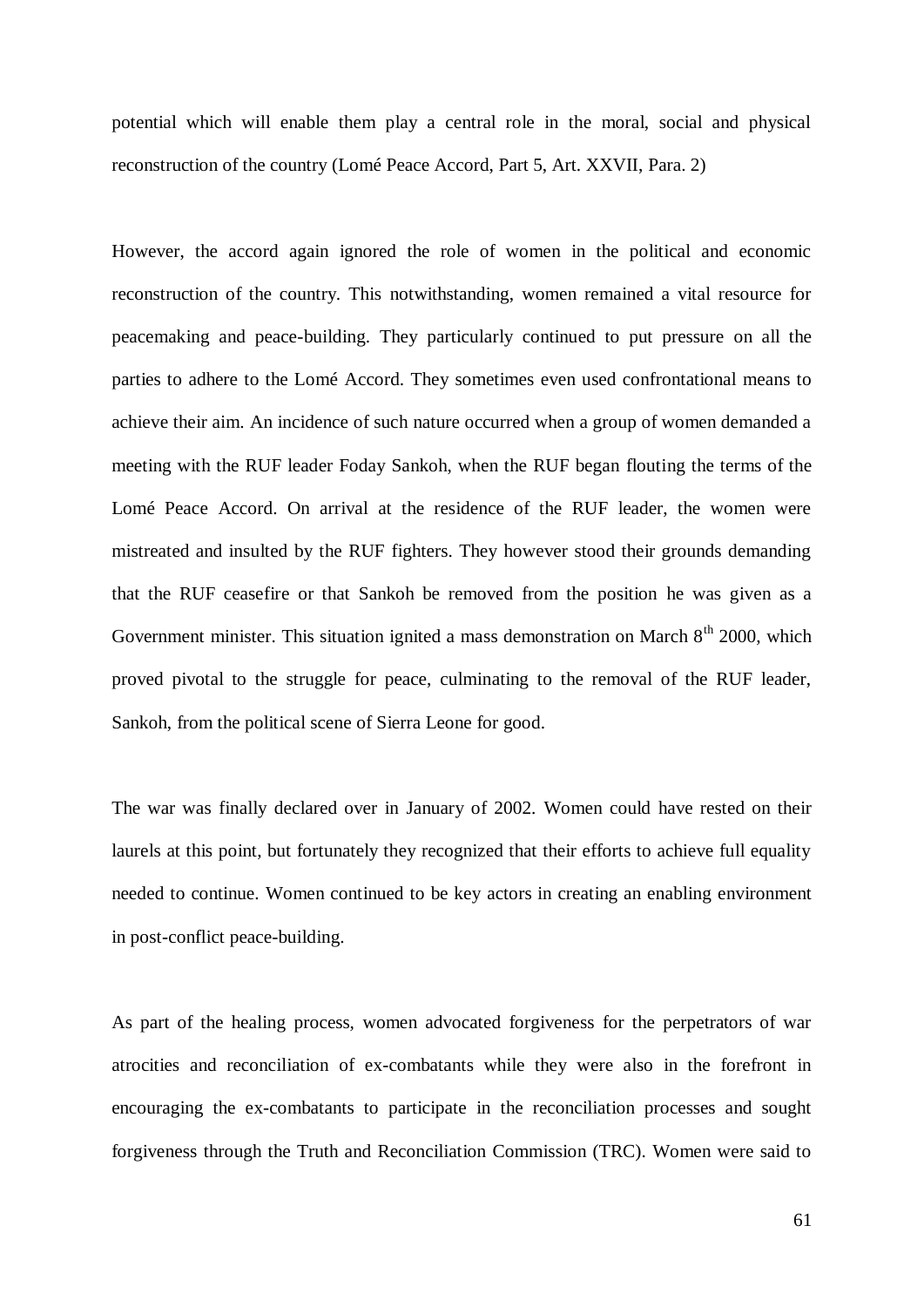potential which will enable them play a central role in the moral, social and physical reconstruction of the country (Lomé Peace Accord, Part 5, Art. XXVII, Para. 2)

However, the accord again ignored the role of women in the political and economic reconstruction of the country. This notwithstanding, women remained a vital resource for peacemaking and peace-building. They particularly continued to put pressure on all the parties to adhere to the Lomé Accord. They sometimes even used confrontational means to achieve their aim. An incidence of such nature occurred when a group of women demanded a meeting with the RUF leader Foday Sankoh, when the RUF began flouting the terms of the Lomé Peace Accord. On arrival at the residence of the RUF leader, the women were mistreated and insulted by the RUF fighters. They however stood their grounds demanding that the RUF ceasefire or that Sankoh be removed from the position he was given as a Government minister. This situation ignited a mass demonstration on March 8th 2000, which proved pivotal to the struggle for peace, culminating to the removal of the RUF leader, Sankoh, from the political scene of Sierra Leone for good.

The war was finally declared over in January of 2002. Women could have rested on their laurels at this point, but fortunately they recognized that their efforts to achieve full equality needed to continue. Women continued to be key actors in creating an enabling environment in post-conflict peace-building.

As part of the healing process, women advocated forgiveness for the perpetrators of war atrocities and reconciliation of ex-combatants while they were also in the forefront in encouraging the ex-combatants to participate in the reconciliation processes and sought forgiveness through the Truth and Reconciliation Commission (TRC). Women were said to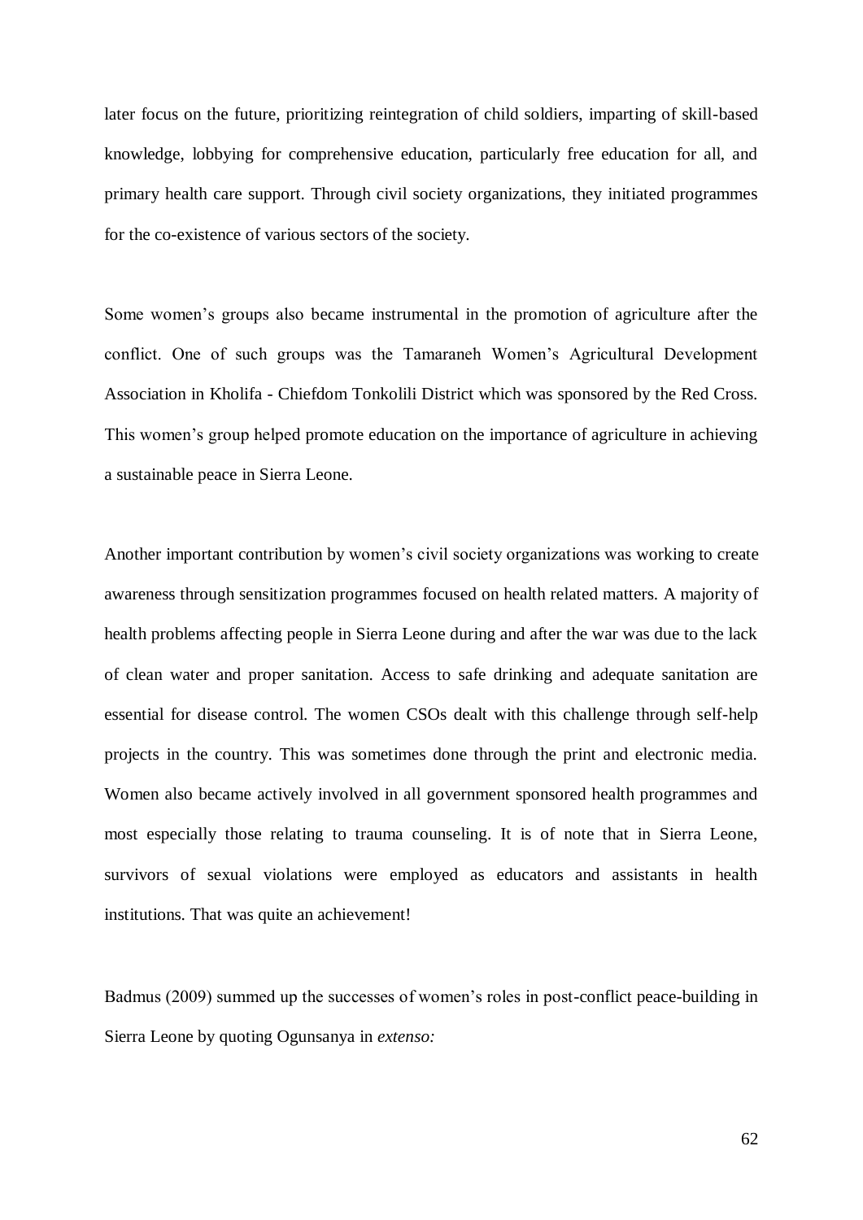later focus on the future, prioritizing reintegration of child soldiers, imparting of skill-based knowledge, lobbying for comprehensive education, particularly free education for all, and primary health care support. Through civil society organizations, they initiated programmes for the co-existence of various sectors of the society.

Some women's groups also became instrumental in the promotion of agriculture after the conflict. One of such groups was the Tamaraneh Women's Agricultural Development Association in Kholifa - Chiefdom Tonkolili District which was sponsored by the Red Cross. This women's group helped promote education on the importance of agriculture in achieving a sustainable peace in Sierra Leone.

Another important contribution by women's civil society organizations was working to create awareness through sensitization programmes focused on health related matters. A majority of health problems affecting people in Sierra Leone during and after the war was due to the lack of clean water and proper sanitation. Access to safe drinking and adequate sanitation are essential for disease control. The women CSOs dealt with this challenge through self-help projects in the country. This was sometimes done through the print and electronic media. Women also became actively involved in all government sponsored health programmes and most especially those relating to trauma counseling. It is of note that in Sierra Leone, survivors of sexual violations were employed as educators and assistants in health institutions. That was quite an achievement!

Badmus (2009) summed up the successes of women's roles in post-conflict peace-building in Sierra Leone by quoting Ogunsanya in *extenso:*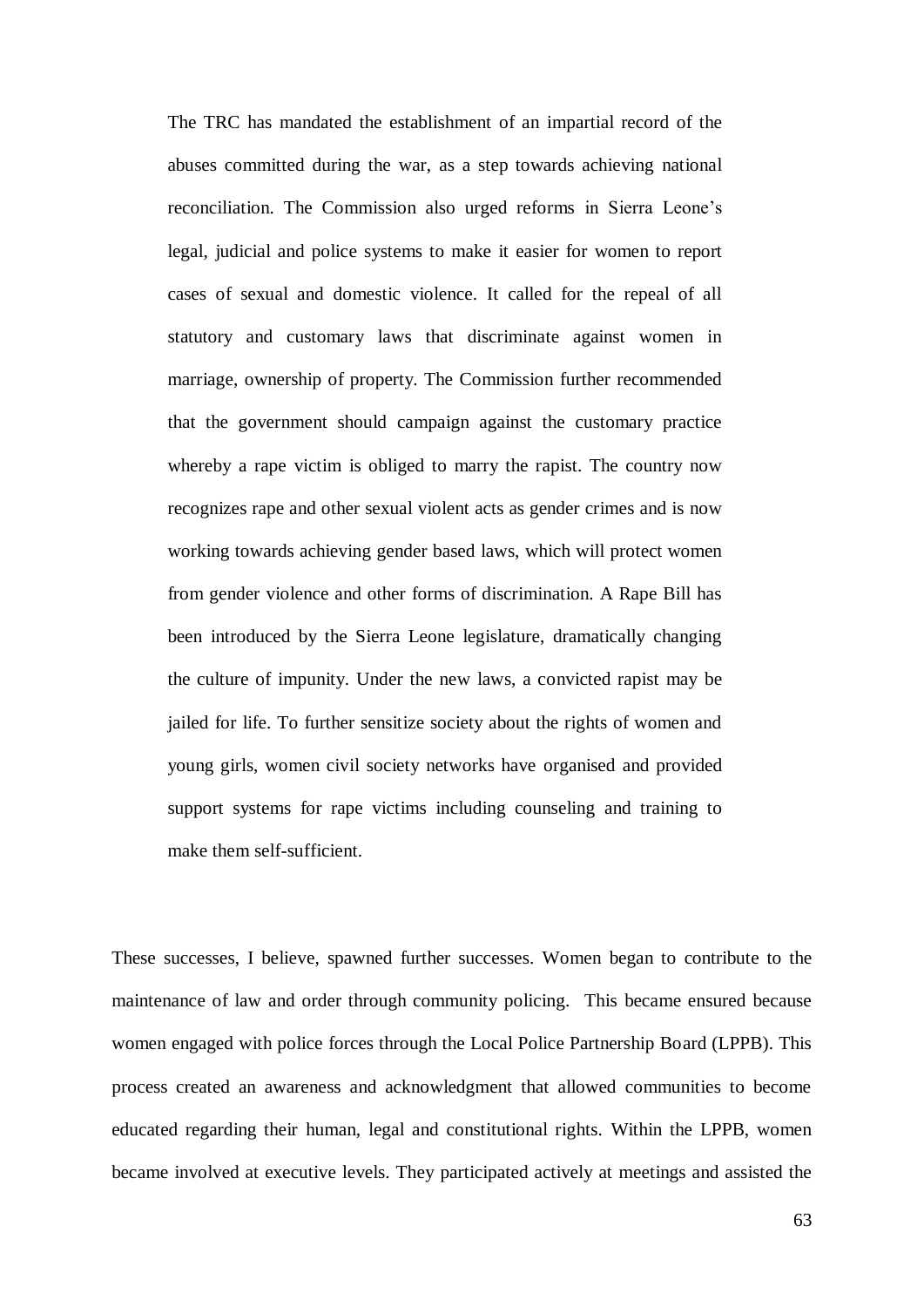> The TRC has mandated the establishment of an impartial record of the abuses committed during the war, as a step towards achieving national reconciliation. The Commission also urged reforms in Sierra Leone's legal, judicial and police systems to make it easier for women to report cases of sexual and domestic violence. It called for the repeal of all statutory and customary laws that discriminate against women in marriage, ownership of property. The Commission further recommended that the government should campaign against the customary practice whereby a rape victim is obliged to marry the rapist. The country now recognizes rape and other sexual violent acts as gender crimes and is now working towards achieving gender based laws, which will protect women from gender violence and other forms of discrimination. A Rape Bill has been introduced by the Sierra Leone legislature, dramatically changing the culture of impunity. Under the new laws, a convicted rapist may be jailed for life. To further sensitize society about the rights of women and young girls, women civil society networks have organised and provided support systems for rape victims including counseling and training to make them self-sufficient.

These successes, I believe, spawned further successes. Women began to contribute to the maintenance of law and order through community policing. This became ensured because women engaged with police forces through the Local Police Partnership Board (LPPB). This process created an awareness and acknowledgment that allowed communities to become educated regarding their human, legal and constitutional rights. Within the LPPB, women became involved at executive levels. They participated actively at meetings and assisted the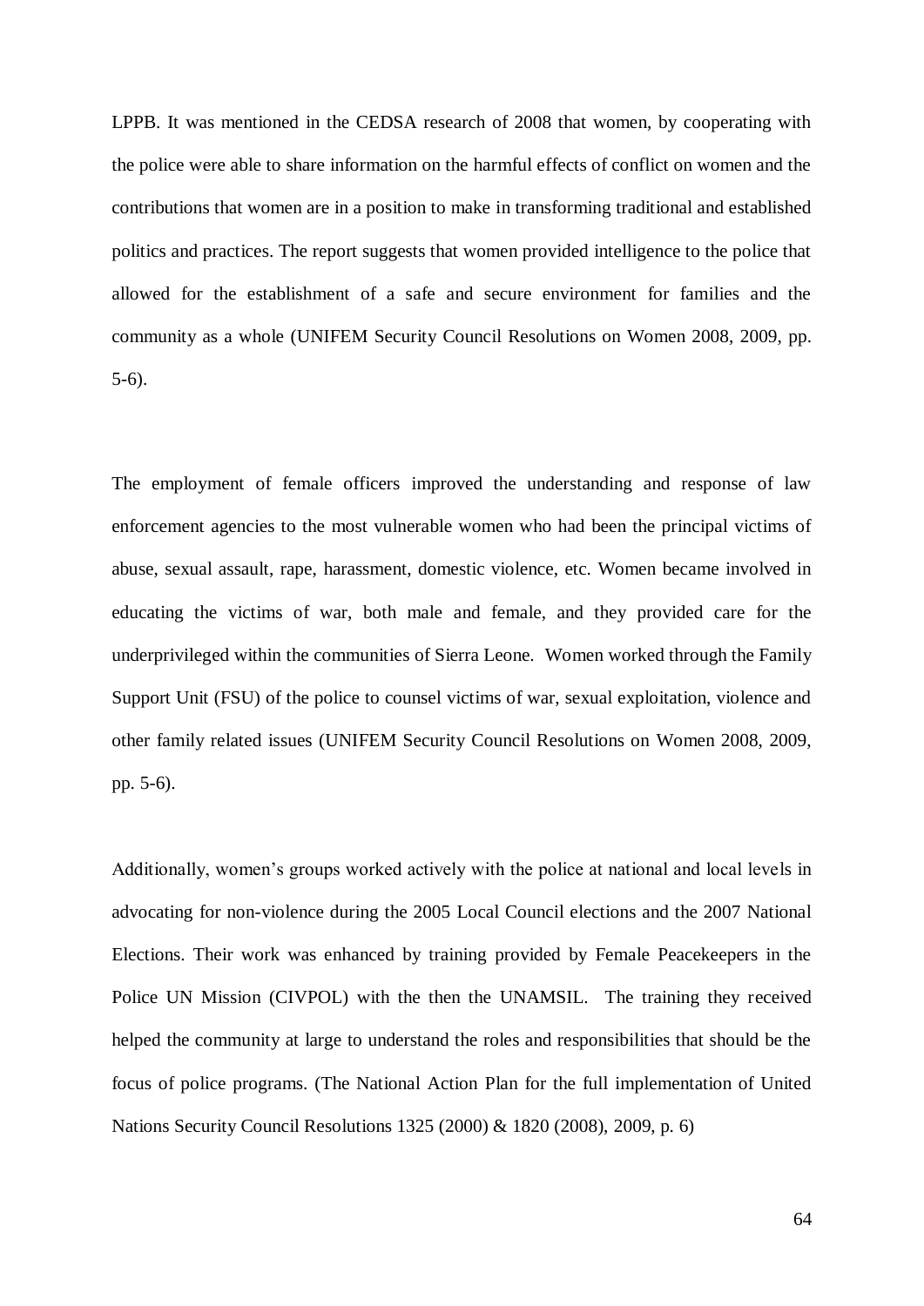LPPB. It was mentioned in the CEDSA research of 2008 that women, by cooperating with the police were able to share information on the harmful effects of conflict on women and the contributions that women are in a position to make in transforming traditional and established politics and practices. The report suggests that women provided intelligence to the police that allowed for the establishment of a safe and secure environment for families and the community as a whole (UNIFEM Security Council Resolutions on Women 2008, 2009, pp. 5-6).

The employment of female officers improved the understanding and response of law enforcement agencies to the most vulnerable women who had been the principal victims of abuse, sexual assault, rape, harassment, domestic violence, etc. Women became involved in educating the victims of war, both male and female, and they provided care for the underprivileged within the communities of Sierra Leone. Women worked through the Family Support Unit (FSU) of the police to counsel victims of war, sexual exploitation, violence and other family related issues (UNIFEM Security Council Resolutions on Women 2008, 2009, pp. 5-6).

Additionally, women's groups worked actively with the police at national and local levels in advocating for non-violence during the 2005 Local Council elections and the 2007 National Elections. Their work was enhanced by training provided by Female Peacekeepers in the Police UN Mission (CIVPOL) with the then the UNAMSIL. The training they received helped the community at large to understand the roles and responsibilities that should be the focus of police programs. (The National Action Plan for the full implementation of United Nations Security Council Resolutions 1325 (2000) & 1820 (2008), 2009, p. 6)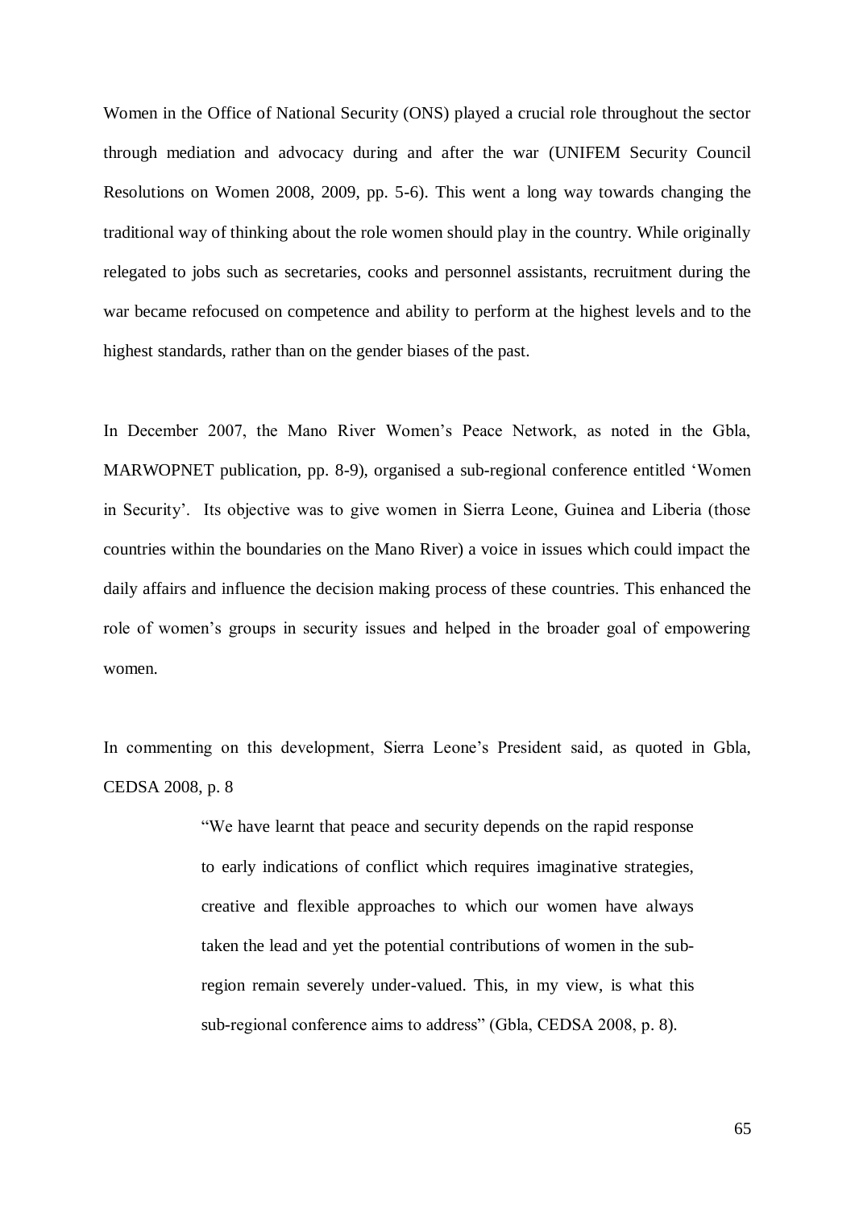Women in the Office of National Security (ONS) played a crucial role throughout the sector through mediation and advocacy during and after the war (UNIFEM Security Council Resolutions on Women 2008, 2009, pp. 5-6). This went a long way towards changing the traditional way of thinking about the role women should play in the country. While originally relegated to jobs such as secretaries, cooks and personnel assistants, recruitment during the war became refocused on competence and ability to perform at the highest levels and to the highest standards, rather than on the gender biases of the past.

In December 2007, the Mano River Women's Peace Network, as noted in the Gbla, MARWOPNET publication, pp. 8-9), organised a sub-regional conference entitled 'Women in Security'. Its objective was to give women in Sierra Leone, Guinea and Liberia (those countries within the boundaries on the Mano River) a voice in issues which could impact the daily affairs and influence the decision making process of these countries. This enhanced the role of women's groups in security issues and helped in the broader goal of empowering women.

In commenting on this development, Sierra Leone's President said, as quoted in Gbla, CEDSA 2008, p. 8

> "We have learnt that peace and security depends on the rapid response to early indications of conflict which requires imaginative strategies, creative and flexible approaches to which our women have always taken the lead and yet the potential contributions of women in the sub-region remain severely under-valued. This, in my view, is what this sub-regional conference aims to address" (Gbla, CEDSA 2008, p. 8).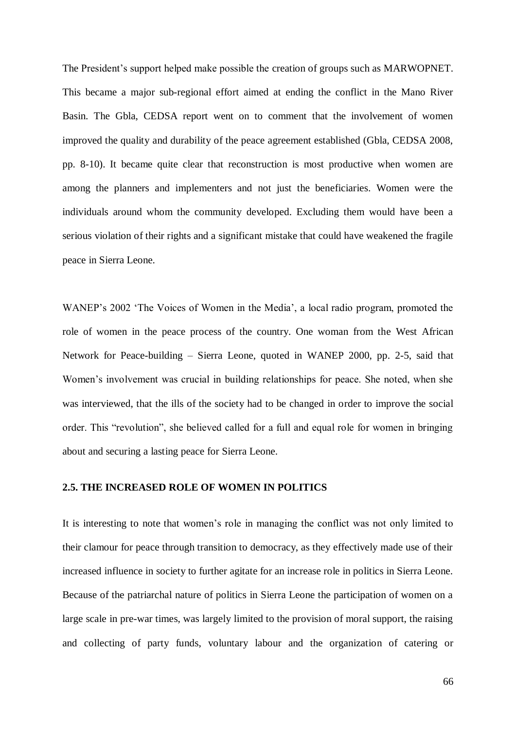The President's support helped make possible the creation of groups such as MARWOPNET. This became a major sub-regional effort aimed at ending the conflict in the Mano River Basin. The Gbla, CEDSA report went on to comment that the involvement of women improved the quality and durability of the peace agreement established (Gbla, CEDSA 2008, pp. 8-10). It became quite clear that reconstruction is most productive when women are among the planners and implementers and not just the beneficiaries. Women were the individuals around whom the community developed. Excluding them would have been a serious violation of their rights and a significant mistake that could have weakened the fragile peace in Sierra Leone.

WANEP's 2002 'The Voices of Women in the Media', a local radio program, promoted the role of women in the peace process of the country. One woman from the West African Network for Peace-building – Sierra Leone, quoted in WANEP 2000, pp. 2-5, said that Women's involvement was crucial in building relationships for peace. She noted, when she was interviewed, that the ills of the society had to be changed in order to improve the social order. This "revolution", she believed called for a full and equal role for women in bringing about and securing a lasting peace for Sierra Leone.

## 2.5. THE INCREASED ROLE OF WOMEN IN POLITICS

It is interesting to note that women's role in managing the conflict was not only limited to their clamour for peace through transition to democracy, as they effectively made use of their increased influence in society to further agitate for an increase role in politics in Sierra Leone. Because of the patriarchal nature of politics in Sierra Leone the participation of women on a large scale in pre-war times, was largely limited to the provision of moral support, the raising and collecting of party funds, voluntary labour and the organization of catering or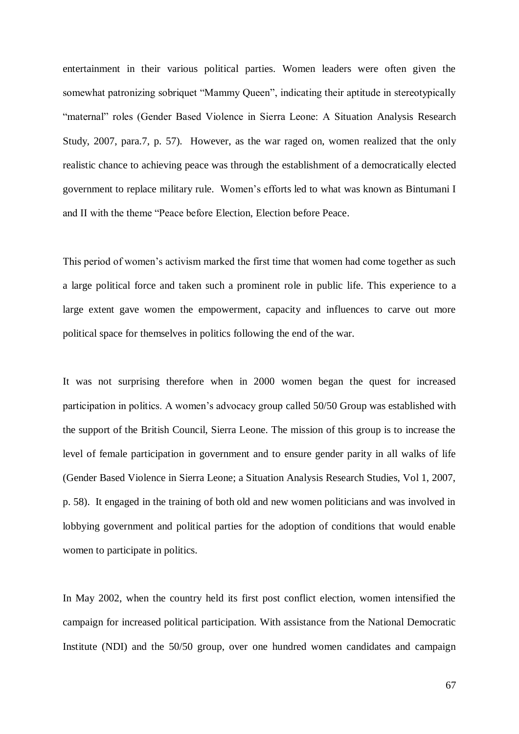entertainment in their various political parties. Women leaders were often given the somewhat patronizing sobriquet "Mammy Queen", indicating their aptitude in stereotypically "maternal" roles (Gender Based Violence in Sierra Leone: A Situation Analysis Research Study, 2007, para.7, p. 57). However, as the war raged on, women realized that the only realistic chance to achieving peace was through the establishment of a democratically elected government to replace military rule. Women's efforts led to what was known as Bintumani I and II with the theme "Peace before Election, Election before Peace.

This period of women's activism marked the first time that women had come together as such a large political force and taken such a prominent role in public life. This experience to a large extent gave women the empowerment, capacity and influences to carve out more political space for themselves in politics following the end of the war.

It was not surprising therefore when in 2000 women began the quest for increased participation in politics. A women's advocacy group called 50/50 Group was established with the support of the British Council, Sierra Leone. The mission of this group is to increase the level of female participation in government and to ensure gender parity in all walks of life (Gender Based Violence in Sierra Leone; a Situation Analysis Research Studies, Vol 1, 2007, p. 58). It engaged in the training of both old and new women politicians and was involved in lobbying government and political parties for the adoption of conditions that would enable women to participate in politics.

In May 2002, when the country held its first post conflict election, women intensified the campaign for increased political participation. With assistance from the National Democratic Institute (NDI) and the 50/50 group, over one hundred women candidates and campaign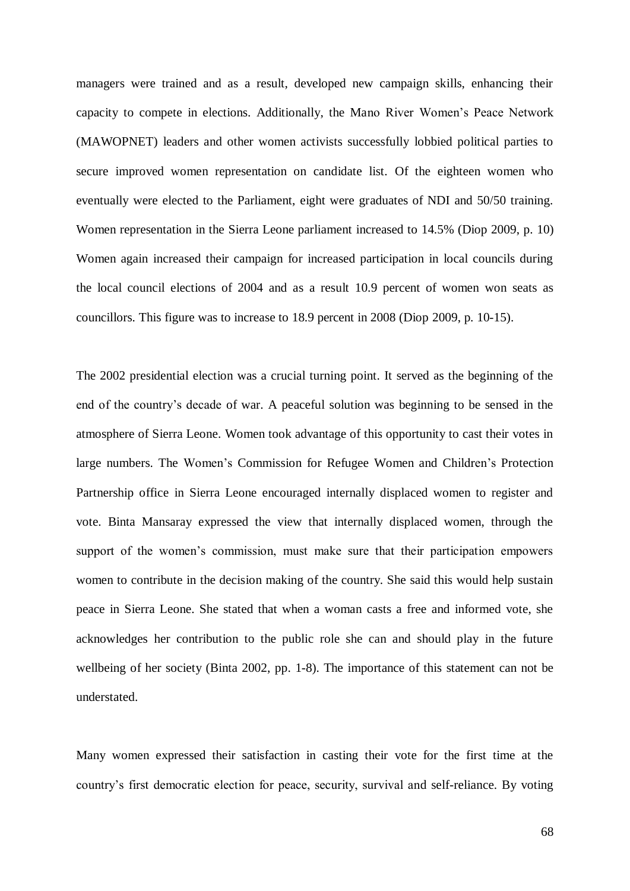managers were trained and as a result, developed new campaign skills, enhancing their capacity to compete in elections. Additionally, the Mano River Women's Peace Network (MAWOPNET) leaders and other women activists successfully lobbied political parties to secure improved women representation on candidate list. Of the eighteen women who eventually were elected to the Parliament, eight were graduates of NDI and 50/50 training. Women representation in the Sierra Leone parliament increased to 14.5% (Diop 2009, p. 10) Women again increased their campaign for increased participation in local councils during the local council elections of 2004 and as a result 10.9 percent of women won seats as councillors. This figure was to increase to 18.9 percent in 2008 (Diop 2009, p. 10-15).

The 2002 presidential election was a crucial turning point. It served as the beginning of the end of the country's decade of war. A peaceful solution was beginning to be sensed in the atmosphere of Sierra Leone. Women took advantage of this opportunity to cast their votes in large numbers. The Women's Commission for Refugee Women and Children's Protection Partnership office in Sierra Leone encouraged internally displaced women to register and vote. Binta Mansaray expressed the view that internally displaced women, through the support of the women's commission, must make sure that their participation empowers women to contribute in the decision making of the country. She said this would help sustain peace in Sierra Leone. She stated that when a woman casts a free and informed vote, she acknowledges her contribution to the public role she can and should play in the future wellbeing of her society (Binta 2002, pp. 1-8). The importance of this statement can not be understated.

Many women expressed their satisfaction in casting their vote for the first time at the country's first democratic election for peace, security, survival and self-reliance. By voting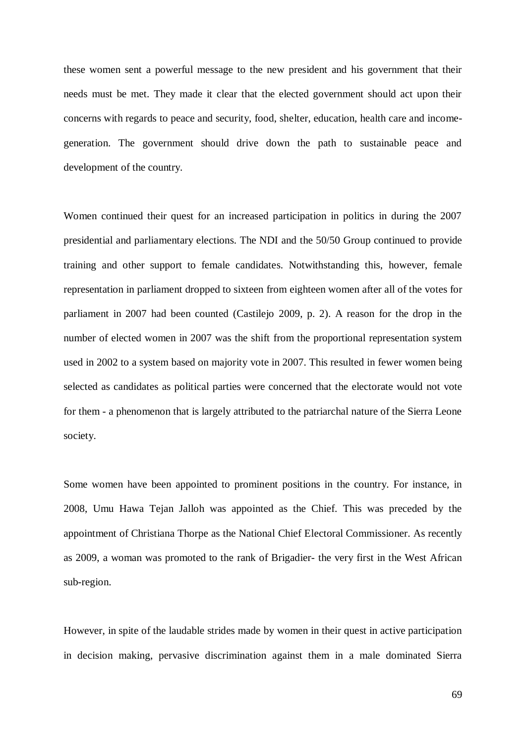these women sent a powerful message to the new president and his government that their needs must be met. They made it clear that the elected government should act upon their concerns with regards to peace and security, food, shelter, education, health care and income-generation. The government should drive down the path to sustainable peace and development of the country.

Women continued their quest for an increased participation in politics in during the 2007 presidential and parliamentary elections. The NDI and the 50/50 Group continued to provide training and other support to female candidates. Notwithstanding this, however, female representation in parliament dropped to sixteen from eighteen women after all of the votes for parliament in 2007 had been counted (Castilejo 2009, p. 2). A reason for the drop in the number of elected women in 2007 was the shift from the proportional representation system used in 2002 to a system based on majority vote in 2007. This resulted in fewer women being selected as candidates as political parties were concerned that the electorate would not vote for them - a phenomenon that is largely attributed to the patriarchal nature of the Sierra Leone society.

Some women have been appointed to prominent positions in the country. For instance, in 2008, Umu Hawa Tejan Jalloh was appointed as the Chief. This was preceded by the appointment of Christiana Thorpe as the National Chief Electoral Commissioner. As recently as 2009, a woman was promoted to the rank of Brigadier- the very first in the West African sub-region.

However, in spite of the laudable strides made by women in their quest in active participation in decision making, pervasive discrimination against them in a male dominated Sierra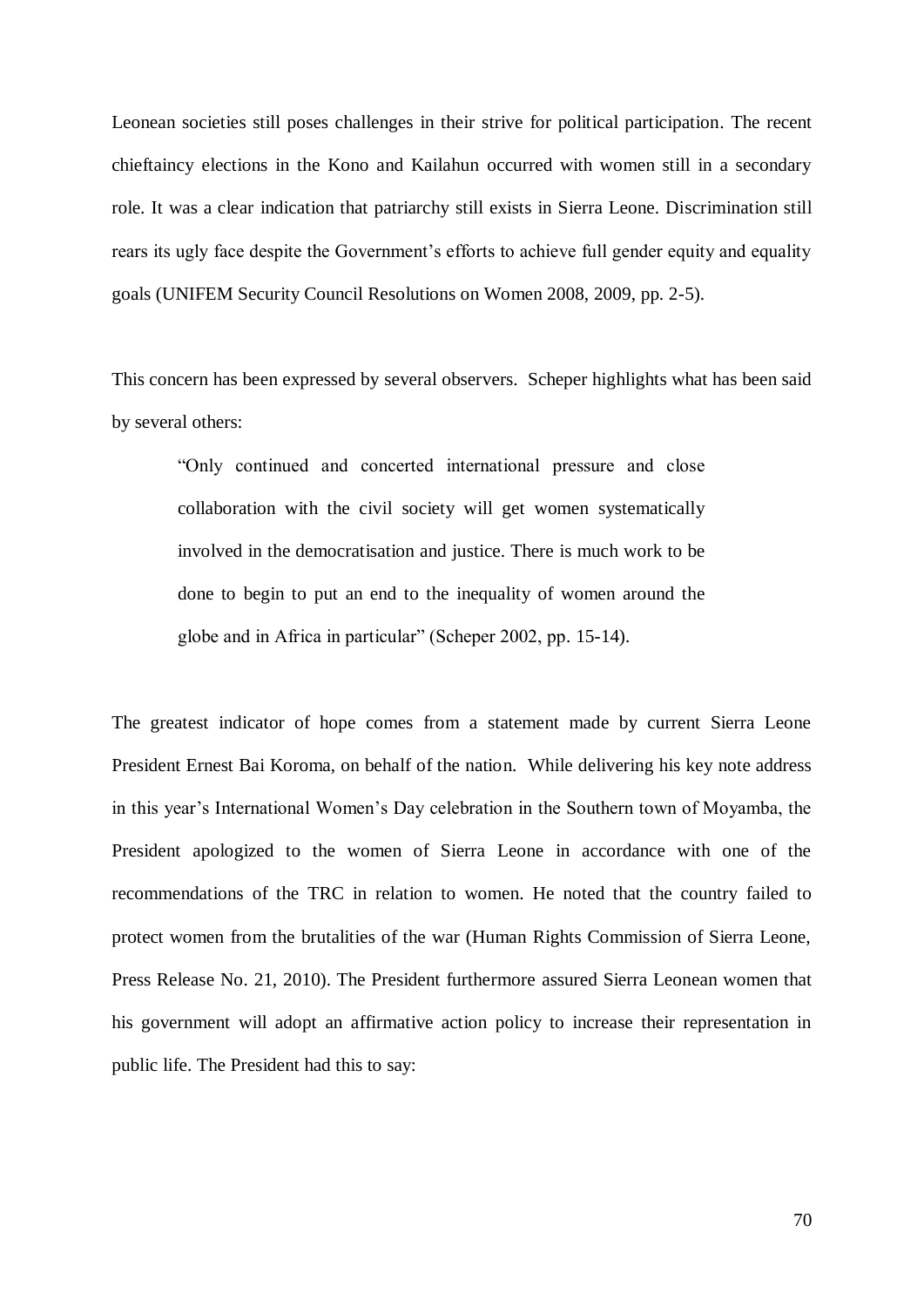Leonean societies still poses challenges in their strive for political participation. The recent chieftaincy elections in the Kono and Kailahun occurred with women still in a secondary role. It was a clear indication that patriarchy still exists in Sierra Leone. Discrimination still rears its ugly face despite the Government's efforts to achieve full gender equity and equality goals (UNIFEM Security Council Resolutions on Women 2008, 2009, pp. 2-5).

This concern has been expressed by several observers. Scheper highlights what has been said by several others:

> "Only continued and concerted international pressure and close collaboration with the civil society will get women systematically involved in the democratisation and justice. There is much work to be done to begin to put an end to the inequality of women around the globe and in Africa in particular" (Scheper 2002, pp. 15-14).

The greatest indicator of hope comes from a statement made by current Sierra Leone President Ernest Bai Koroma, on behalf of the nation. While delivering his key note address in this year's International Women's Day celebration in the Southern town of Moyamba, the President apologized to the women of Sierra Leone in accordance with one of the recommendations of the TRC in relation to women. He noted that the country failed to protect women from the brutalities of the war (Human Rights Commission of Sierra Leone, Press Release No. 21, 2010). The President furthermore assured Sierra Leonean women that his government will adopt an affirmative action policy to increase their representation in public life. The President had this to say: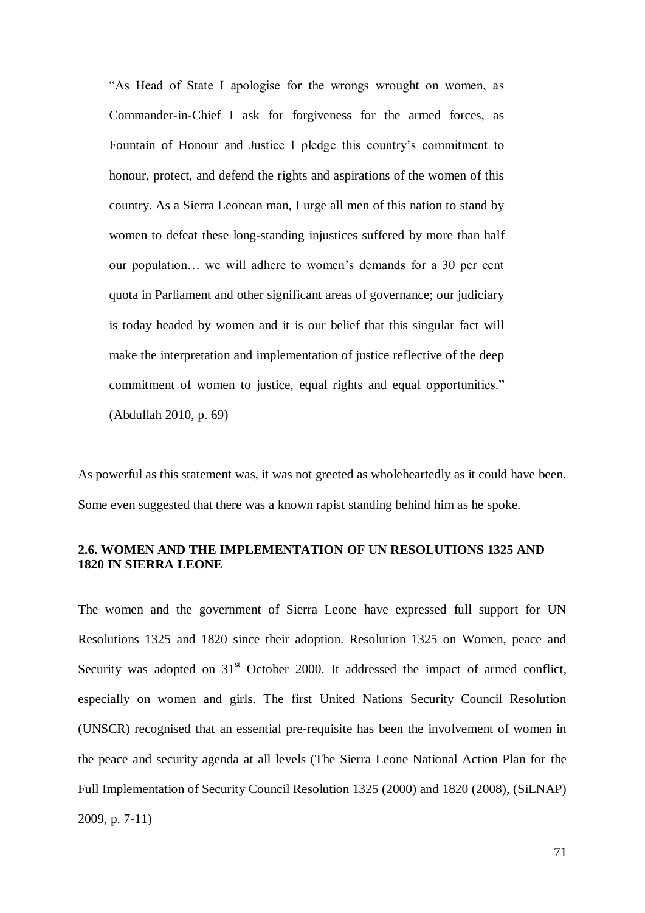> "As Head of State I apologise for the wrongs wrought on women, as Commander-in-Chief I ask for forgiveness for the armed forces, as Fountain of Honour and Justice I pledge this country's commitment to honour, protect, and defend the rights and aspirations of the women of this country. As a Sierra Leonean man, I urge all men of this nation to stand by women to defeat these long-standing injustices suffered by more than half our population… we will adhere to women's demands for a 30 per cent quota in Parliament and other significant areas of governance; our judiciary is today headed by women and it is our belief that this singular fact will make the interpretation and implementation of justice reflective of the deep commitment of women to justice, equal rights and equal opportunities." (Abdullah 2010, p. 69)

As powerful as this statement was, it was not greeted as wholeheartedly as it could have been. Some even suggested that there was a known rapist standing behind him as he spoke.

### 2.6. WOMEN AND THE IMPLEMENTATION OF UN RESOLUTIONS 1325 AND 1820 IN SIERRA LEONE

The women and the government of Sierra Leone have expressed full support for UN Resolutions 1325 and 1820 since their adoption. Resolution 1325 on Women, peace and Security was adopted on 31st October 2000. It addressed the impact of armed conflict, especially on women and girls. The first United Nations Security Council Resolution (UNSCR) recognised that an essential pre-requisite has been the involvement of women in the peace and security agenda at all levels (The Sierra Leone National Action Plan for the Full Implementation of Security Council Resolution 1325 (2000) and 1820 (2008), (SiLNAP) 2009, p. 7-11)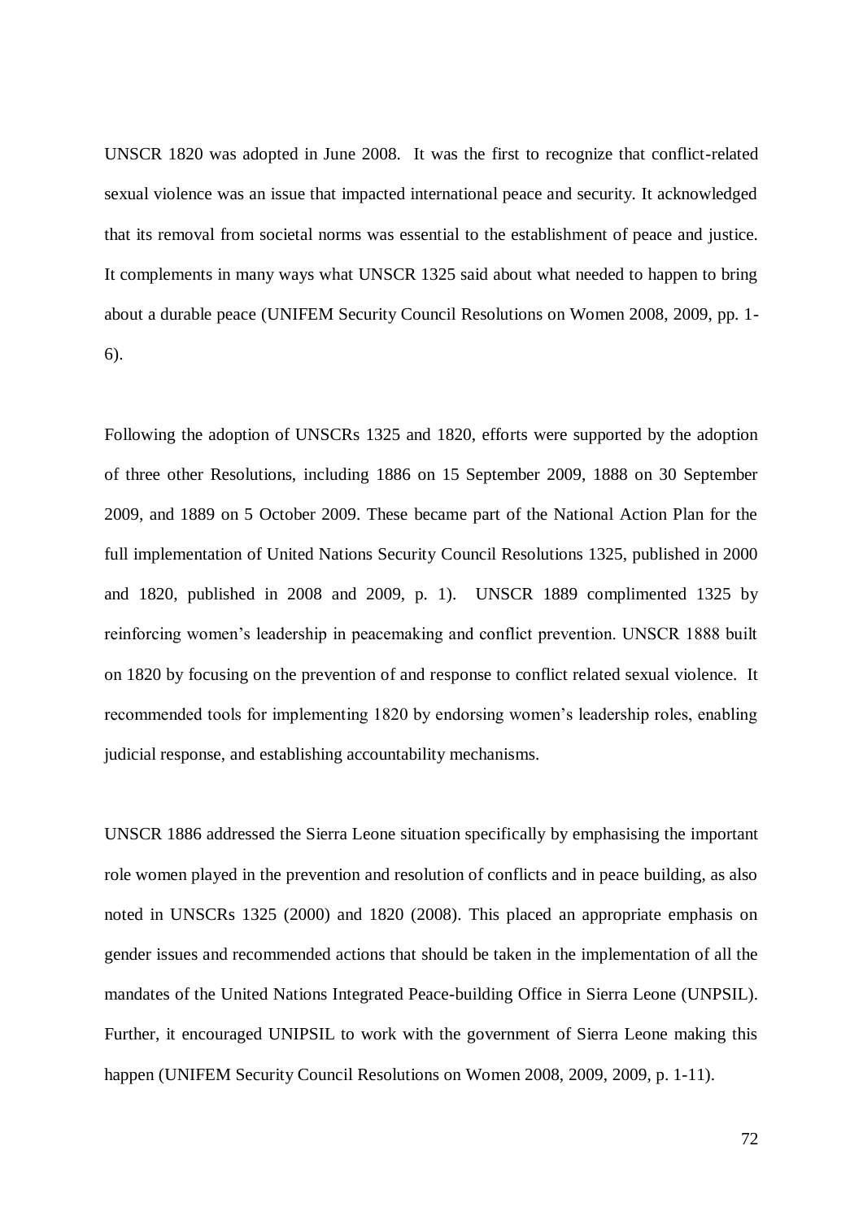UNSCR 1820 was adopted in June 2008. It was the first to recognize that conflict-related sexual violence was an issue that impacted international peace and security. It acknowledged that its removal from societal norms was essential to the establishment of peace and justice. It complements in many ways what UNSCR 1325 said about what needed to happen to bring about a durable peace (UNIFEM Security Council Resolutions on Women 2008, 2009, pp. 1-6).

Following the adoption of UNSCRs 1325 and 1820, efforts were supported by the adoption of three other Resolutions, including 1886 on 15 September 2009, 1888 on 30 September 2009, and 1889 on 5 October 2009. These became part of the National Action Plan for the full implementation of United Nations Security Council Resolutions 1325, published in 2000 and 1820, published in 2008 and 2009, p. 1). UNSCR 1889 complimented 1325 by reinforcing women's leadership in peacemaking and conflict prevention. UNSCR 1888 built on 1820 by focusing on the prevention of and response to conflict related sexual violence. It recommended tools for implementing 1820 by endorsing women's leadership roles, enabling judicial response, and establishing accountability mechanisms.

UNSCR 1886 addressed the Sierra Leone situation specifically by emphasising the important role women played in the prevention and resolution of conflicts and in peace building, as also noted in UNSCRs 1325 (2000) and 1820 (2008). This placed an appropriate emphasis on gender issues and recommended actions that should be taken in the implementation of all the mandates of the United Nations Integrated Peace-building Office in Sierra Leone (UNPSIL). Further, it encouraged UNIPSIL to work with the government of Sierra Leone making this happen (UNIFEM Security Council Resolutions on Women 2008, 2009, 2009, p. 1-11).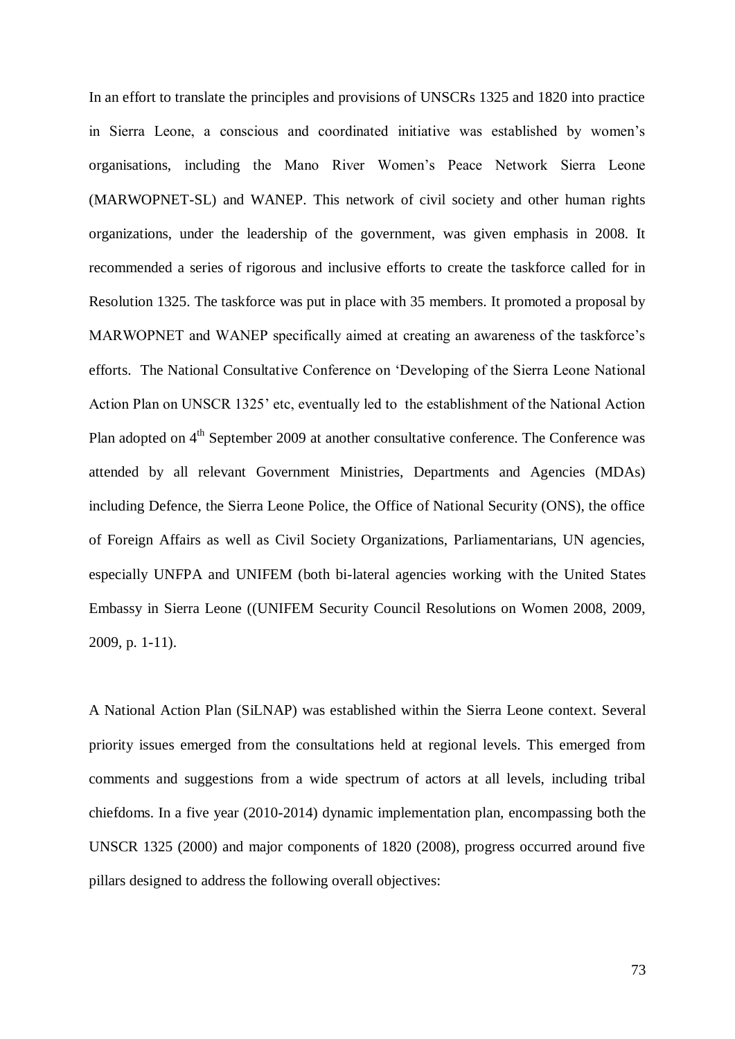In an effort to translate the principles and provisions of UNSCRs 1325 and 1820 into practice in Sierra Leone, a conscious and coordinated initiative was established by women's organisations, including the Mano River Women's Peace Network Sierra Leone (MARWOPNET-SL) and WANEP. This network of civil society and other human rights organizations, under the leadership of the government, was given emphasis in 2008. It recommended a series of rigorous and inclusive efforts to create the taskforce called for in Resolution 1325. The taskforce was put in place with 35 members. It promoted a proposal by MARWOPNET and WANEP specifically aimed at creating an awareness of the taskforce's efforts. The National Consultative Conference on 'Developing of the Sierra Leone National Action Plan on UNSCR 1325' etc, eventually led to the establishment of the National Action Plan adopted on 4th September 2009 at another consultative conference. The Conference was attended by all relevant Government Ministries, Departments and Agencies (MDAs) including Defence, the Sierra Leone Police, the Office of National Security (ONS), the office of Foreign Affairs as well as Civil Society Organizations, Parliamentarians, UN agencies, especially UNFPA and UNIFEM (both bi-lateral agencies working with the United States Embassy in Sierra Leone ((UNIFEM Security Council Resolutions on Women 2008, 2009, 2009, p. 1-11).

A National Action Plan (SiLNAP) was established within the Sierra Leone context. Several priority issues emerged from the consultations held at regional levels. This emerged from comments and suggestions from a wide spectrum of actors at all levels, including tribal chiefdoms. In a five year (2010-2014) dynamic implementation plan, encompassing both the UNSCR 1325 (2000) and major components of 1820 (2008), progress occurred around five pillars designed to address the following overall objectives: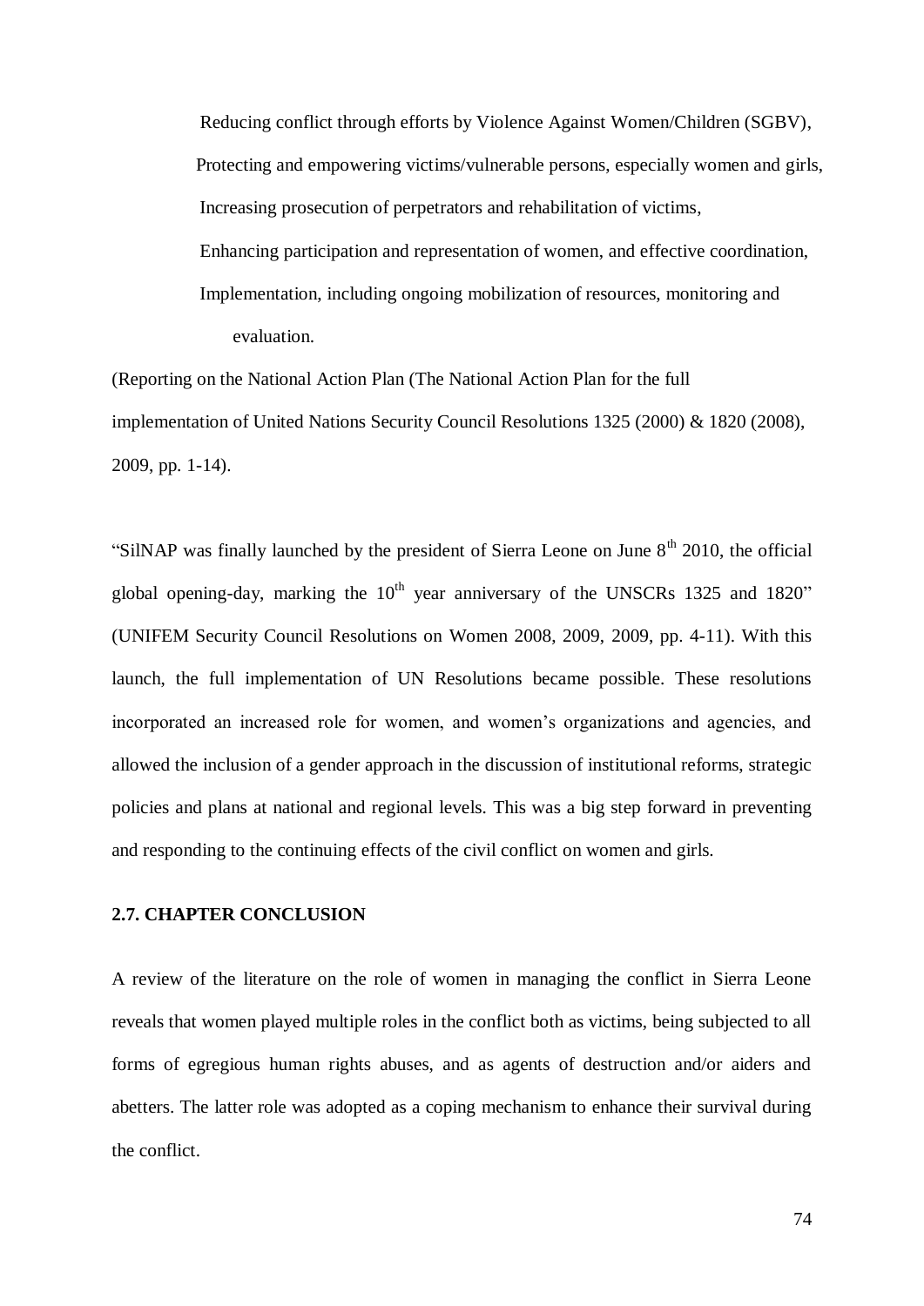Reducing conflict through efforts by Violence Against Women/Children (SGBV),

Protecting and empowering victims/vulnerable persons, especially women and girls,

Increasing prosecution of perpetrators and rehabilitation of victims,

Enhancing participation and representation of women, and effective coordination,

Implementation, including ongoing mobilization of resources, monitoring and evaluation.

(Reporting on the National Action Plan (The National Action Plan for the full implementation of United Nations Security Council Resolutions 1325 (2000) & 1820 (2008), 2009, pp. 1-14).

"SilNAP was finally launched by the president of Sierra Leone on June 8th 2010, the official global opening-day, marking the 10th year anniversary of the UNSCRs 1325 and 1820" (UNIFEM Security Council Resolutions on Women 2008, 2009, 2009, pp. 4-11). With this launch, the full implementation of UN Resolutions became possible. These resolutions incorporated an increased role for women, and women's organizations and agencies, and allowed the inclusion of a gender approach in the discussion of institutional reforms, strategic policies and plans at national and regional levels. This was a big step forward in preventing and responding to the continuing effects of the civil conflict on women and girls.

## 2.7. CHAPTER CONCLUSION

A review of the literature on the role of women in managing the conflict in Sierra Leone reveals that women played multiple roles in the conflict both as victims, being subjected to all forms of egregious human rights abuses, and as agents of destruction and/or aiders and abetters. The latter role was adopted as a coping mechanism to enhance their survival during the conflict.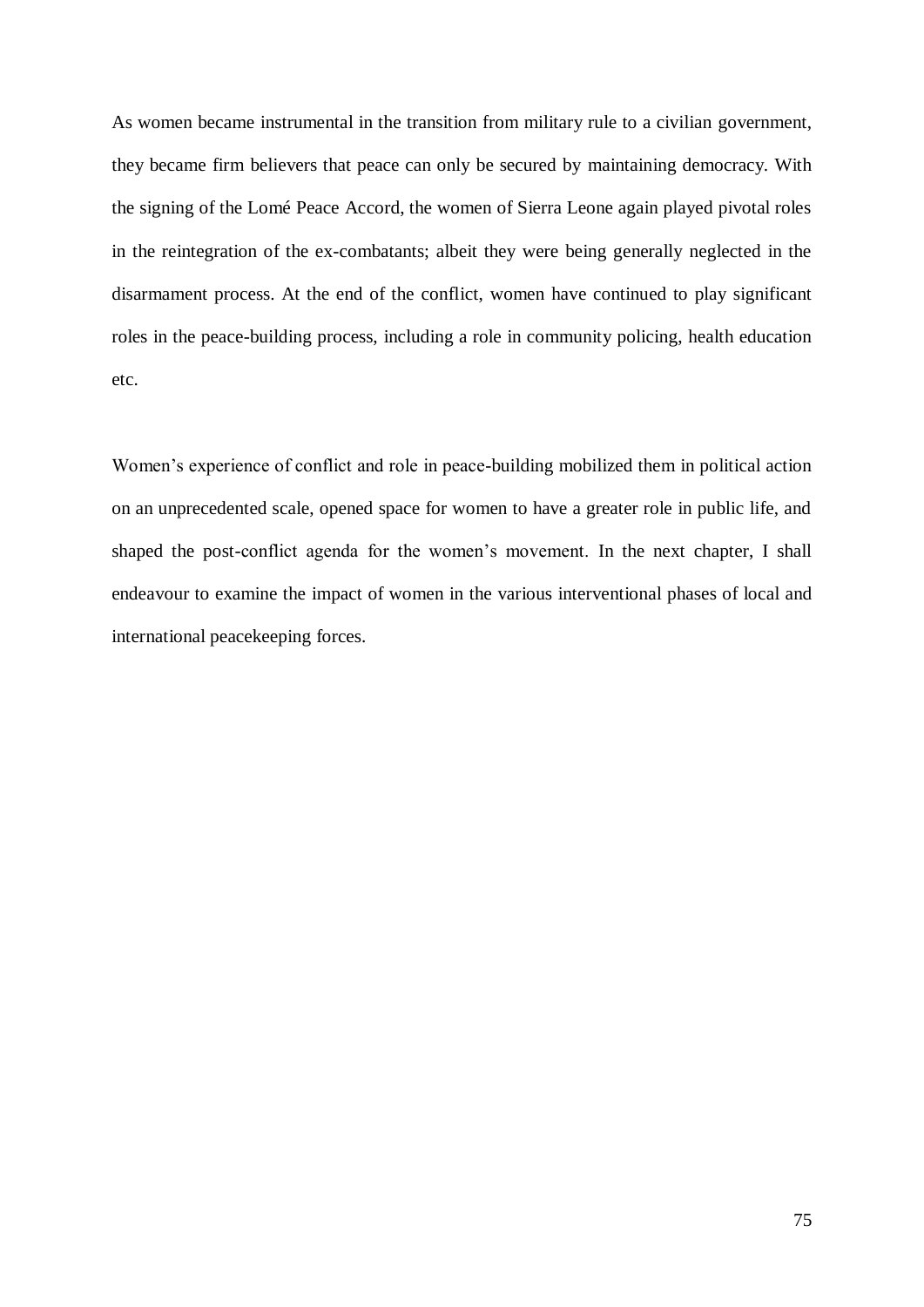As women became instrumental in the transition from military rule to a civilian government, they became firm believers that peace can only be secured by maintaining democracy. With the signing of the Lomé Peace Accord, the women of Sierra Leone again played pivotal roles in the reintegration of the ex-combatants; albeit they were being generally neglected in the disarmament process. At the end of the conflict, women have continued to play significant roles in the peace-building process, including a role in community policing, health education etc.

Women's experience of conflict and role in peace-building mobilized them in political action on an unprecedented scale, opened space for women to have a greater role in public life, and shaped the post-conflict agenda for the women's movement. In the next chapter, I shall endeavour to examine the impact of women in the various interventional phases of local and international peacekeeping forces.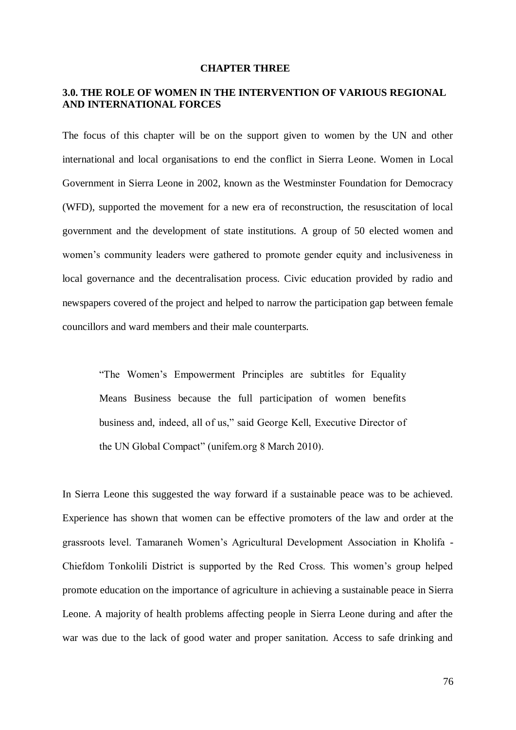**CHAPTER THREE**

## 3.0. THE ROLE OF WOMEN IN THE INTERVENTION OF VARIOUS REGIONAL AND INTERNATIONAL FORCES

The focus of this chapter will be on the support given to women by the UN and other international and local organisations to end the conflict in Sierra Leone. Women in Local Government in Sierra Leone in 2002, known as the Westminster Foundation for Democracy (WFD), supported the movement for a new era of reconstruction, the resuscitation of local government and the development of state institutions. A group of 50 elected women and women's community leaders were gathered to promote gender equity and inclusiveness in local governance and the decentralisation process. Civic education provided by radio and newspapers covered of the project and helped to narrow the participation gap between female councillors and ward members and their male counterparts.

> "The Women's Empowerment Principles are subtitles for Equality Means Business because the full participation of women benefits business and, indeed, all of us," said George Kell, Executive Director of the UN Global Compact" (unifem.org 8 March 2010).

In Sierra Leone this suggested the way forward if a sustainable peace was to be achieved. Experience has shown that women can be effective promoters of the law and order at the grassroots level. Tamaraneh Women's Agricultural Development Association in Kholifa - Chiefdom Tonkolili District is supported by the Red Cross. This women's group helped promote education on the importance of agriculture in achieving a sustainable peace in Sierra Leone. A majority of health problems affecting people in Sierra Leone during and after the war was due to the lack of good water and proper sanitation. Access to safe drinking and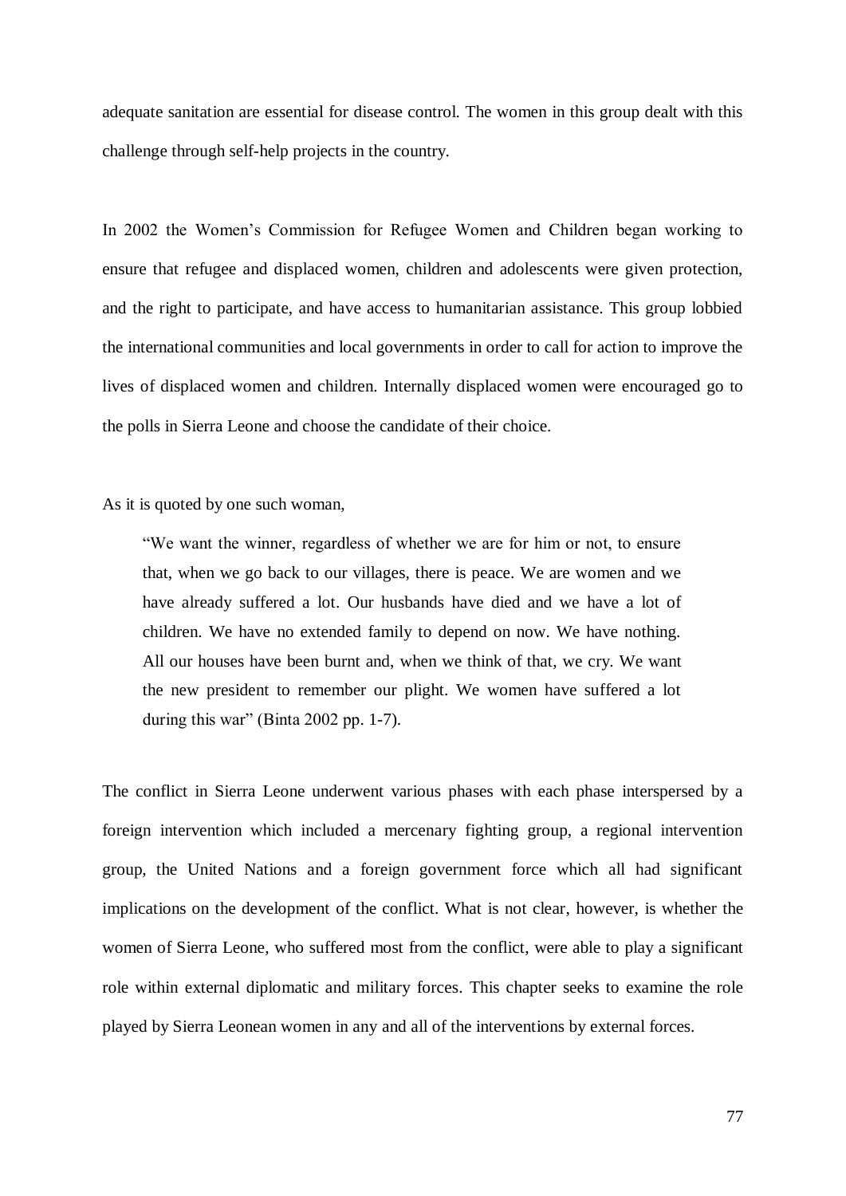adequate sanitation are essential for disease control. The women in this group dealt with this challenge through self-help projects in the country.

In 2002 the Women's Commission for Refugee Women and Children began working to ensure that refugee and displaced women, children and adolescents were given protection, and the right to participate, and have access to humanitarian assistance. This group lobbied the international communities and local governments in order to call for action to improve the lives of displaced women and children. Internally displaced women were encouraged go to the polls in Sierra Leone and choose the candidate of their choice.

As it is quoted by one such woman,

> "We want the winner, regardless of whether we are for him or not, to ensure that, when we go back to our villages, there is peace. We are women and we have already suffered a lot. Our husbands have died and we have a lot of children. We have no extended family to depend on now. We have nothing. All our houses have been burnt and, when we think of that, we cry. We want the new president to remember our plight. We women have suffered a lot during this war" (Binta 2002 pp. 1-7).

The conflict in Sierra Leone underwent various phases with each phase interspersed by a foreign intervention which included a mercenary fighting group, a regional intervention group, the United Nations and a foreign government force which all had significant implications on the development of the conflict. What is not clear, however, is whether the women of Sierra Leone, who suffered most from the conflict, were able to play a significant role within external diplomatic and military forces. This chapter seeks to examine the role played by Sierra Leonean women in any and all of the interventions by external forces.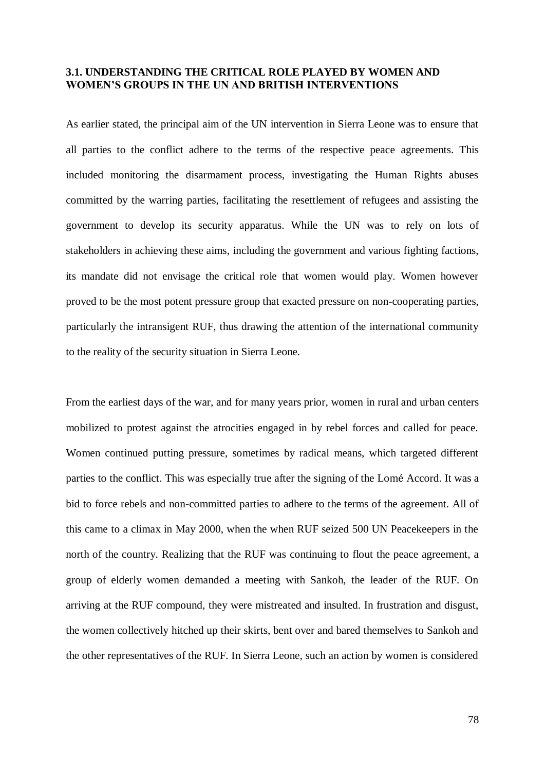### 3.1. UNDERSTANDING THE CRITICAL ROLE PLAYED BY WOMEN AND WOMEN'S GROUPS IN THE UN AND BRITISH INTERVENTIONS

As earlier stated, the principal aim of the UN intervention in Sierra Leone was to ensure that all parties to the conflict adhere to the terms of the respective peace agreements. This included monitoring the disarmament process, investigating the Human Rights abuses committed by the warring parties, facilitating the resettlement of refugees and assisting the government to develop its security apparatus. While the UN was to rely on lots of stakeholders in achieving these aims, including the government and various fighting factions, its mandate did not envisage the critical role that women would play. Women however proved to be the most potent pressure group that exacted pressure on non-cooperating parties, particularly the intransigent RUF, thus drawing the attention of the international community to the reality of the security situation in Sierra Leone.

From the earliest days of the war, and for many years prior, women in rural and urban centers mobilized to protest against the atrocities engaged in by rebel forces and called for peace. Women continued putting pressure, sometimes by radical means, which targeted different parties to the conflict. This was especially true after the signing of the Lomé Accord. It was a bid to force rebels and non-committed parties to adhere to the terms of the agreement. All of this came to a climax in May 2000, when the when RUF seized 500 UN Peacekeepers in the north of the country. Realizing that the RUF was continuing to flout the peace agreement, a group of elderly women demanded a meeting with Sankoh, the leader of the RUF. On arriving at the RUF compound, they were mistreated and insulted. In frustration and disgust, the women collectively hitched up their skirts, bent over and bared themselves to Sankoh and the other representatives of the RUF. In Sierra Leone, such an action by women is considered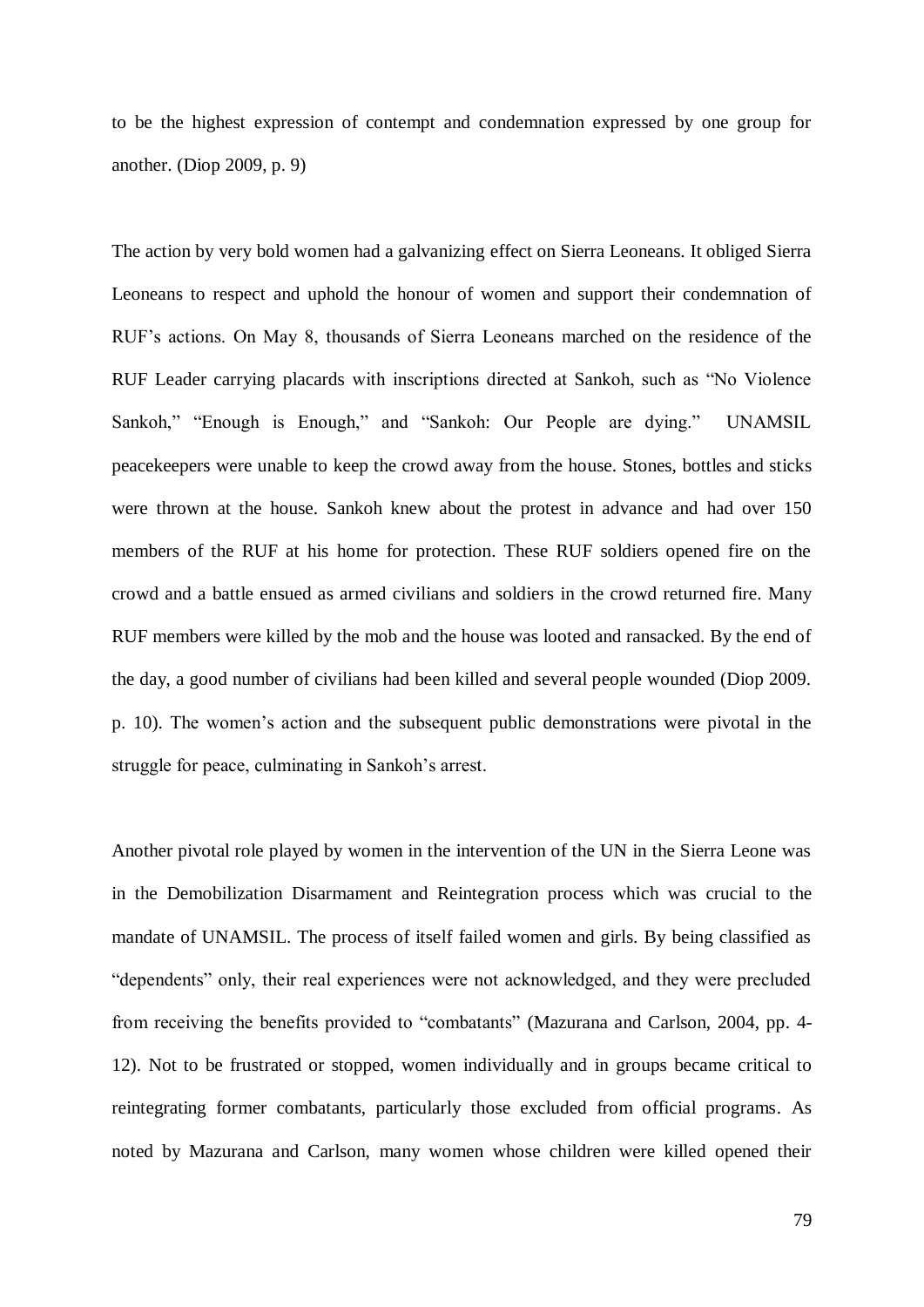to be the highest expression of contempt and condemnation expressed by one group for another. (Diop 2009, p. 9)

The action by very bold women had a galvanizing effect on Sierra Leoneans. It obliged Sierra Leoneans to respect and uphold the honour of women and support their condemnation of RUF's actions. On May 8, thousands of Sierra Leoneans marched on the residence of the RUF Leader carrying placards with inscriptions directed at Sankoh, such as "No Violence Sankoh," "Enough is Enough," and "Sankoh: Our People are dying." UNAMSIL peacekeepers were unable to keep the crowd away from the house. Stones, bottles and sticks were thrown at the house. Sankoh knew about the protest in advance and had over 150 members of the RUF at his home for protection. These RUF soldiers opened fire on the crowd and a battle ensued as armed civilians and soldiers in the crowd returned fire. Many RUF members were killed by the mob and the house was looted and ransacked. By the end of the day, a good number of civilians had been killed and several people wounded (Diop 2009. p. 10). The women's action and the subsequent public demonstrations were pivotal in the struggle for peace, culminating in Sankoh's arrest.

Another pivotal role played by women in the intervention of the UN in the Sierra Leone was in the Demobilization Disarmament and Reintegration process which was crucial to the mandate of UNAMSIL. The process of itself failed women and girls. By being classified as "dependents" only, their real experiences were not acknowledged, and they were precluded from receiving the benefits provided to "combatants" (Mazurana and Carlson, 2004, pp. 4-12). Not to be frustrated or stopped, women individually and in groups became critical to reintegrating former combatants, particularly those excluded from official programs. As noted by Mazurana and Carlson, many women whose children were killed opened their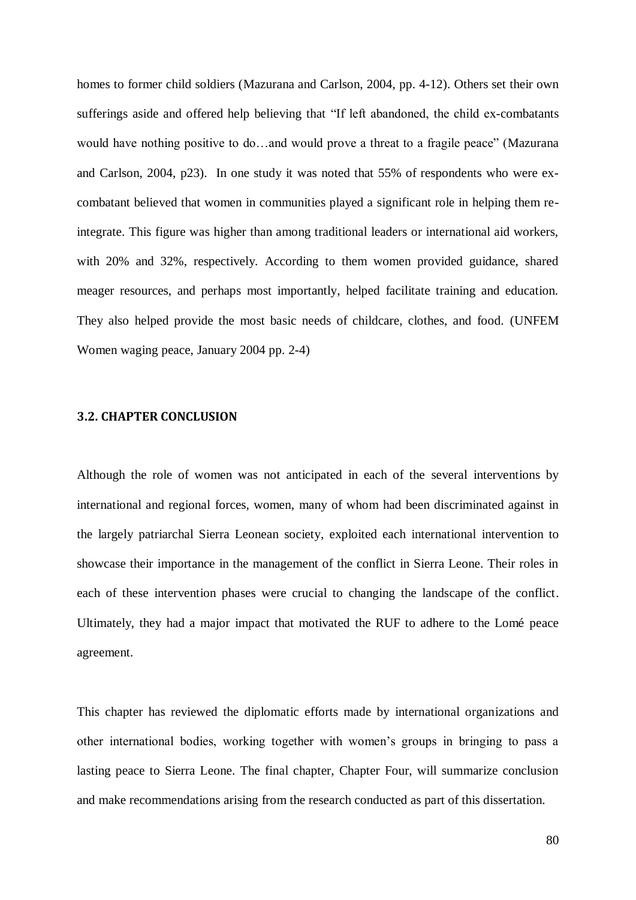homes to former child soldiers (Mazurana and Carlson, 2004, pp. 4-12). Others set their own sufferings aside and offered help believing that "If left abandoned, the child ex-combatants would have nothing positive to do…and would prove a threat to a fragile peace" (Mazurana and Carlson, 2004, p23). In one study it was noted that 55% of respondents who were ex-combatant believed that women in communities played a significant role in helping them re-integrate. This figure was higher than among traditional leaders or international aid workers, with 20% and 32%, respectively. According to them women provided guidance, shared meager resources, and perhaps most importantly, helped facilitate training and education. They also helped provide the most basic needs of childcare, clothes, and food. (UNFEM Women waging peace, January 2004 pp. 2-4)

### 3.2. CHAPTER CONCLUSION

Although the role of women was not anticipated in each of the several interventions by international and regional forces, women, many of whom had been discriminated against in the largely patriarchal Sierra Leonean society, exploited each international intervention to showcase their importance in the management of the conflict in Sierra Leone. Their roles in each of these intervention phases were crucial to changing the landscape of the conflict. Ultimately, they had a major impact that motivated the RUF to adhere to the Lomé peace agreement.

This chapter has reviewed the diplomatic efforts made by international organizations and other international bodies, working together with women's groups in bringing to pass a lasting peace to Sierra Leone. The final chapter, Chapter Four, will summarize conclusion and make recommendations arising from the research conducted as part of this dissertation.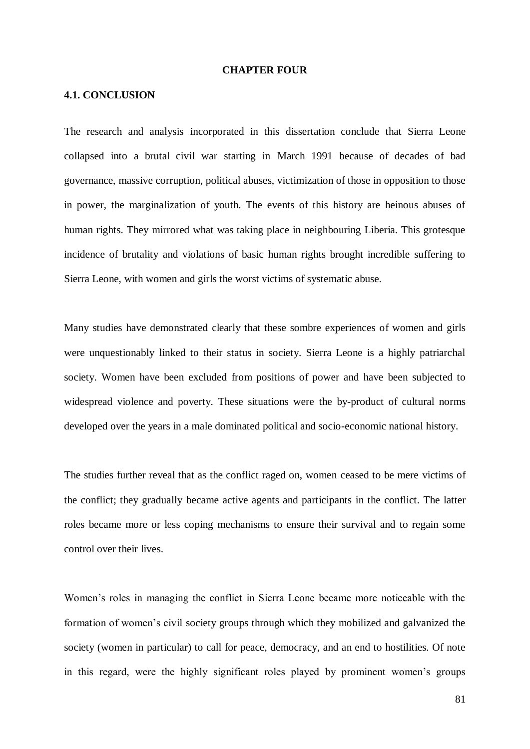# CHAPTER FOUR

## 4.1. CONCLUSION

The research and analysis incorporated in this dissertation conclude that Sierra Leone collapsed into a brutal civil war starting in March 1991 because of decades of bad governance, massive corruption, political abuses, victimization of those in opposition to those in power, the marginalization of youth. The events of this history are heinous abuses of human rights. They mirrored what was taking place in neighbouring Liberia. This grotesque incidence of brutality and violations of basic human rights brought incredible suffering to Sierra Leone, with women and girls the worst victims of systematic abuse.

Many studies have demonstrated clearly that these sombre experiences of women and girls were unquestionably linked to their status in society. Sierra Leone is a highly patriarchal society. Women have been excluded from positions of power and have been subjected to widespread violence and poverty. These situations were the by-product of cultural norms developed over the years in a male dominated political and socio-economic national history.

The studies further reveal that as the conflict raged on, women ceased to be mere victims of the conflict; they gradually became active agents and participants in the conflict. The latter roles became more or less coping mechanisms to ensure their survival and to regain some control over their lives.

Women's roles in managing the conflict in Sierra Leone became more noticeable with the formation of women's civil society groups through which they mobilized and galvanized the society (women in particular) to call for peace, democracy, and an end to hostilities. Of note in this regard, were the highly significant roles played by prominent women's groups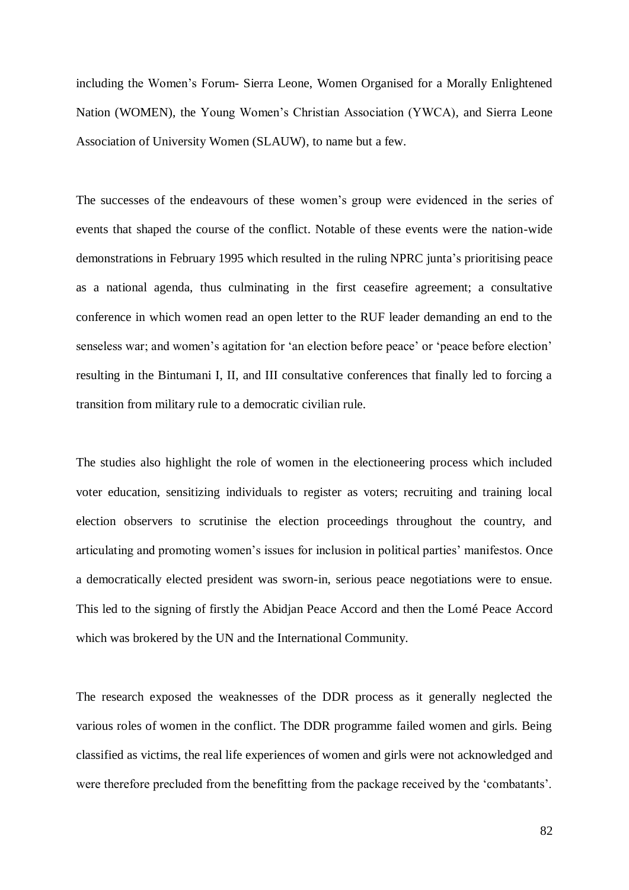including the Women's Forum- Sierra Leone, Women Organised for a Morally Enlightened Nation (WOMEN), the Young Women's Christian Association (YWCA), and Sierra Leone Association of University Women (SLAUW), to name but a few.

The successes of the endeavours of these women's group were evidenced in the series of events that shaped the course of the conflict. Notable of these events were the nation-wide demonstrations in February 1995 which resulted in the ruling NPRC junta's prioritising peace as a national agenda, thus culminating in the first ceasefire agreement; a consultative conference in which women read an open letter to the RUF leader demanding an end to the senseless war; and women's agitation for 'an election before peace' or 'peace before election' resulting in the Bintumani I, II, and III consultative conferences that finally led to forcing a transition from military rule to a democratic civilian rule.

The studies also highlight the role of women in the electioneering process which included voter education, sensitizing individuals to register as voters; recruiting and training local election observers to scrutinise the election proceedings throughout the country, and articulating and promoting women's issues for inclusion in political parties' manifestos. Once a democratically elected president was sworn-in, serious peace negotiations were to ensue. This led to the signing of firstly the Abidjan Peace Accord and then the Lomé Peace Accord which was brokered by the UN and the International Community.

The research exposed the weaknesses of the DDR process as it generally neglected the various roles of women in the conflict. The DDR programme failed women and girls. Being classified as victims, the real life experiences of women and girls were not acknowledged and were therefore precluded from the benefitting from the package received by the 'combatants'.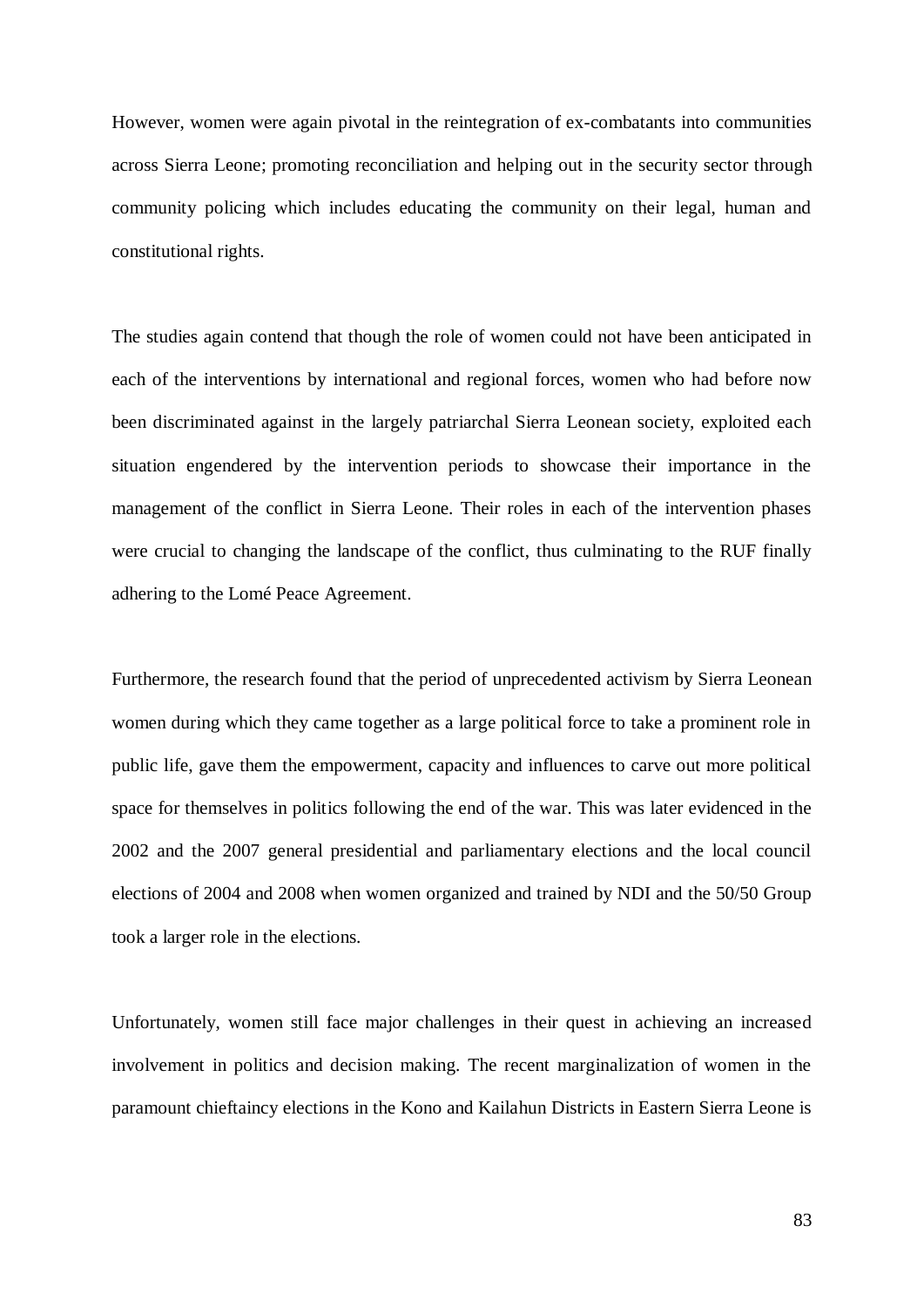However, women were again pivotal in the reintegration of ex-combatants into communities across Sierra Leone; promoting reconciliation and helping out in the security sector through community policing which includes educating the community on their legal, human and constitutional rights.

The studies again contend that though the role of women could not have been anticipated in each of the interventions by international and regional forces, women who had before now been discriminated against in the largely patriarchal Sierra Leonean society, exploited each situation engendered by the intervention periods to showcase their importance in the management of the conflict in Sierra Leone. Their roles in each of the intervention phases were crucial to changing the landscape of the conflict, thus culminating to the RUF finally adhering to the Lomé Peace Agreement.

Furthermore, the research found that the period of unprecedented activism by Sierra Leonean women during which they came together as a large political force to take a prominent role in public life, gave them the empowerment, capacity and influences to carve out more political space for themselves in politics following the end of the war. This was later evidenced in the 2002 and the 2007 general presidential and parliamentary elections and the local council elections of 2004 and 2008 when women organized and trained by NDI and the 50/50 Group took a larger role in the elections.

Unfortunately, women still face major challenges in their quest in achieving an increased involvement in politics and decision making. The recent marginalization of women in the paramount chieftaincy elections in the Kono and Kailahun Districts in Eastern Sierra Leone is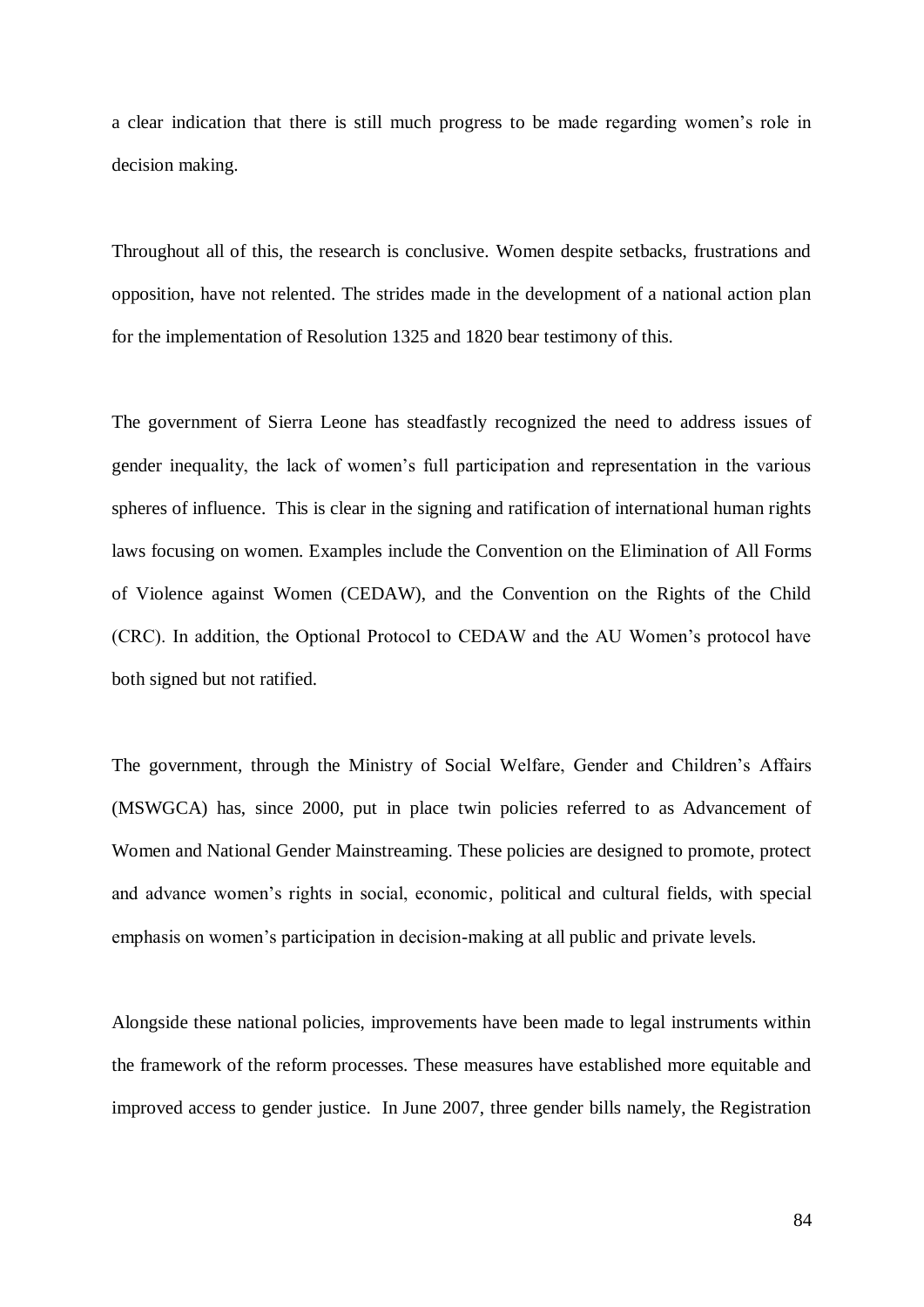a clear indication that there is still much progress to be made regarding women's role in decision making.

Throughout all of this, the research is conclusive. Women despite setbacks, frustrations and opposition, have not relented. The strides made in the development of a national action plan for the implementation of Resolution 1325 and 1820 bear testimony of this.

The government of Sierra Leone has steadfastly recognized the need to address issues of gender inequality, the lack of women's full participation and representation in the various spheres of influence. This is clear in the signing and ratification of international human rights laws focusing on women. Examples include the Convention on the Elimination of All Forms of Violence against Women (CEDAW), and the Convention on the Rights of the Child (CRC). In addition, the Optional Protocol to CEDAW and the AU Women's protocol have both signed but not ratified.

The government, through the Ministry of Social Welfare, Gender and Children's Affairs (MSWGCA) has, since 2000, put in place twin policies referred to as Advancement of Women and National Gender Mainstreaming. These policies are designed to promote, protect and advance women's rights in social, economic, political and cultural fields, with special emphasis on women's participation in decision-making at all public and private levels.

Alongside these national policies, improvements have been made to legal instruments within the framework of the reform processes. These measures have established more equitable and improved access to gender justice. In June 2007, three gender bills namely, the Registration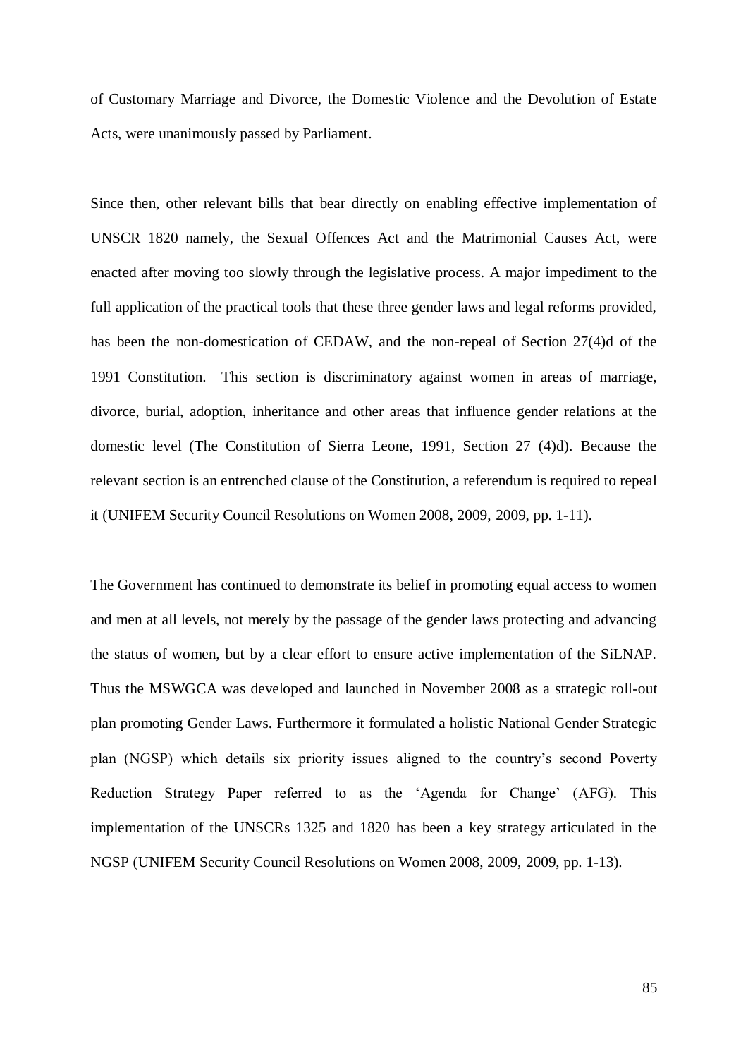of Customary Marriage and Divorce, the Domestic Violence and the Devolution of Estate Acts, were unanimously passed by Parliament.

Since then, other relevant bills that bear directly on enabling effective implementation of UNSCR 1820 namely, the Sexual Offences Act and the Matrimonial Causes Act, were enacted after moving too slowly through the legislative process. A major impediment to the full application of the practical tools that these three gender laws and legal reforms provided, has been the non-domestication of CEDAW, and the non-repeal of Section 27(4)d of the 1991 Constitution. This section is discriminatory against women in areas of marriage, divorce, burial, adoption, inheritance and other areas that influence gender relations at the domestic level (The Constitution of Sierra Leone, 1991, Section 27 (4)d). Because the relevant section is an entrenched clause of the Constitution, a referendum is required to repeal it (UNIFEM Security Council Resolutions on Women 2008, 2009, 2009, pp. 1-11).

The Government has continued to demonstrate its belief in promoting equal access to women and men at all levels, not merely by the passage of the gender laws protecting and advancing the status of women, but by a clear effort to ensure active implementation of the SiLNAP. Thus the MSWGCA was developed and launched in November 2008 as a strategic roll-out plan promoting Gender Laws. Furthermore it formulated a holistic National Gender Strategic plan (NGSP) which details six priority issues aligned to the country's second Poverty Reduction Strategy Paper referred to as the 'Agenda for Change' (AFG). This implementation of the UNSCRs 1325 and 1820 has been a key strategy articulated in the NGSP (UNIFEM Security Council Resolutions on Women 2008, 2009, 2009, pp. 1-13).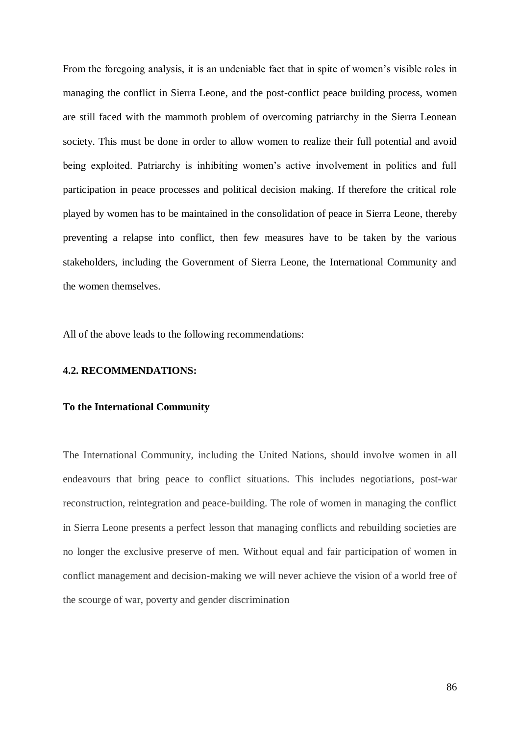From the foregoing analysis, it is an undeniable fact that in spite of women's visible roles in managing the conflict in Sierra Leone, and the post-conflict peace building process, women are still faced with the mammoth problem of overcoming patriarchy in the Sierra Leonean society. This must be done in order to allow women to realize their full potential and avoid being exploited. Patriarchy is inhibiting women's active involvement in politics and full participation in peace processes and political decision making. If therefore the critical role played by women has to be maintained in the consolidation of peace in Sierra Leone, thereby preventing a relapse into conflict, then few measures have to be taken by the various stakeholders, including the Government of Sierra Leone, the International Community and the women themselves.

All of the above leads to the following recommendations:

### 4.2. RECOMMENDATIONS:

**To the International Community**

The International Community, including the United Nations, should involve women in all endeavours that bring peace to conflict situations. This includes negotiations, post-war reconstruction, reintegration and peace-building. The role of women in managing the conflict in Sierra Leone presents a perfect lesson that managing conflicts and rebuilding societies are no longer the exclusive preserve of men. Without equal and fair participation of women in conflict management and decision-making we will never achieve the vision of a world free of the scourge of war, poverty and gender discrimination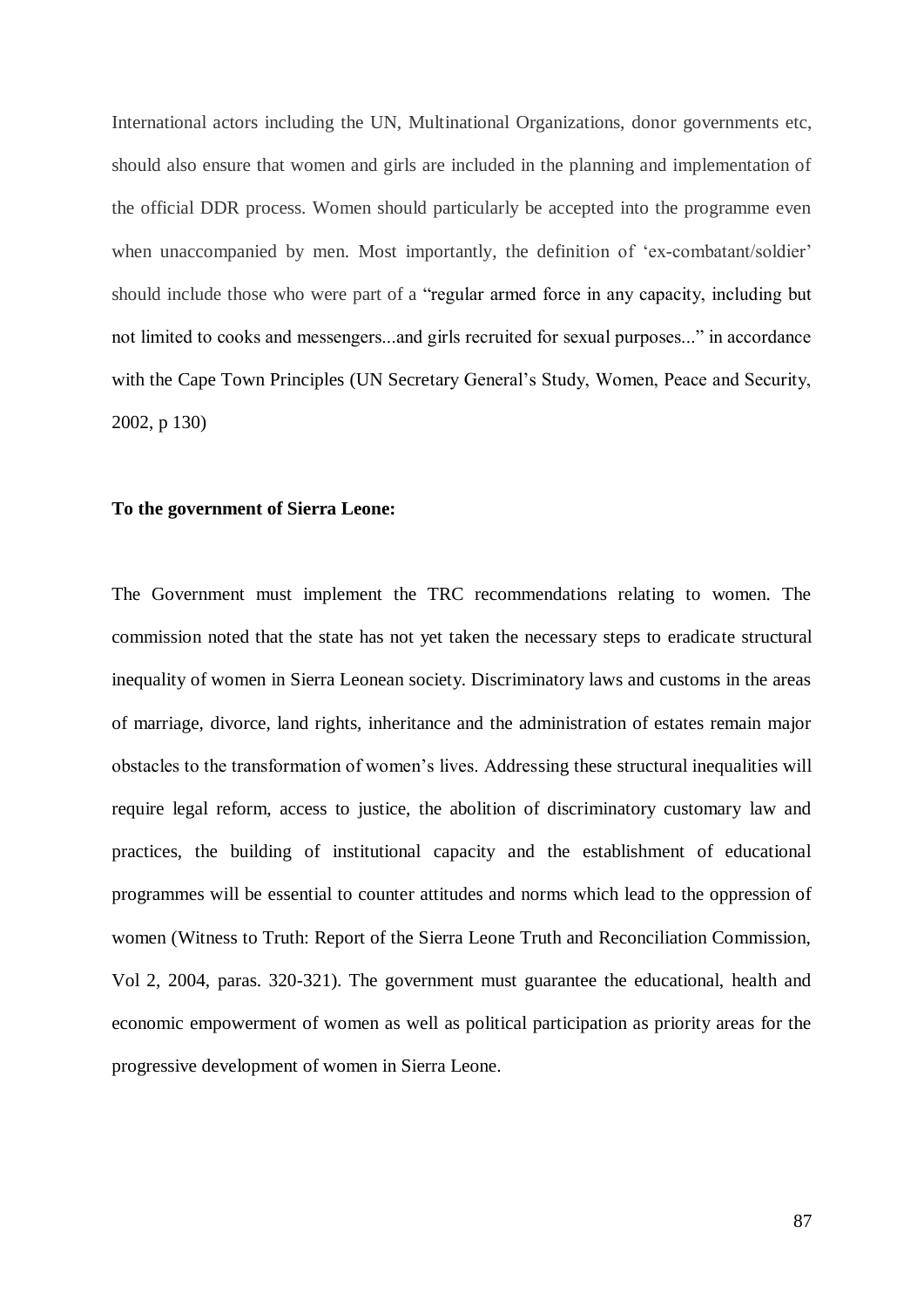International actors including the UN, Multinational Organizations, donor governments etc, should also ensure that women and girls are included in the planning and implementation of the official DDR process. Women should particularly be accepted into the programme even when unaccompanied by men. Most importantly, the definition of 'ex-combatant/soldier' should include those who were part of a "regular armed force in any capacity, including but not limited to cooks and messengers...and girls recruited for sexual purposes..." in accordance with the Cape Town Principles (UN Secretary General's Study, Women, Peace and Security, 2002, p 130)

**To the government of Sierra Leone:**

The Government must implement the TRC recommendations relating to women. The commission noted that the state has not yet taken the necessary steps to eradicate structural inequality of women in Sierra Leonean society. Discriminatory laws and customs in the areas of marriage, divorce, land rights, inheritance and the administration of estates remain major obstacles to the transformation of women's lives. Addressing these structural inequalities will require legal reform, access to justice, the abolition of discriminatory customary law and practices, the building of institutional capacity and the establishment of educational programmes will be essential to counter attitudes and norms which lead to the oppression of women (Witness to Truth: Report of the Sierra Leone Truth and Reconciliation Commission, Vol 2, 2004, paras. 320-321). The government must guarantee the educational, health and economic empowerment of women as well as political participation as priority areas for the progressive development of women in Sierra Leone.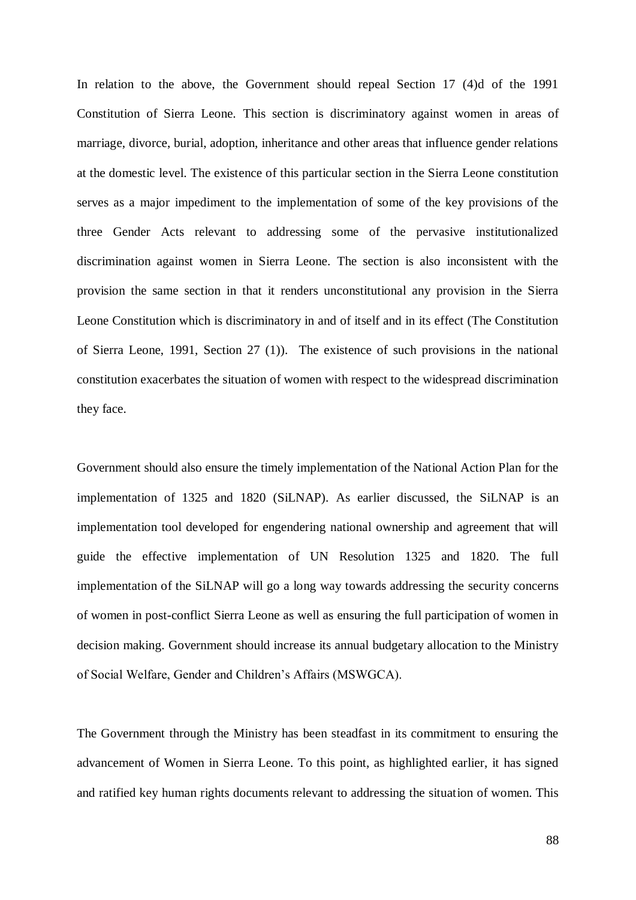In relation to the above, the Government should repeal Section 17 (4)d of the 1991 Constitution of Sierra Leone. This section is discriminatory against women in areas of marriage, divorce, burial, adoption, inheritance and other areas that influence gender relations at the domestic level. The existence of this particular section in the Sierra Leone constitution serves as a major impediment to the implementation of some of the key provisions of the three Gender Acts relevant to addressing some of the pervasive institutionalized discrimination against women in Sierra Leone. The section is also inconsistent with the provision the same section in that it renders unconstitutional any provision in the Sierra Leone Constitution which is discriminatory in and of itself and in its effect (The Constitution of Sierra Leone, 1991, Section 27 (1)). The existence of such provisions in the national constitution exacerbates the situation of women with respect to the widespread discrimination they face.

Government should also ensure the timely implementation of the National Action Plan for the implementation of 1325 and 1820 (SiLNAP). As earlier discussed, the SiLNAP is an implementation tool developed for engendering national ownership and agreement that will guide the effective implementation of UN Resolution 1325 and 1820. The full implementation of the SiLNAP will go a long way towards addressing the security concerns of women in post-conflict Sierra Leone as well as ensuring the full participation of women in decision making. Government should increase its annual budgetary allocation to the Ministry of Social Welfare, Gender and Children's Affairs (MSWGCA).

The Government through the Ministry has been steadfast in its commitment to ensuring the advancement of Women in Sierra Leone. To this point, as highlighted earlier, it has signed and ratified key human rights documents relevant to addressing the situation of women. This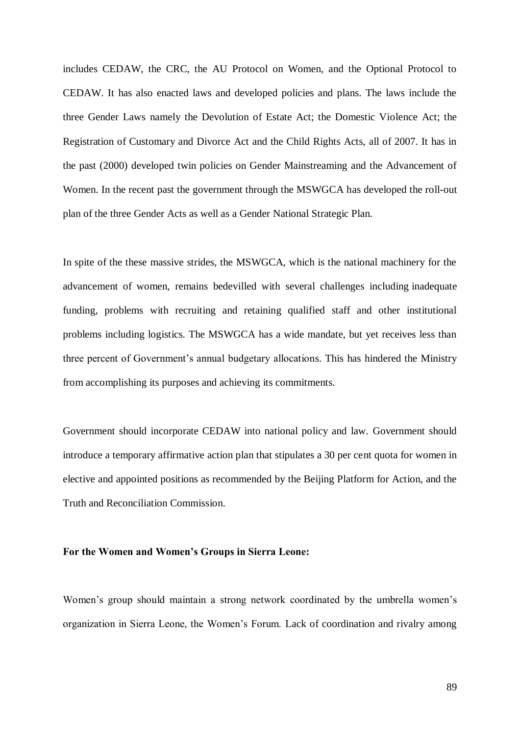includes CEDAW, the CRC, the AU Protocol on Women, and the Optional Protocol to CEDAW. It has also enacted laws and developed policies and plans. The laws include the three Gender Laws namely the Devolution of Estate Act; the Domestic Violence Act; the Registration of Customary and Divorce Act and the Child Rights Acts, all of 2007. It has in the past (2000) developed twin policies on Gender Mainstreaming and the Advancement of Women. In the recent past the government through the MSWGCA has developed the roll-out plan of the three Gender Acts as well as a Gender National Strategic Plan.

In spite of the these massive strides, the MSWGCA, which is the national machinery for the advancement of women, remains bedevilled with several challenges including inadequate funding, problems with recruiting and retaining qualified staff and other institutional problems including logistics. The MSWGCA has a wide mandate, but yet receives less than three percent of Government's annual budgetary allocations. This has hindered the Ministry from accomplishing its purposes and achieving its commitments.

Government should incorporate CEDAW into national policy and law. Government should introduce a temporary affirmative action plan that stipulates a 30 per cent quota for women in elective and appointed positions as recommended by the Beijing Platform for Action, and the Truth and Reconciliation Commission.

**For the Women and Women's Groups in Sierra Leone:**

Women's group should maintain a strong network coordinated by the umbrella women's organization in Sierra Leone, the Women's Forum. Lack of coordination and rivalry among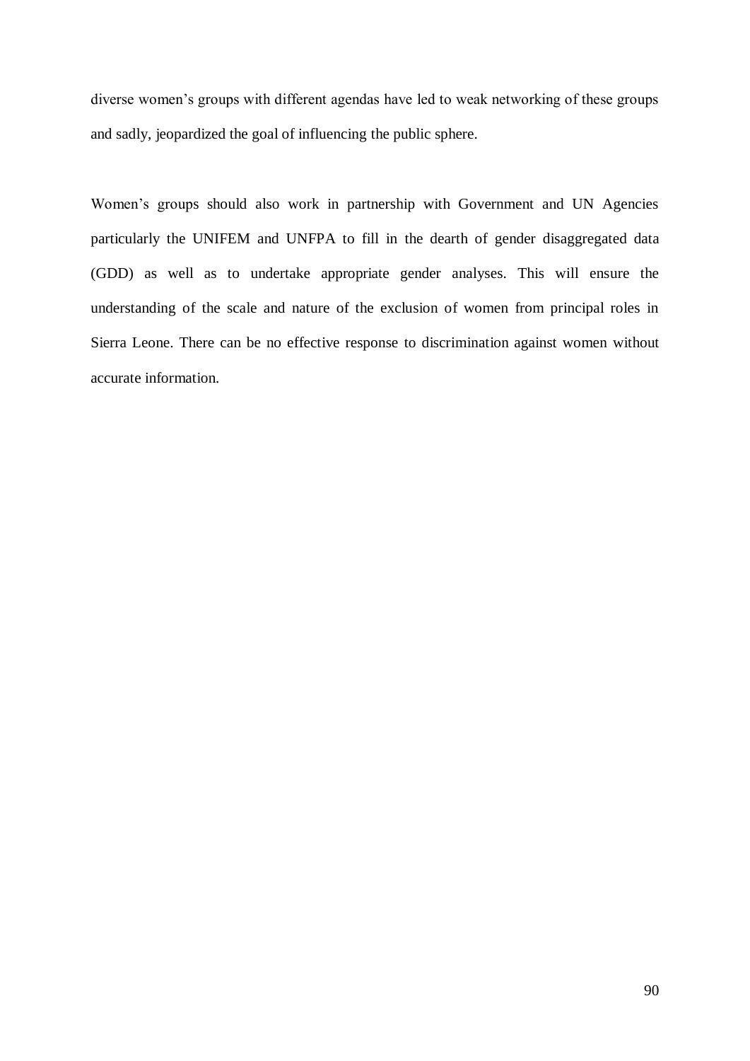diverse women's groups with different agendas have led to weak networking of these groups and sadly, jeopardized the goal of influencing the public sphere.

Women's groups should also work in partnership with Government and UN Agencies particularly the UNIFEM and UNFPA to fill in the dearth of gender disaggregated data (GDD) as well as to undertake appropriate gender analyses. This will ensure the understanding of the scale and nature of the exclusion of women from principal roles in Sierra Leone. There can be no effective response to discrimination against women without accurate information.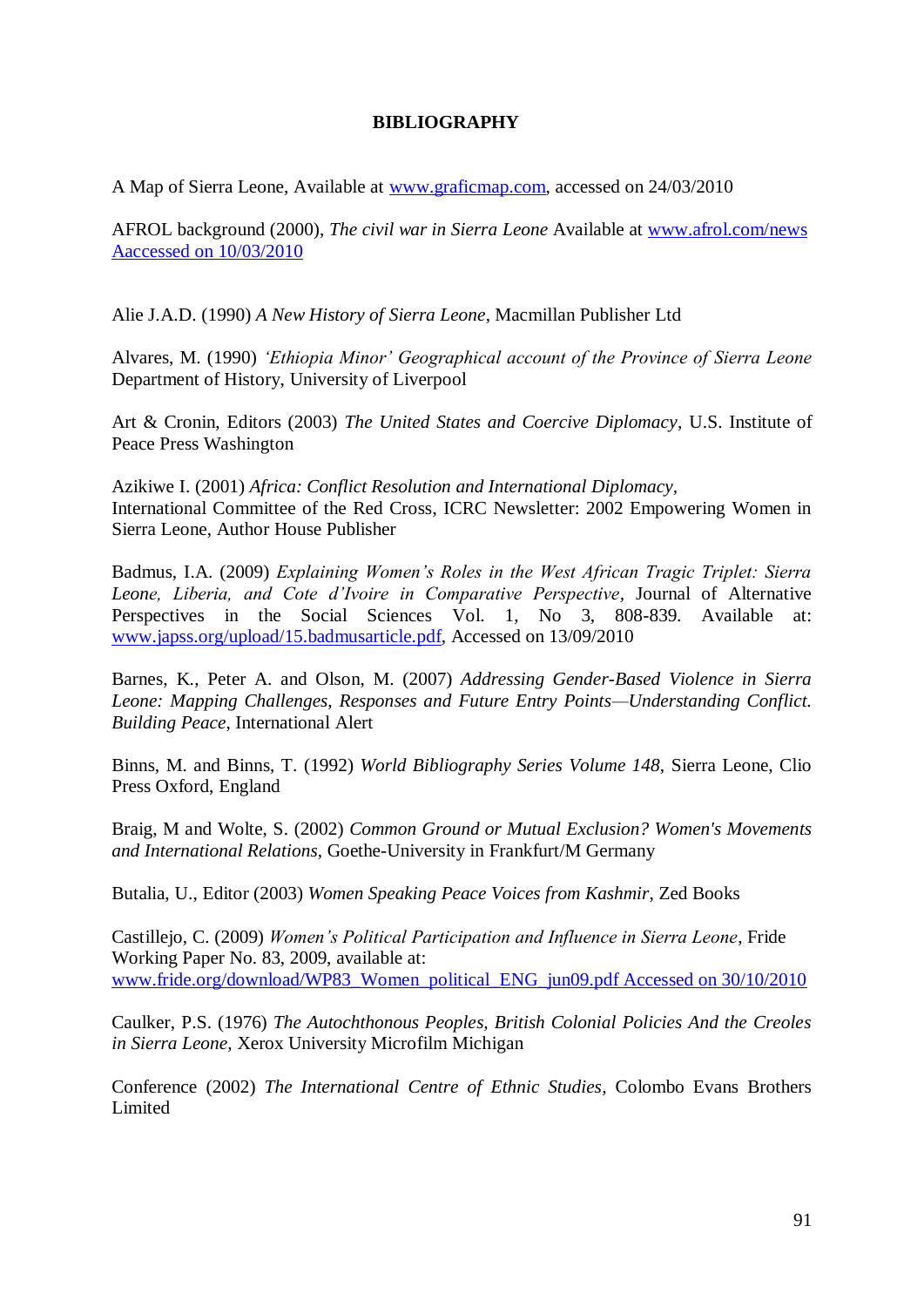# BIBLIOGRAPHY

A Map of Sierra Leone, Available at www.graficmap.com, accessed on 24/03/2010

AFROL background (2000), *The civil war in Sierra Leone* Available at www.afrol.com/news Aaccessed on 10/03/2010

Alie J.A.D. (1990) *A New History of Sierra Leone*, Macmillan Publisher Ltd

Alvares, M. (1990) *'Ethiopia Minor' Geographical account of the Province of Sierra Leone* Department of History, University of Liverpool

Art & Cronin, Editors (2003) *The United States and Coercive Diplomacy*, U.S. Institute of Peace Press Washington

Azikiwe I. (2001) *Africa: Conflict Resolution and International Diplomacy*, International Committee of the Red Cross, ICRC Newsletter: 2002 Empowering Women in Sierra Leone, Author House Publisher

Badmus, I.A. (2009) *Explaining Women's Roles in the West African Tragic Triplet: Sierra Leone, Liberia, and Cote d'Ivoire in Comparative Perspective*, Journal of Alternative Perspectives in the Social Sciences Vol. 1, No 3, 808-839. Available at: www.japss.org/upload/15.badmusarticle.pdf, Accessed on 13/09/2010

Barnes, K., Peter A. and Olson, M. (2007) *Addressing Gender-Based Violence in Sierra Leone: Mapping Challenges, Responses and Future Entry Points—Understanding Conflict. Building Peace*, International Alert

Binns, M. and Binns, T. (1992) *World Bibliography Series Volume 148*, Sierra Leone, Clio Press Oxford, England

Braig, M and Wolte, S. (2002) *Common Ground or Mutual Exclusion? Women's Movements and International Relations*, Goethe-University in Frankfurt/M Germany

Butalia, U., Editor (2003) *Women Speaking Peace Voices from Kashmir*, Zed Books

Castillejo, C. (2009) *Women's Political Participation and Influence in Sierra Leone*, Fride Working Paper No. 83, 2009, available at: www.fride.org/download/WP83_Women_political_ENG_jun09.pdf Accessed on 30/10/2010

Caulker, P.S. (1976) *The Autochthonous Peoples, British Colonial Policies And the Creoles in Sierra Leone*, Xerox University Microfilm Michigan

Conference (2002) *The International Centre of Ethnic Studies*, Colombo Evans Brothers Limited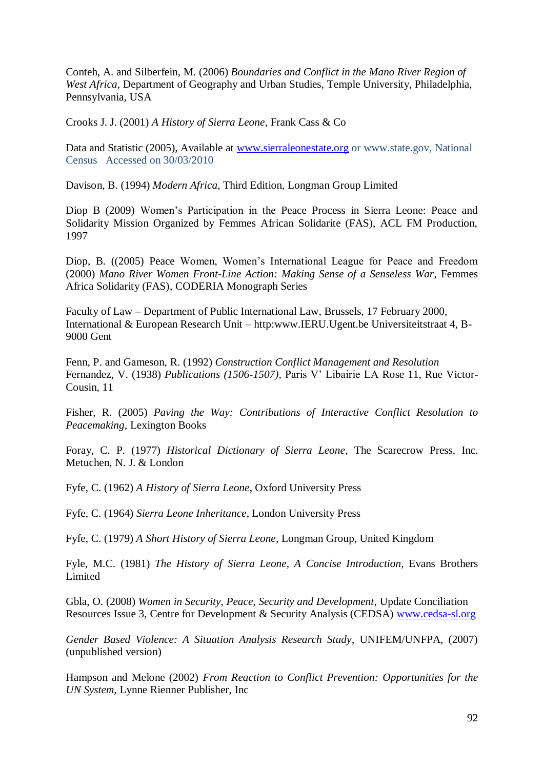Conteh, A. and Silberfein, M. (2006) *Boundaries and Conflict in the Mano River Region of West Africa*, Department of Geography and Urban Studies, Temple University, Philadelphia, Pennsylvania, USA

Crooks J. J. (2001) *A History of Sierra Leone*, Frank Cass & Co

Data and Statistic (2005), Available at www.sierraleonestate.org or www.state.gov, National Census Accessed on 30/03/2010

Davison, B. (1994) *Modern Africa*, Third Edition, Longman Group Limited

Diop B (2009) Women's Participation in the Peace Process in Sierra Leone: Peace and Solidarity Mission Organized by Femmes African Solidarite (FAS), ACL FM Production, 1997

Diop, B. ((2005) Peace Women, Women's International League for Peace and Freedom (2000) *Mano River Women Front-Line Action: Making Sense of a Senseless War*, Femmes Africa Solidarity (FAS), CODERIA Monograph Series

Faculty of Law – Department of Public International Law, Brussels, 17 February 2000, International & European Research Unit – http:www.IERU.Ugent.be Universiteitstraat 4, B-9000 Gent

Fenn, P. and Gameson, R. (1992) *Construction Conflict Management and Resolution*
Fernandez, V. (1938) *Publications (1506-1507)*, Paris V' Libairie LA Rose 11, Rue Victor-Cousin, 11

Fisher, R. (2005) *Paving the Way: Contributions of Interactive Conflict Resolution to Peacemaking*, Lexington Books

Foray, C. P. (1977) *Historical Dictionary of Sierra Leone*, The Scarecrow Press, Inc. Metuchen, N. J. & London

Fyfe, C. (1962) *A History of Sierra Leone*, Oxford University Press

Fyfe, C. (1964) *Sierra Leone Inheritance*, London University Press

Fyfe, C. (1979) *A Short History of Sierra Leone*, Longman Group, United Kingdom

Fyle, M.C. (1981) *The History of Sierra Leone, A Concise Introduction*, Evans Brothers Limited

Gbla, O. (2008) *Women in Security, Peace, Security and Development*, Update Conciliation Resources Issue 3, Centre for Development & Security Analysis (CEDSA) www.cedsa-sl.org

*Gender Based Violence: A Situation Analysis Research Study*, UNIFEM/UNFPA, (2007) (unpublished version)

Hampson and Melone (2002) *From Reaction to Conflict Prevention: Opportunities for the UN System*, Lynne Rienner Publisher, Inc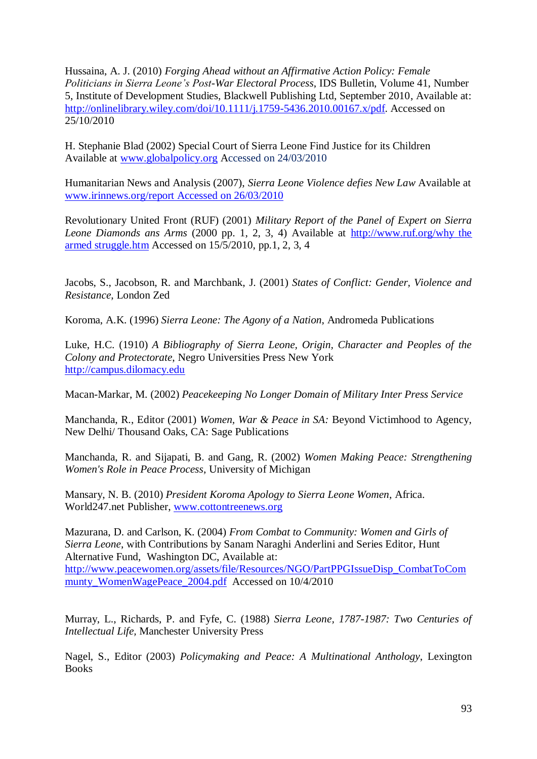Hussaina, A. J. (2010) *Forging Ahead without an Affirmative Action Policy: Female Politicians in Sierra Leone's Post-War Electoral Process*, IDS Bulletin, Volume 41, Number 5, Institute of Development Studies, Blackwell Publishing Ltd, September 2010, Available at: http://onlinelibrary.wiley.com/doi/10.1111/j.1759-5436.2010.00167.x/pdf. Accessed on 25/10/2010

H. Stephanie Blad (2002) Special Court of Sierra Leone Find Justice for its Children Available at www.globalpolicy.org Accessed on 24/03/2010

Humanitarian News and Analysis (2007), *Sierra Leone Violence defies New Law* Available at www.irinnews.org/report Accessed on 26/03/2010

Revolutionary United Front (RUF) (2001) *Military Report of the Panel of Expert on Sierra Leone Diamonds ans Arms* (2000 pp. 1, 2, 3, 4) Available at http://www.ruf.org/why the armed struggle.htm Accessed on 15/5/2010, pp.1, 2, 3, 4

Jacobs, S., Jacobson, R. and Marchbank, J. (2001) *States of Conflict: Gender, Violence and Resistance*, London Zed

Koroma, A.K. (1996) *Sierra Leone: The Agony of a Nation*, Andromeda Publications

Luke, H.C. (1910) *A Bibliography of Sierra Leone, Origin, Character and Peoples of the Colony and Protectorate*, Negro Universities Press New York http://campus.dilomacy.edu

Macan-Markar, M. (2002) *Peacekeeping No Longer Domain of Military Inter Press Service*

Manchanda, R., Editor (2001) *Women, War & Peace in SA:* Beyond Victimhood to Agency, New Delhi/ Thousand Oaks, CA: Sage Publications

Manchanda, R. and Sijapati, B. and Gang, R. (2002) *Women Making Peace: Strengthening Women's Role in Peace Process*, University of Michigan

Mansary, N. B. (2010) *President Koroma Apology to Sierra Leone Women*, Africa. World247.net Publisher, www.cottontreenews.org

Mazurana, D. and Carlson, K. (2004) *From Combat to Community: Women and Girls of Sierra Leone*, with Contributions by Sanam Naraghi Anderlini and Series Editor, Hunt Alternative Fund, Washington DC, Available at: http://www.peacewomen.org/assets/file/Resources/NGO/PartPPGIssueDisp_CombatToCommunty_WomenWagePeace_2004.pdf Accessed on 10/4/2010

Murray, L., Richards, P. and Fyfe, C. (1988) *Sierra Leone, 1787-1987: Two Centuries of Intellectual Life*, Manchester University Press

Nagel, S., Editor (2003) *Policymaking and Peace: A Multinational Anthology*, Lexington Books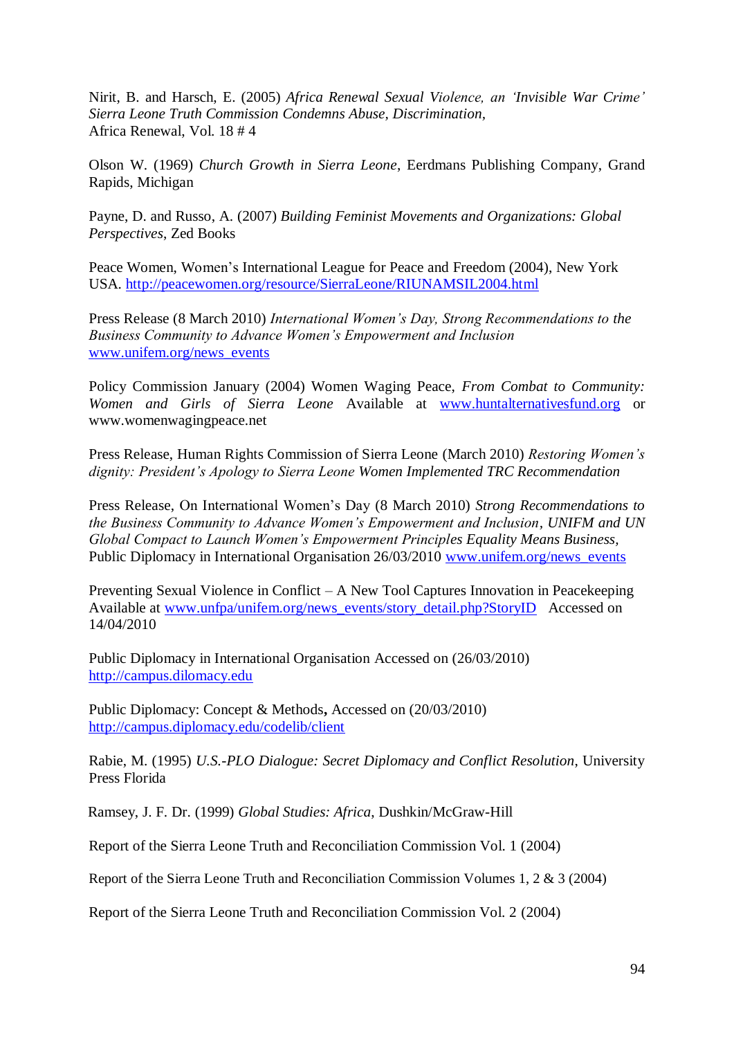Nirit, B. and Harsch, E. (2005) *Africa Renewal Sexual Violence, an 'Invisible War Crime' Sierra Leone Truth Commission Condemns Abuse, Discrimination,*
Africa Renewal, Vol. 18 # 4

Olson W. (1969) *Church Growth in Sierra Leone*, Eerdmans Publishing Company, Grand Rapids, Michigan

Payne, D. and Russo, A. (2007) *Building Feminist Movements and Organizations: Global Perspectives*, Zed Books

Peace Women, Women's International League for Peace and Freedom (2004), New York USA. http://peacewomen.org/resource/SierraLeone/RIUNAMSIL2004.html

Press Release (8 March 2010) *International Women's Day, Strong Recommendations to the Business Community to Advance Women's Empowerment and Inclusion*
www.unifem.org/news_events

Policy Commission January (2004) Women Waging Peace, *From Combat to Community: Women and Girls of Sierra Leone* Available at www.huntalternativesfund.org or www.womenwagingpeace.net

Press Release, Human Rights Commission of Sierra Leone (March 2010) *Restoring Women's dignity: President's Apology to Sierra Leone Women Implemented TRC Recommendation*

Press Release, On International Women's Day (8 March 2010) *Strong Recommendations to the Business Community to Advance Women's Empowerment and Inclusion*, *UNIFM and UN Global Compact to Launch Women's Empowerment Principles Equality Means Business,* Public Diplomacy in International Organisation 26/03/2010 www.unifem.org/news_events

Preventing Sexual Violence in Conflict – A New Tool Captures Innovation in Peacekeeping Available at www.unfpa/unifem.org/news_events/story_detail.php?StoryID Accessed on 14/04/2010

Public Diplomacy in International Organisation Accessed on (26/03/2010)
http://campus.dilomacy.edu

Public Diplomacy: Concept & Methods**,** Accessed on (20/03/2010)
http://campus.diplomacy.edu/codelib/client

Rabie, M. (1995) *U.S.-PLO Dialogue: Secret Diplomacy and Conflict Resolution*, University Press Florida

Ramsey, J. F. Dr. (1999) *Global Studies: Africa*, Dushkin/McGraw-Hill

Report of the Sierra Leone Truth and Reconciliation Commission Vol. 1 (2004)

Report of the Sierra Leone Truth and Reconciliation Commission Volumes 1, 2 & 3 (2004)

Report of the Sierra Leone Truth and Reconciliation Commission Vol. 2 (2004)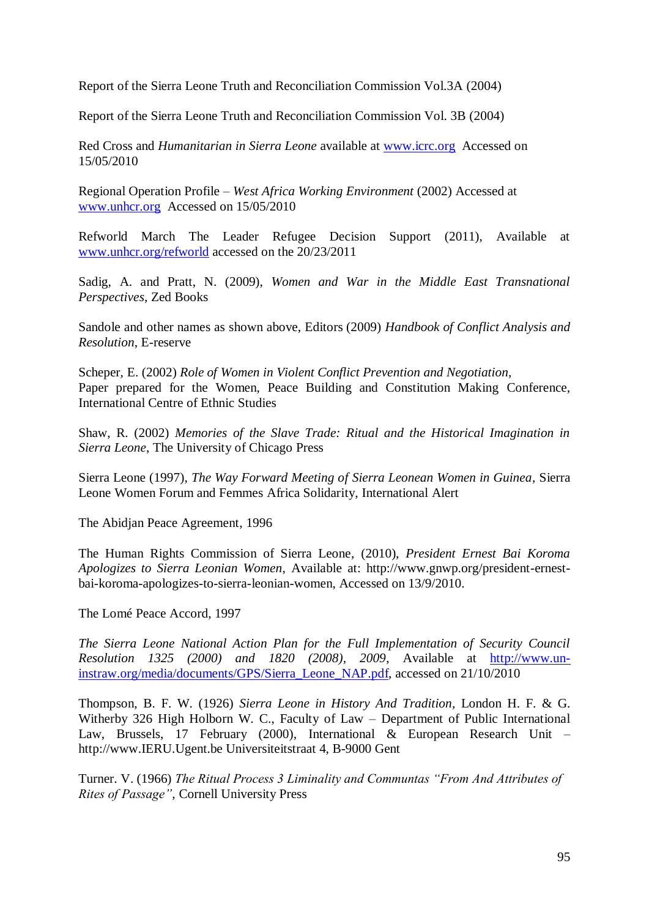Report of the Sierra Leone Truth and Reconciliation Commission Vol.3A (2004)

Report of the Sierra Leone Truth and Reconciliation Commission Vol. 3B (2004)

Red Cross and *Humanitarian in Sierra Leone* available at www.icrc.org Accessed on 15/05/2010

Regional Operation Profile – *West Africa Working Environment* (2002) Accessed at www.unhcr.org Accessed on 15/05/2010

Refworld March The Leader Refugee Decision Support (2011), Available at www.unhcr.org/refworld accessed on the 20/23/2011

Sadig, A. and Pratt, N. (2009), *Women and War in the Middle East Transnational Perspectives*, Zed Books

Sandole and other names as shown above, Editors (2009) *Handbook of Conflict Analysis and Resolution*, E-reserve

Scheper, E. (2002) *Role of Women in Violent Conflict Prevention and Negotiation,* Paper prepared for the Women, Peace Building and Constitution Making Conference, International Centre of Ethnic Studies

Shaw, R. (2002) *Memories of the Slave Trade: Ritual and the Historical Imagination in Sierra Leone*, The University of Chicago Press

Sierra Leone (1997), *The Way Forward Meeting of Sierra Leonean Women in Guinea*, Sierra Leone Women Forum and Femmes Africa Solidarity, International Alert

The Abidjan Peace Agreement, 1996

The Human Rights Commission of Sierra Leone, (2010), *President Ernest Bai Koroma Apologizes to Sierra Leonian Women*, Available at: http://www.gnwp.org/president-ernest-bai-koroma-apologizes-to-sierra-leonian-women, Accessed on 13/9/2010.

The Lomé Peace Accord, 1997

*The Sierra Leone National Action Plan for the Full Implementation of Security Council Resolution 1325 (2000) and 1820 (2008), 2009*, Available at http://www.un-instraw.org/media/documents/GPS/Sierra_Leone_NAP.pdf, accessed on 21/10/2010

Thompson, B. F. W. (1926) *Sierra Leone in History And Tradition*, London H. F. & G. Witherby 326 High Holborn W. C., Faculty of Law – Department of Public International Law, Brussels, 17 February (2000), International & European Research Unit – http://www.IERU.Ugent.be Universiteitstraat 4, B-9000 Gent

Turner. V. (1966) *The Ritual Process 3 Liminality and Communtas "From And Attributes of Rites of Passage"*, Cornell University Press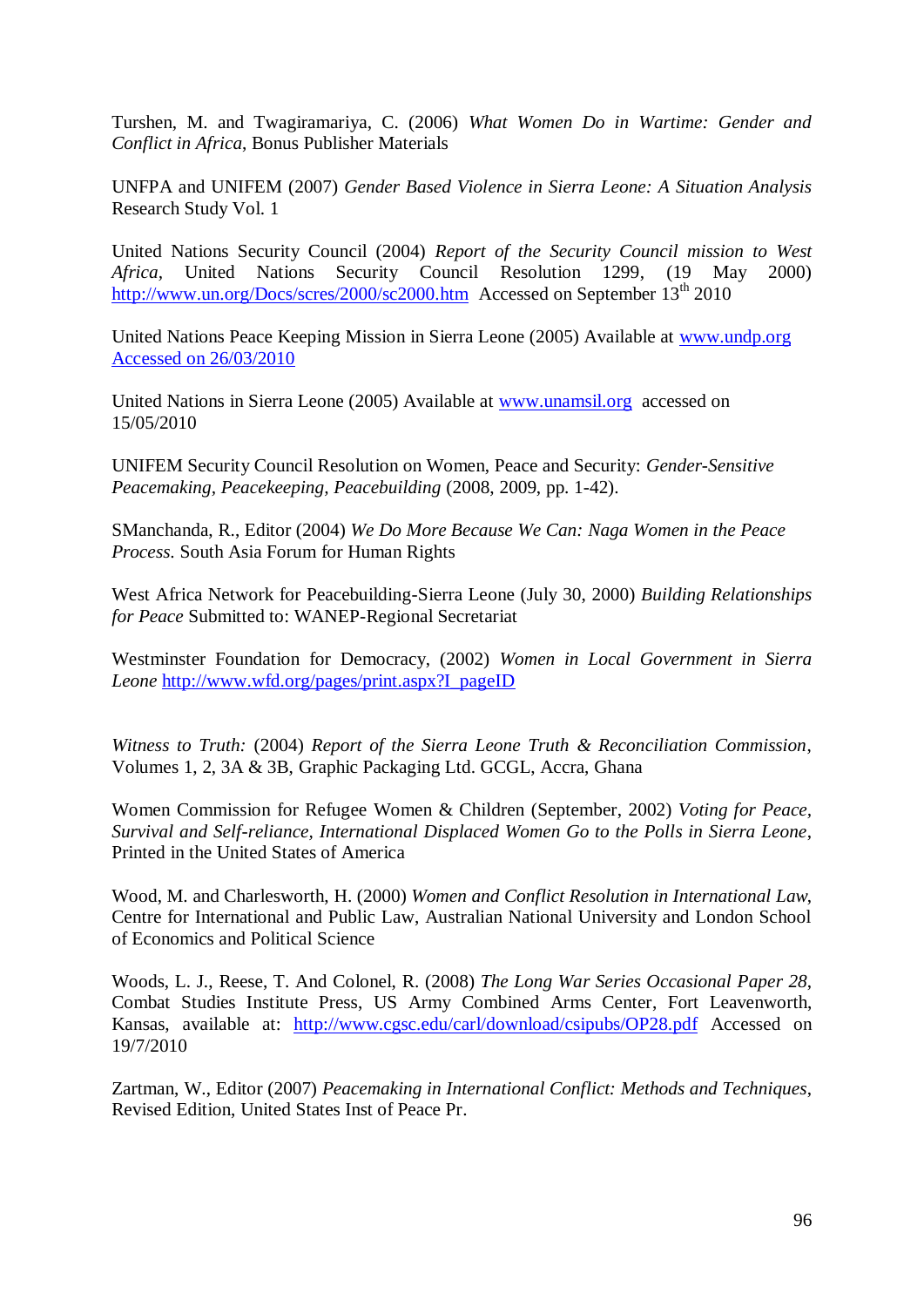Turshen, M. and Twagiramariya, C. (2006) *What Women Do in Wartime: Gender and Conflict in Africa*, Bonus Publisher Materials

UNFPA and UNIFEM (2007) *Gender Based Violence in Sierra Leone: A Situation Analysis* Research Study Vol. 1

United Nations Security Council (2004) *Report of the Security Council mission to West Africa*, United Nations Security Council Resolution 1299, (19 May 2000) http://www.un.org/Docs/scres/2000/sc2000.htm Accessed on September 13th 2010

United Nations Peace Keeping Mission in Sierra Leone (2005) Available at www.undp.org Accessed on 26/03/2010

United Nations in Sierra Leone (2005) Available at www.unamsil.org accessed on 15/05/2010

UNIFEM Security Council Resolution on Women, Peace and Security: *Gender-Sensitive Peacemaking, Peacekeeping, Peacebuilding* (2008, 2009, pp. 1-42).

SManchanda, R., Editor (2004) *We Do More Because We Can: Naga Women in the Peace Process.* South Asia Forum for Human Rights

West Africa Network for Peacebuilding-Sierra Leone (July 30, 2000) *Building Relationships for Peace* Submitted to: WANEP-Regional Secretariat

Westminster Foundation for Democracy, (2002) *Women in Local Government in Sierra Leone* http://www.wfd.org/pages/print.aspx?I_pageID

*Witness to Truth:* (2004) *Report of the Sierra Leone Truth & Reconciliation Commission*, Volumes 1, 2, 3A & 3B, Graphic Packaging Ltd. GCGL, Accra, Ghana

Women Commission for Refugee Women & Children (September, 2002) *Voting for Peace, Survival and Self-reliance, International Displaced Women Go to the Polls in Sierra Leone*, Printed in the United States of America

Wood, M. and Charlesworth, H. (2000) *Women and Conflict Resolution in International Law*, Centre for International and Public Law, Australian National University and London School of Economics and Political Science

Woods, L. J., Reese, T. And Colonel, R. (2008) *The Long War Series Occasional Paper 28*, Combat Studies Institute Press, US Army Combined Arms Center, Fort Leavenworth, Kansas, available at: http://www.cgsc.edu/carl/download/csipubs/OP28.pdf Accessed on 19/7/2010

Zartman, W., Editor (2007) *Peacemaking in International Conflict: Methods and Techniques*, Revised Edition, United States Inst of Peace Pr.